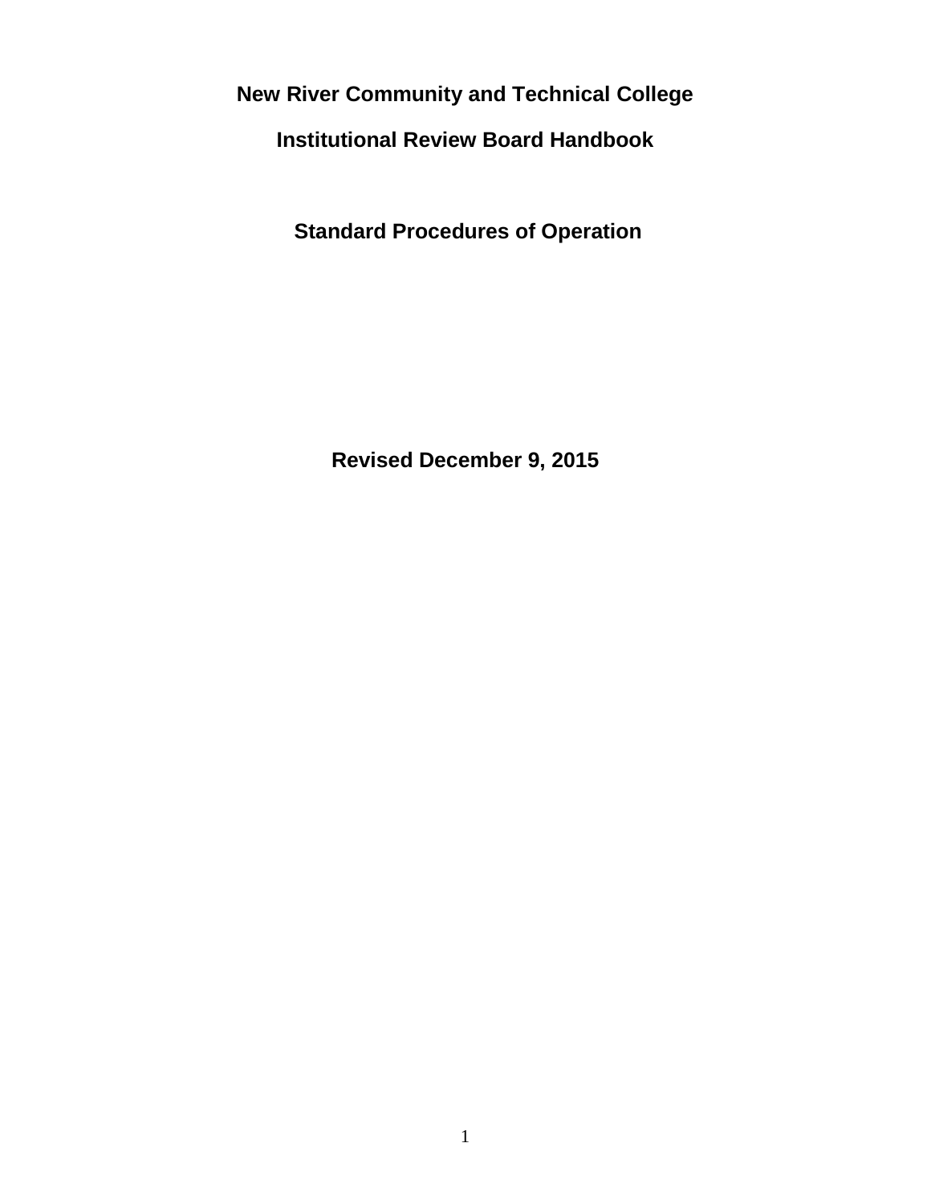# New River Community and Technical College

# Institutional Review Board Handbook

## Standard Procedures of Operation

**Revised December 9, 2015**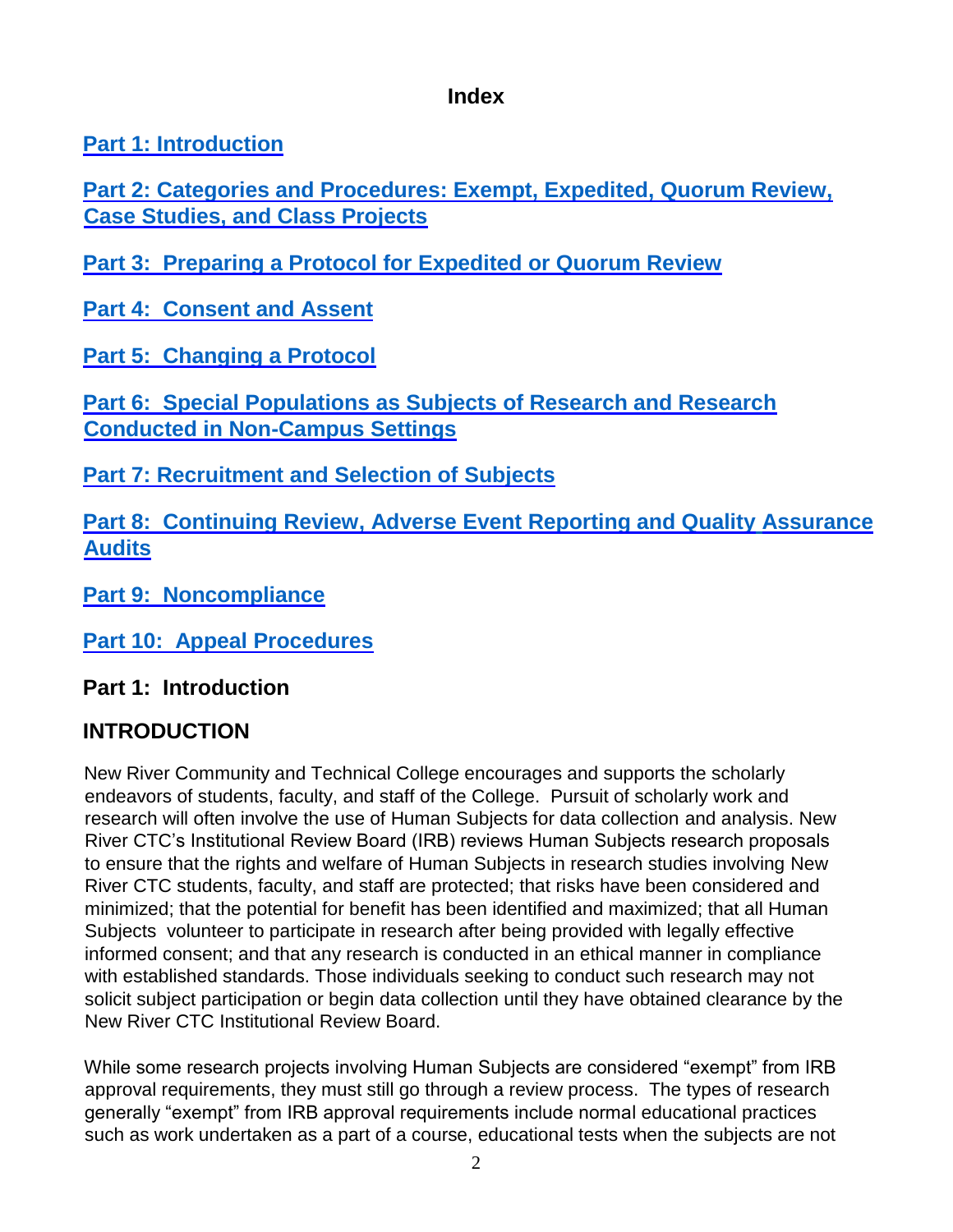# Index

**Part 1: Introduction**

**Part 2: Categories and Procedures: Exempt, Expedited, Quorum Review, Case Studies, and Class Projects**

**Part 3: Preparing a Protocol for Expedited or Quorum Review**

**Part 4: Consent and Assent**

**Part 5: Changing a Protocol**

**Part 6: Special Populations as Subjects of Research and Research Conducted in Non-Campus Settings**

**Part 7: Recruitment and Selection of Subjects**

**Part 8: Continuing Review, Adverse Event Reporting and Quality Assurance Audits**

**Part 9: Noncompliance**

**Part 10: Appeal Procedures**

## Part 1: Introduction

## INTRODUCTION

New River Community and Technical College encourages and supports the scholarly endeavors of students, faculty, and staff of the College. Pursuit of scholarly work and research will often involve the use of Human Subjects for data collection and analysis. New River CTC's Institutional Review Board (IRB) reviews Human Subjects research proposals to ensure that the rights and welfare of Human Subjects in research studies involving New River CTC students, faculty, and staff are protected; that risks have been considered and minimized; that the potential for benefit has been identified and maximized; that all Human Subjects volunteer to participate in research after being provided with legally effective informed consent; and that any research is conducted in an ethical manner in compliance with established standards. Those individuals seeking to conduct such research may not solicit subject participation or begin data collection until they have obtained clearance by the New River CTC Institutional Review Board.

While some research projects involving Human Subjects are considered "exempt" from IRB approval requirements, they must still go through a review process. The types of research generally "exempt" from IRB approval requirements include normal educational practices such as work undertaken as a part of a course, educational tests when the subjects are not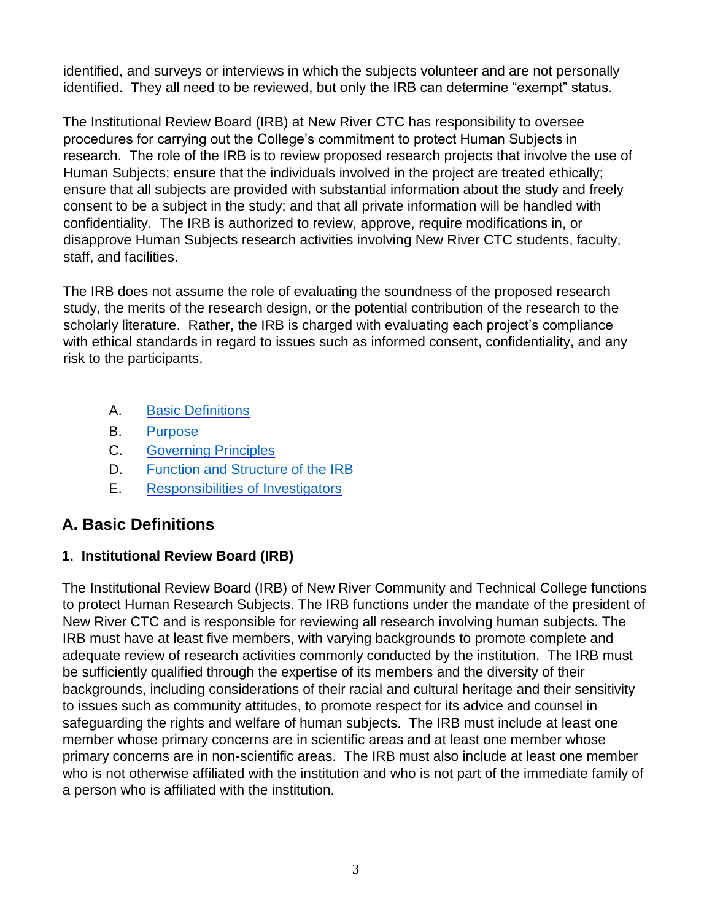identified, and surveys or interviews in which the subjects volunteer and are not personally identified. They all need to be reviewed, but only the IRB can determine "exempt" status.

The Institutional Review Board (IRB) at New River CTC has responsibility to oversee procedures for carrying out the College's commitment to protect Human Subjects in research. The role of the IRB is to review proposed research projects that involve the use of Human Subjects; ensure that the individuals involved in the project are treated ethically; ensure that all subjects are provided with substantial information about the study and freely consent to be a subject in the study; and that all private information will be handled with confidentiality. The IRB is authorized to review, approve, require modifications in, or disapprove Human Subjects research activities involving New River CTC students, faculty, staff, and facilities.

The IRB does not assume the role of evaluating the soundness of the proposed research study, the merits of the research design, or the potential contribution of the research to the scholarly literature. Rather, the IRB is charged with evaluating each project's compliance with ethical standards in regard to issues such as informed consent, confidentiality, and any risk to the participants.

A. Basic Definitions
B. Purpose
C. Governing Principles
D. Function and Structure of the IRB
E. Responsibilities of Investigators

## A. Basic Definitions

### 1. Institutional Review Board (IRB)

The Institutional Review Board (IRB) of New River Community and Technical College functions to protect Human Research Subjects. The IRB functions under the mandate of the president of New River CTC and is responsible for reviewing all research involving human subjects. The IRB must have at least five members, with varying backgrounds to promote complete and adequate review of research activities commonly conducted by the institution. The IRB must be sufficiently qualified through the expertise of its members and the diversity of their backgrounds, including considerations of their racial and cultural heritage and their sensitivity to issues such as community attitudes, to promote respect for its advice and counsel in safeguarding the rights and welfare of human subjects. The IRB must include at least one member whose primary concerns are in scientific areas and at least one member whose primary concerns are in non-scientific areas. The IRB must also include at least one member who is not otherwise affiliated with the institution and who is not part of the immediate family of a person who is affiliated with the institution.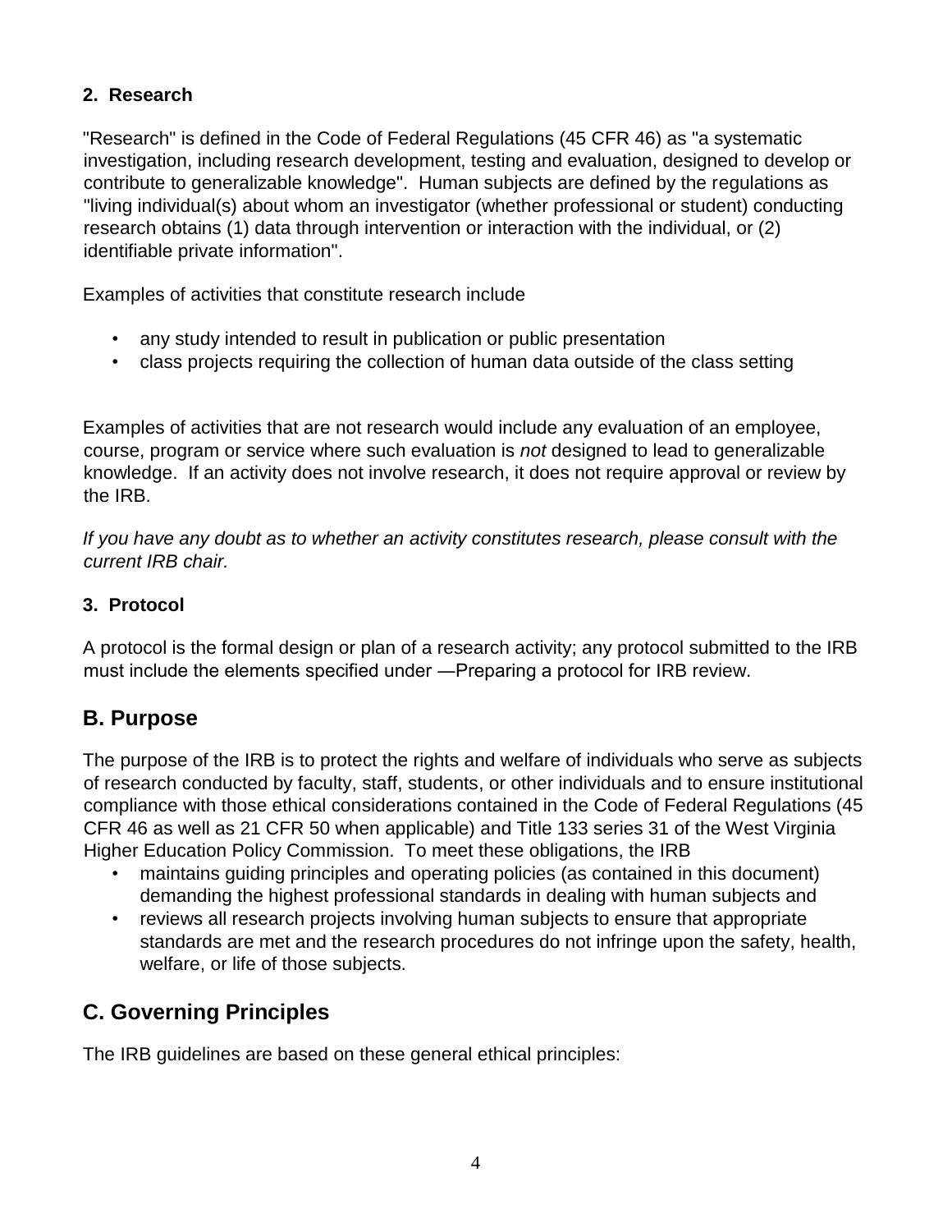**2. Research**

"Research" is defined in the Code of Federal Regulations (45 CFR 46) as "a systematic investigation, including research development, testing and evaluation, designed to develop or contribute to generalizable knowledge". Human subjects are defined by the regulations as "living individual(s) about whom an investigator (whether professional or student) conducting research obtains (1) data through intervention or interaction with the individual, or (2) identifiable private information".

Examples of activities that constitute research include

- any study intended to result in publication or public presentation
- class projects requiring the collection of human data outside of the class setting

Examples of activities that are not research would include any evaluation of an employee, course, program or service where such evaluation is *not* designed to lead to generalizable knowledge. If an activity does not involve research, it does not require approval or review by the IRB.

*If you have any doubt as to whether an activity constitutes research, please consult with the current IRB chair.*

**3. Protocol**

A protocol is the formal design or plan of a research activity; any protocol submitted to the IRB must include the elements specified under —Preparing a protocol for IRB review.

## B. Purpose

The purpose of the IRB is to protect the rights and welfare of individuals who serve as subjects of research conducted by faculty, staff, students, or other individuals and to ensure institutional compliance with those ethical considerations contained in the Code of Federal Regulations (45 CFR 46 as well as 21 CFR 50 when applicable) and Title 133 series 31 of the West Virginia Higher Education Policy Commission. To meet these obligations, the IRB

- maintains guiding principles and operating policies (as contained in this document) demanding the highest professional standards in dealing with human subjects and
- reviews all research projects involving human subjects to ensure that appropriate standards are met and the research procedures do not infringe upon the safety, health, welfare, or life of those subjects.

## C. Governing Principles

The IRB guidelines are based on these general ethical principles: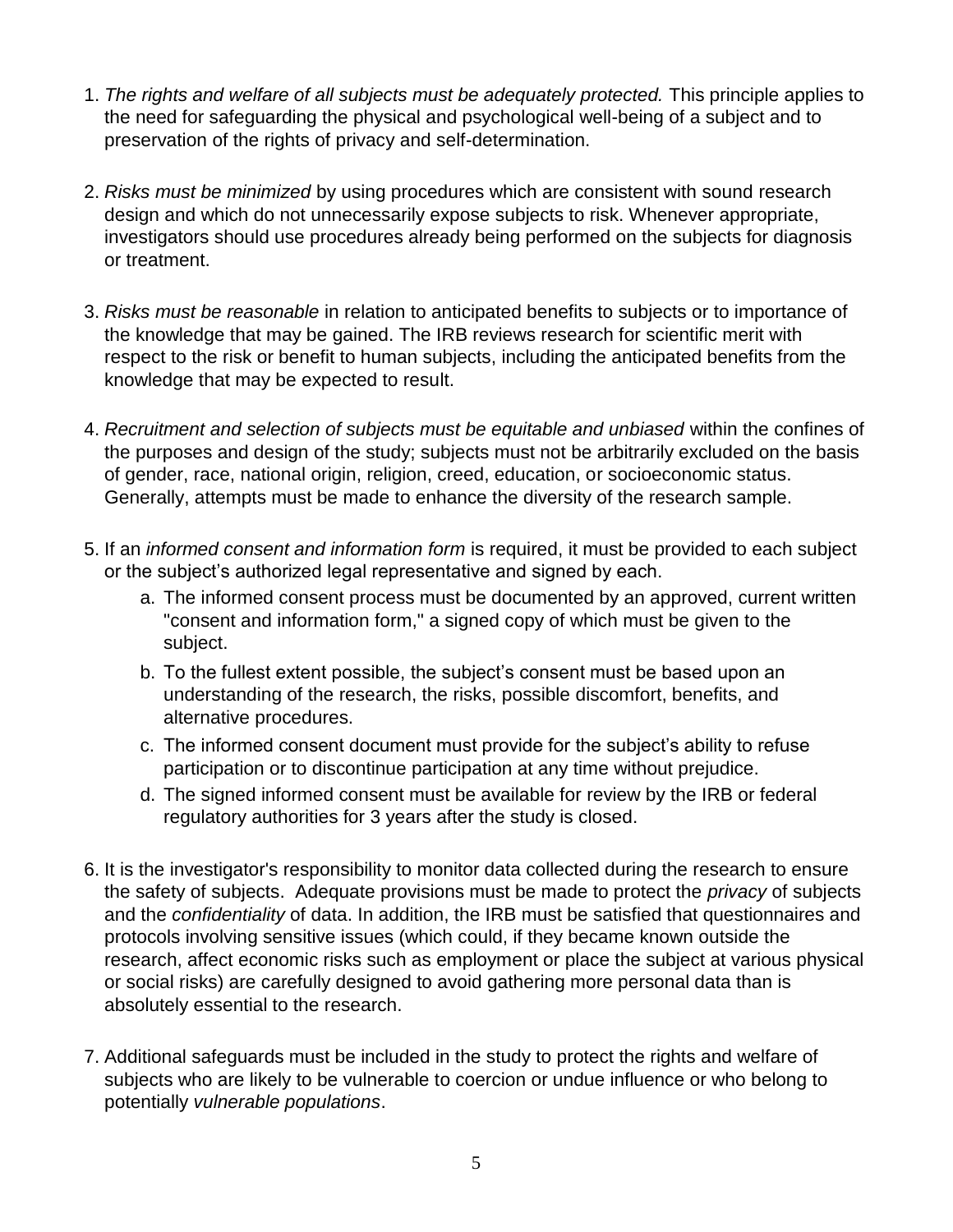1. *The rights and welfare of all subjects must be adequately protected.* This principle applies to the need for safeguarding the physical and psychological well-being of a subject and to preservation of the rights of privacy and self-determination.

2. *Risks must be minimized* by using procedures which are consistent with sound research design and which do not unnecessarily expose subjects to risk. Whenever appropriate, investigators should use procedures already being performed on the subjects for diagnosis or treatment.

3. *Risks must be reasonable* in relation to anticipated benefits to subjects or to importance of the knowledge that may be gained. The IRB reviews research for scientific merit with respect to the risk or benefit to human subjects, including the anticipated benefits from the knowledge that may be expected to result.

4. *Recruitment and selection of subjects must be equitable and unbiased* within the confines of the purposes and design of the study; subjects must not be arbitrarily excluded on the basis of gender, race, national origin, religion, creed, education, or socioeconomic status. Generally, attempts must be made to enhance the diversity of the research sample.

5. If an *informed consent and information form* is required, it must be provided to each subject or the subject's authorized legal representative and signed by each.
   a. The informed consent process must be documented by an approved, current written "consent and information form," a signed copy of which must be given to the subject.
   b. To the fullest extent possible, the subject's consent must be based upon an understanding of the research, the risks, possible discomfort, benefits, and alternative procedures.
   c. The informed consent document must provide for the subject's ability to refuse participation or to discontinue participation at any time without prejudice.
   d. The signed informed consent must be available for review by the IRB or federal regulatory authorities for 3 years after the study is closed.

6. It is the investigator's responsibility to monitor data collected during the research to ensure the safety of subjects. Adequate provisions must be made to protect the *privacy* of subjects and the *confidentiality* of data. In addition, the IRB must be satisfied that questionnaires and protocols involving sensitive issues (which could, if they became known outside the research, affect economic risks such as employment or place the subject at various physical or social risks) are carefully designed to avoid gathering more personal data than is absolutely essential to the research.

7. Additional safeguards must be included in the study to protect the rights and welfare of subjects who are likely to be vulnerable to coercion or undue influence or who belong to potentially *vulnerable populations*.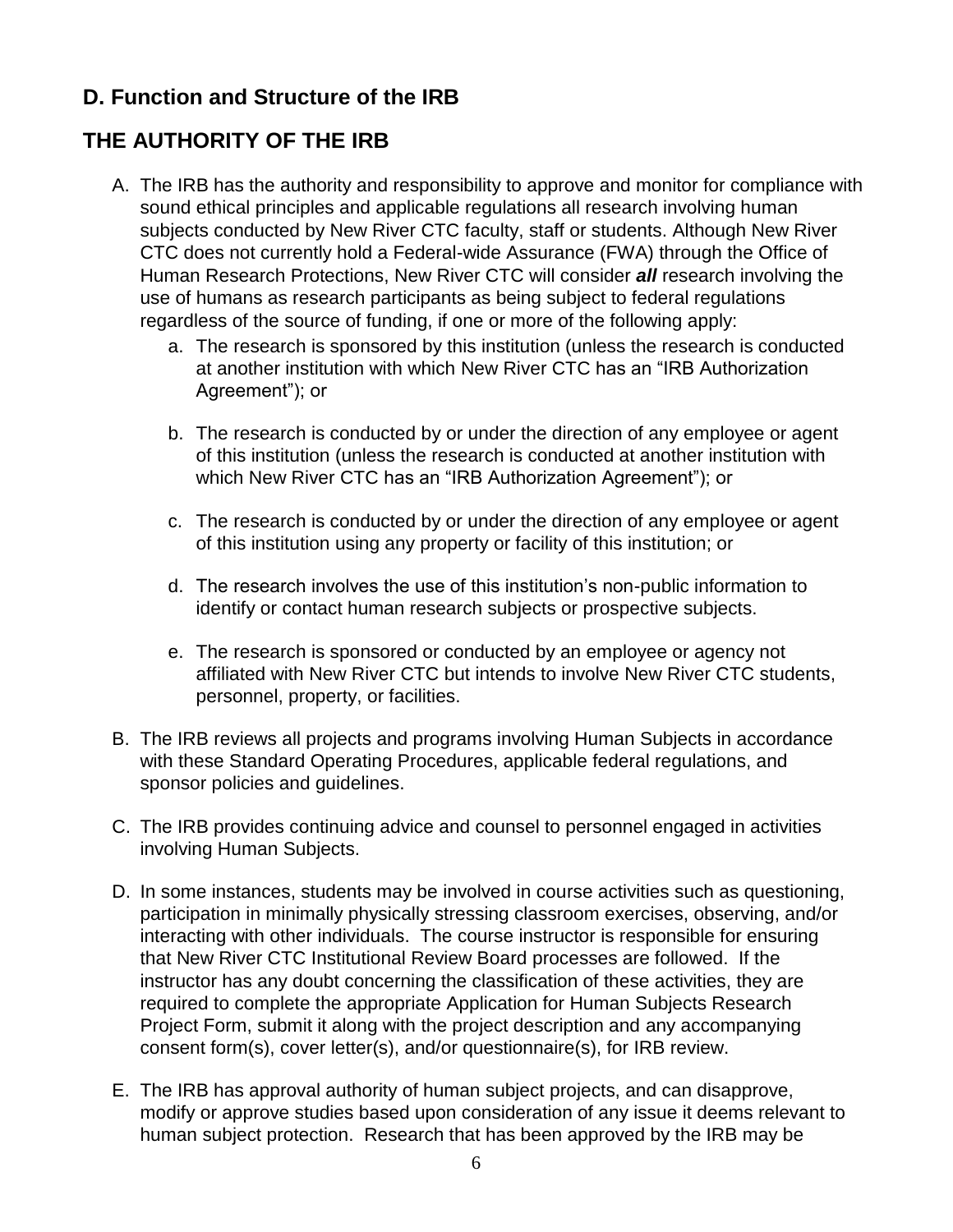## D. Function and Structure of the IRB

## THE AUTHORITY OF THE IRB

A. The IRB has the authority and responsibility to approve and monitor for compliance with sound ethical principles and applicable regulations all research involving human subjects conducted by New River CTC faculty, staff or students. Although New River CTC does not currently hold a Federal-wide Assurance (FWA) through the Office of Human Research Protections, New River CTC will consider ***all*** research involving the use of humans as research participants as being subject to federal regulations regardless of the source of funding, if one or more of the following apply:

   a. The research is sponsored by this institution (unless the research is conducted at another institution with which New River CTC has an "IRB Authorization Agreement"); or

   b. The research is conducted by or under the direction of any employee or agent of this institution (unless the research is conducted at another institution with which New River CTC has an "IRB Authorization Agreement"); or

   c. The research is conducted by or under the direction of any employee or agent of this institution using any property or facility of this institution; or

   d. The research involves the use of this institution's non-public information to identify or contact human research subjects or prospective subjects.

   e. The research is sponsored or conducted by an employee or agency not affiliated with New River CTC but intends to involve New River CTC students, personnel, property, or facilities.

B. The IRB reviews all projects and programs involving Human Subjects in accordance with these Standard Operating Procedures, applicable federal regulations, and sponsor policies and guidelines.

C. The IRB provides continuing advice and counsel to personnel engaged in activities involving Human Subjects.

D. In some instances, students may be involved in course activities such as questioning, participation in minimally physically stressing classroom exercises, observing, and/or interacting with other individuals. The course instructor is responsible for ensuring that New River CTC Institutional Review Board processes are followed. If the instructor has any doubt concerning the classification of these activities, they are required to complete the appropriate Application for Human Subjects Research Project Form, submit it along with the project description and any accompanying consent form(s), cover letter(s), and/or questionnaire(s), for IRB review.

E. The IRB has approval authority of human subject projects, and can disapprove, modify or approve studies based upon consideration of any issue it deems relevant to human subject protection. Research that has been approved by the IRB may be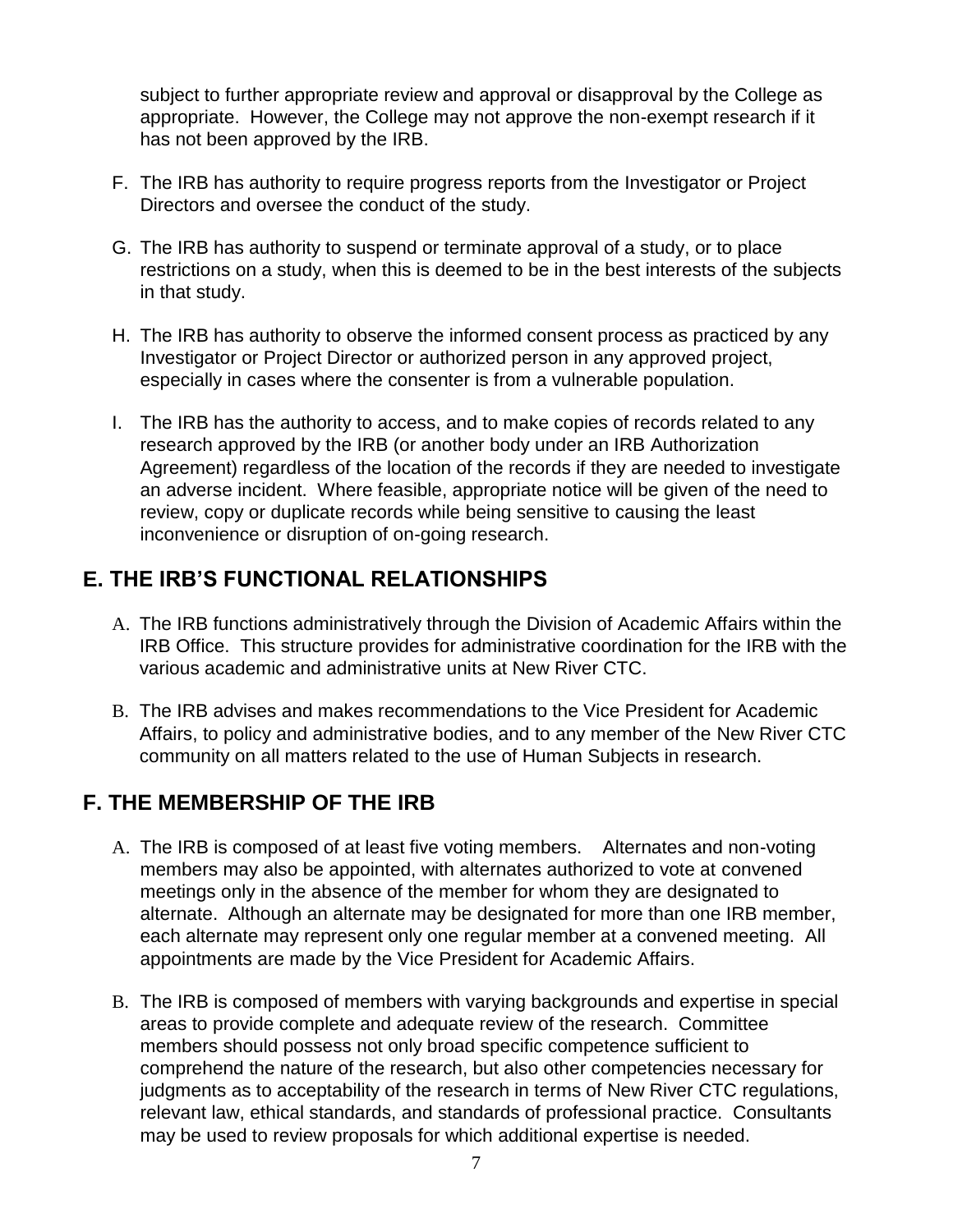subject to further appropriate review and approval or disapproval by the College as appropriate. However, the College may not approve the non-exempt research if it has not been approved by the IRB.

F. The IRB has authority to require progress reports from the Investigator or Project Directors and oversee the conduct of the study.

G. The IRB has authority to suspend or terminate approval of a study, or to place restrictions on a study, when this is deemed to be in the best interests of the subjects in that study.

H. The IRB has authority to observe the informed consent process as practiced by any Investigator or Project Director or authorized person in any approved project, especially in cases where the consenter is from a vulnerable population.

I. The IRB has the authority to access, and to make copies of records related to any research approved by the IRB (or another body under an IRB Authorization Agreement) regardless of the location of the records if they are needed to investigate an adverse incident. Where feasible, appropriate notice will be given of the need to review, copy or duplicate records while being sensitive to causing the least inconvenience or disruption of on-going research.

## E. THE IRB'S FUNCTIONAL RELATIONSHIPS

A. The IRB functions administratively through the Division of Academic Affairs within the IRB Office. This structure provides for administrative coordination for the IRB with the various academic and administrative units at New River CTC.

B. The IRB advises and makes recommendations to the Vice President for Academic Affairs, to policy and administrative bodies, and to any member of the New River CTC community on all matters related to the use of Human Subjects in research.

## F. THE MEMBERSHIP OF THE IRB

A. The IRB is composed of at least five voting members. Alternates and non-voting members may also be appointed, with alternates authorized to vote at convened meetings only in the absence of the member for whom they are designated to alternate. Although an alternate may be designated for more than one IRB member, each alternate may represent only one regular member at a convened meeting. All appointments are made by the Vice President for Academic Affairs.

B. The IRB is composed of members with varying backgrounds and expertise in special areas to provide complete and adequate review of the research. Committee members should possess not only broad specific competence sufficient to comprehend the nature of the research, but also other competencies necessary for judgments as to acceptability of the research in terms of New River CTC regulations, relevant law, ethical standards, and standards of professional practice. Consultants may be used to review proposals for which additional expertise is needed.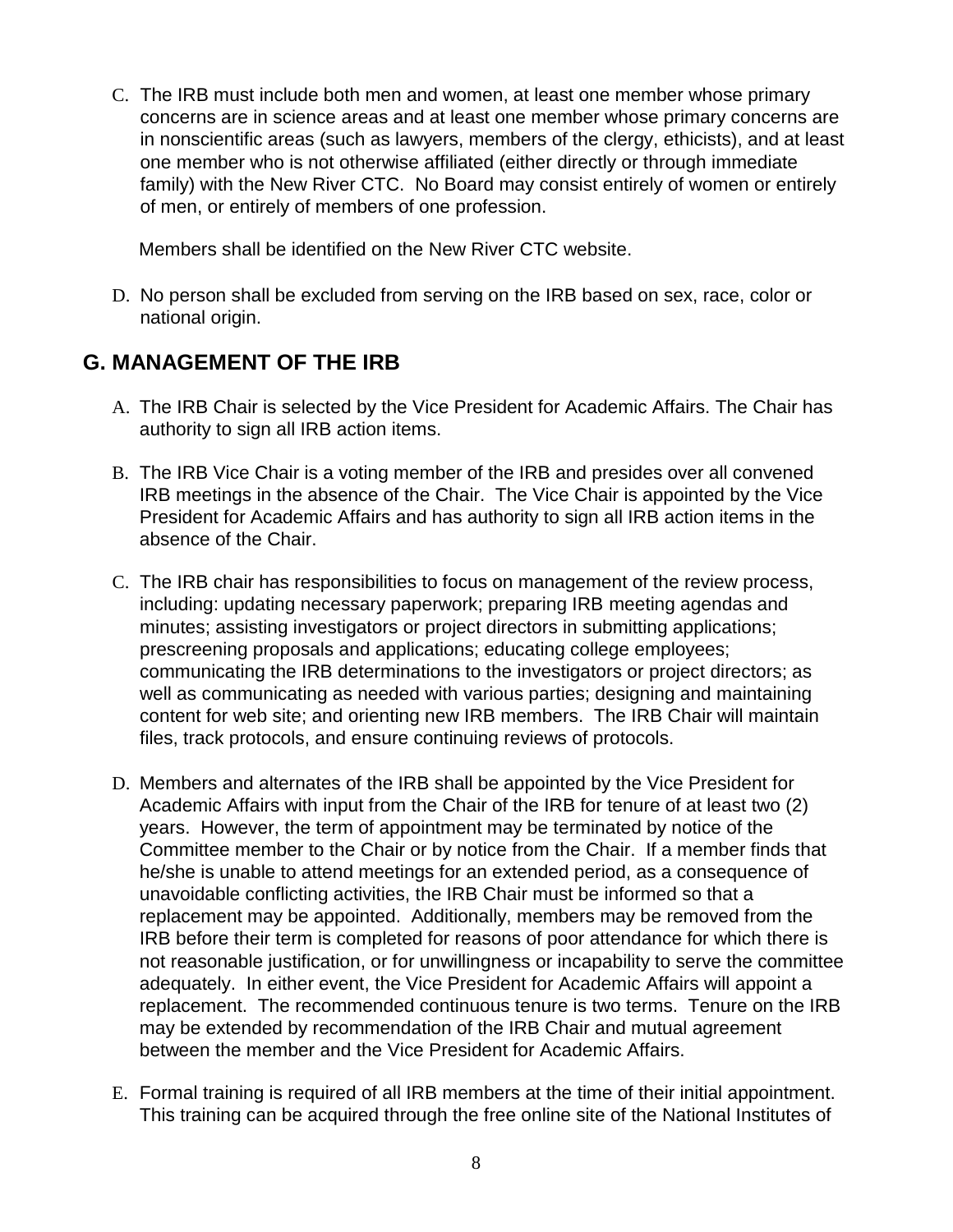C. The IRB must include both men and women, at least one member whose primary concerns are in science areas and at least one member whose primary concerns are in nonscientific areas (such as lawyers, members of the clergy, ethicists), and at least one member who is not otherwise affiliated (either directly or through immediate family) with the New River CTC. No Board may consist entirely of women or entirely of men, or entirely of members of one profession.

   Members shall be identified on the New River CTC website.

D. No person shall be excluded from serving on the IRB based on sex, race, color or national origin.

## G. MANAGEMENT OF THE IRB

A. The IRB Chair is selected by the Vice President for Academic Affairs. The Chair has authority to sign all IRB action items.

B. The IRB Vice Chair is a voting member of the IRB and presides over all convened IRB meetings in the absence of the Chair. The Vice Chair is appointed by the Vice President for Academic Affairs and has authority to sign all IRB action items in the absence of the Chair.

C. The IRB chair has responsibilities to focus on management of the review process, including: updating necessary paperwork; preparing IRB meeting agendas and minutes; assisting investigators or project directors in submitting applications; prescreening proposals and applications; educating college employees; communicating the IRB determinations to the investigators or project directors; as well as communicating as needed with various parties; designing and maintaining content for web site; and orienting new IRB members. The IRB Chair will maintain files, track protocols, and ensure continuing reviews of protocols.

D. Members and alternates of the IRB shall be appointed by the Vice President for Academic Affairs with input from the Chair of the IRB for tenure of at least two (2) years. However, the term of appointment may be terminated by notice of the Committee member to the Chair or by notice from the Chair. If a member finds that he/she is unable to attend meetings for an extended period, as a consequence of unavoidable conflicting activities, the IRB Chair must be informed so that a replacement may be appointed. Additionally, members may be removed from the IRB before their term is completed for reasons of poor attendance for which there is not reasonable justification, or for unwillingness or incapability to serve the committee adequately. In either event, the Vice President for Academic Affairs will appoint a replacement. The recommended continuous tenure is two terms. Tenure on the IRB may be extended by recommendation of the IRB Chair and mutual agreement between the member and the Vice President for Academic Affairs.

E. Formal training is required of all IRB members at the time of their initial appointment. This training can be acquired through the free online site of the National Institutes of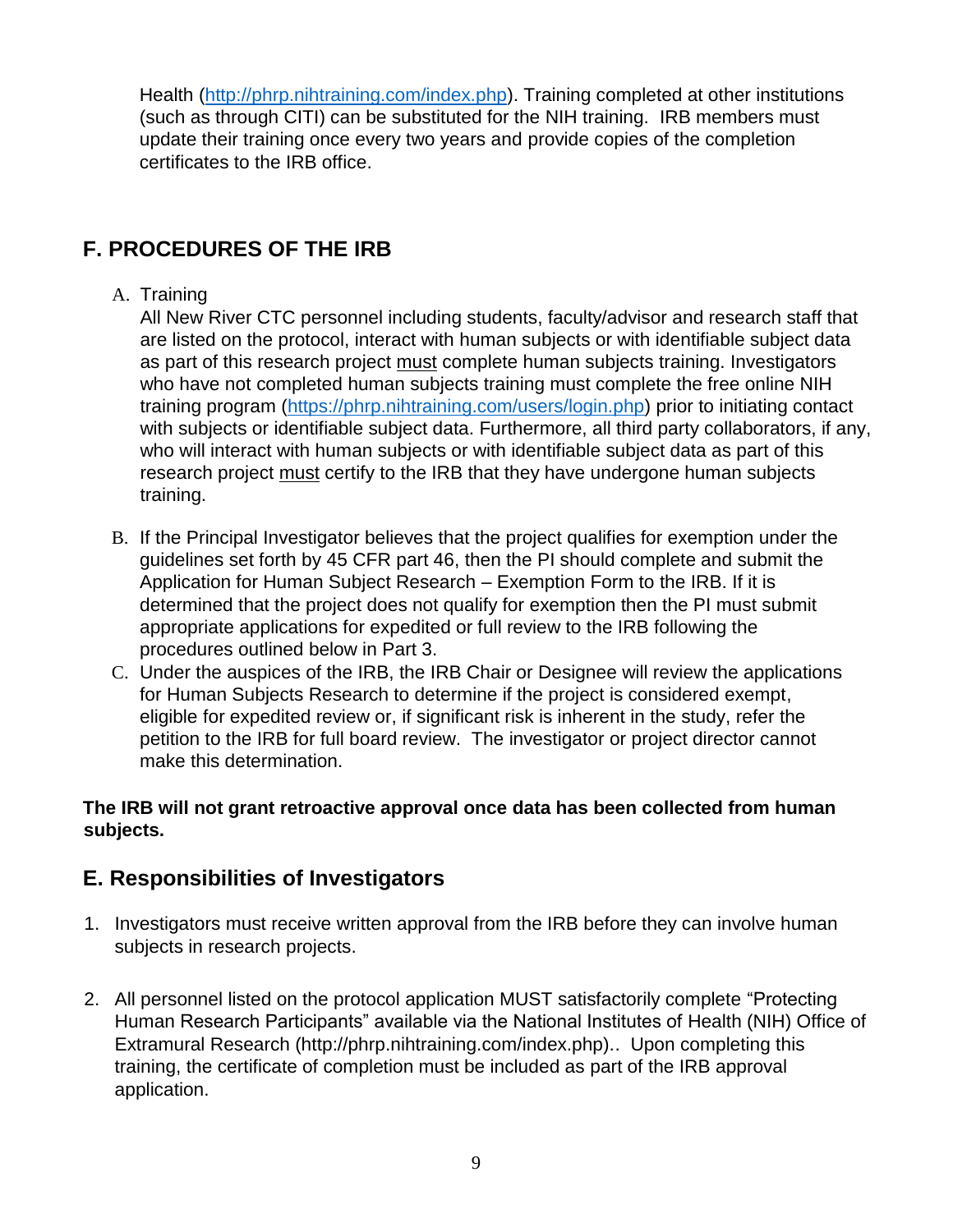Health (http://phrp.nihtraining.com/index.php). Training completed at other institutions (such as through CITI) can be substituted for the NIH training. IRB members must update their training once every two years and provide copies of the completion certificates to the IRB office.

## F. PROCEDURES OF THE IRB

A. Training
All New River CTC personnel including students, faculty/advisor and research staff that are listed on the protocol, interact with human subjects or with identifiable subject data as part of this research project <u>must</u> complete human subjects training. Investigators who have not completed human subjects training must complete the free online NIH training program (https://phrp.nihtraining.com/users/login.php) prior to initiating contact with subjects or identifiable subject data. Furthermore, all third party collaborators, if any, who will interact with human subjects or with identifiable subject data as part of this research project <u>must</u> certify to the IRB that they have undergone human subjects training.

B. If the Principal Investigator believes that the project qualifies for exemption under the guidelines set forth by 45 CFR part 46, then the PI should complete and submit the Application for Human Subject Research – Exemption Form to the IRB. If it is determined that the project does not qualify for exemption then the PI must submit appropriate applications for expedited or full review to the IRB following the procedures outlined below in Part 3.

C. Under the auspices of the IRB, the IRB Chair or Designee will review the applications for Human Subjects Research to determine if the project is considered exempt, eligible for expedited review or, if significant risk is inherent in the study, refer the petition to the IRB for full board review. The investigator or project director cannot make this determination.

**The IRB will not grant retroactive approval once data has been collected from human subjects.**

## E. Responsibilities of Investigators

1. Investigators must receive written approval from the IRB before they can involve human subjects in research projects.

2. All personnel listed on the protocol application MUST satisfactorily complete “Protecting Human Research Participants” available via the National Institutes of Health (NIH) Office of Extramural Research (http://phrp.nihtraining.com/index.php).. Upon completing this training, the certificate of completion must be included as part of the IRB approval application.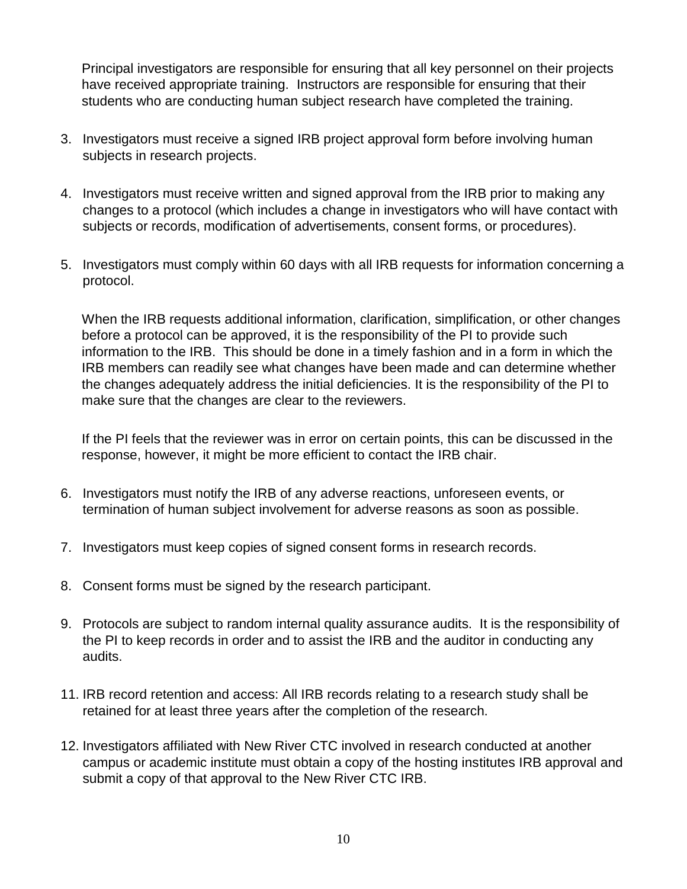Principal investigators are responsible for ensuring that all key personnel on their projects have received appropriate training. Instructors are responsible for ensuring that their students who are conducting human subject research have completed the training.

3. Investigators must receive a signed IRB project approval form before involving human subjects in research projects.

4. Investigators must receive written and signed approval from the IRB prior to making any changes to a protocol (which includes a change in investigators who will have contact with subjects or records, modification of advertisements, consent forms, or procedures).

5. Investigators must comply within 60 days with all IRB requests for information concerning a protocol.

   When the IRB requests additional information, clarification, simplification, or other changes before a protocol can be approved, it is the responsibility of the PI to provide such information to the IRB. This should be done in a timely fashion and in a form in which the IRB members can readily see what changes have been made and can determine whether the changes adequately address the initial deficiencies. It is the responsibility of the PI to make sure that the changes are clear to the reviewers.

   If the PI feels that the reviewer was in error on certain points, this can be discussed in the response, however, it might be more efficient to contact the IRB chair.

6. Investigators must notify the IRB of any adverse reactions, unforeseen events, or termination of human subject involvement for adverse reasons as soon as possible.

7. Investigators must keep copies of signed consent forms in research records.

8. Consent forms must be signed by the research participant.

9. Protocols are subject to random internal quality assurance audits. It is the responsibility of the PI to keep records in order and to assist the IRB and the auditor in conducting any audits.

11. IRB record retention and access: All IRB records relating to a research study shall be retained for at least three years after the completion of the research.

12. Investigators affiliated with New River CTC involved in research conducted at another campus or academic institute must obtain a copy of the hosting institutes IRB approval and submit a copy of that approval to the New River CTC IRB.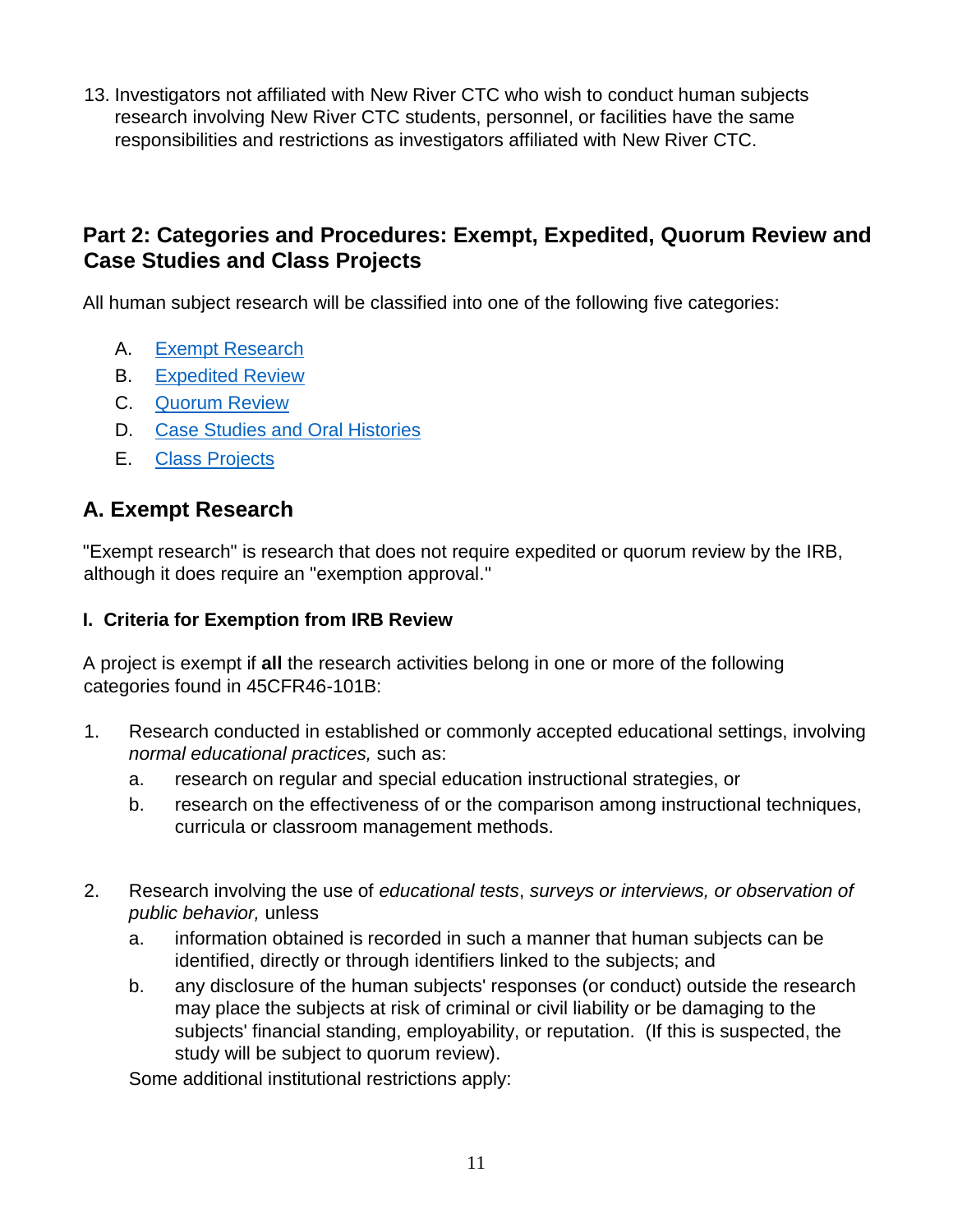13. Investigators not affiliated with New River CTC who wish to conduct human subjects research involving New River CTC students, personnel, or facilities have the same responsibilities and restrictions as investigators affiliated with New River CTC.

## Part 2: Categories and Procedures: Exempt, Expedited, Quorum Review and Case Studies and Class Projects

All human subject research will be classified into one of the following five categories:

A. Exempt Research
B. Expedited Review
C. Quorum Review
D. Case Studies and Oral Histories
E. Class Projects

## A. Exempt Research

"Exempt research" is research that does not require expedited or quorum review by the IRB, although it does require an "exemption approval."

### I. Criteria for Exemption from IRB Review

A project is exempt if **all** the research activities belong in one or more of the following categories found in 45CFR46-101B:

1. Research conducted in established or commonly accepted educational settings, involving *normal educational practices,* such as:
   a. research on regular and special education instructional strategies, or
   b. research on the effectiveness of or the comparison among instructional techniques, curricula or classroom management methods.

2. Research involving the use of *educational tests*, *surveys or interviews, or observation of public behavior,* unless
   a. information obtained is recorded in such a manner that human subjects can be identified, directly or through identifiers linked to the subjects; and
   b. any disclosure of the human subjects' responses (or conduct) outside the research may place the subjects at risk of criminal or civil liability or be damaging to the subjects' financial standing, employability, or reputation. (If this is suspected, the study will be subject to quorum review).

   Some additional institutional restrictions apply: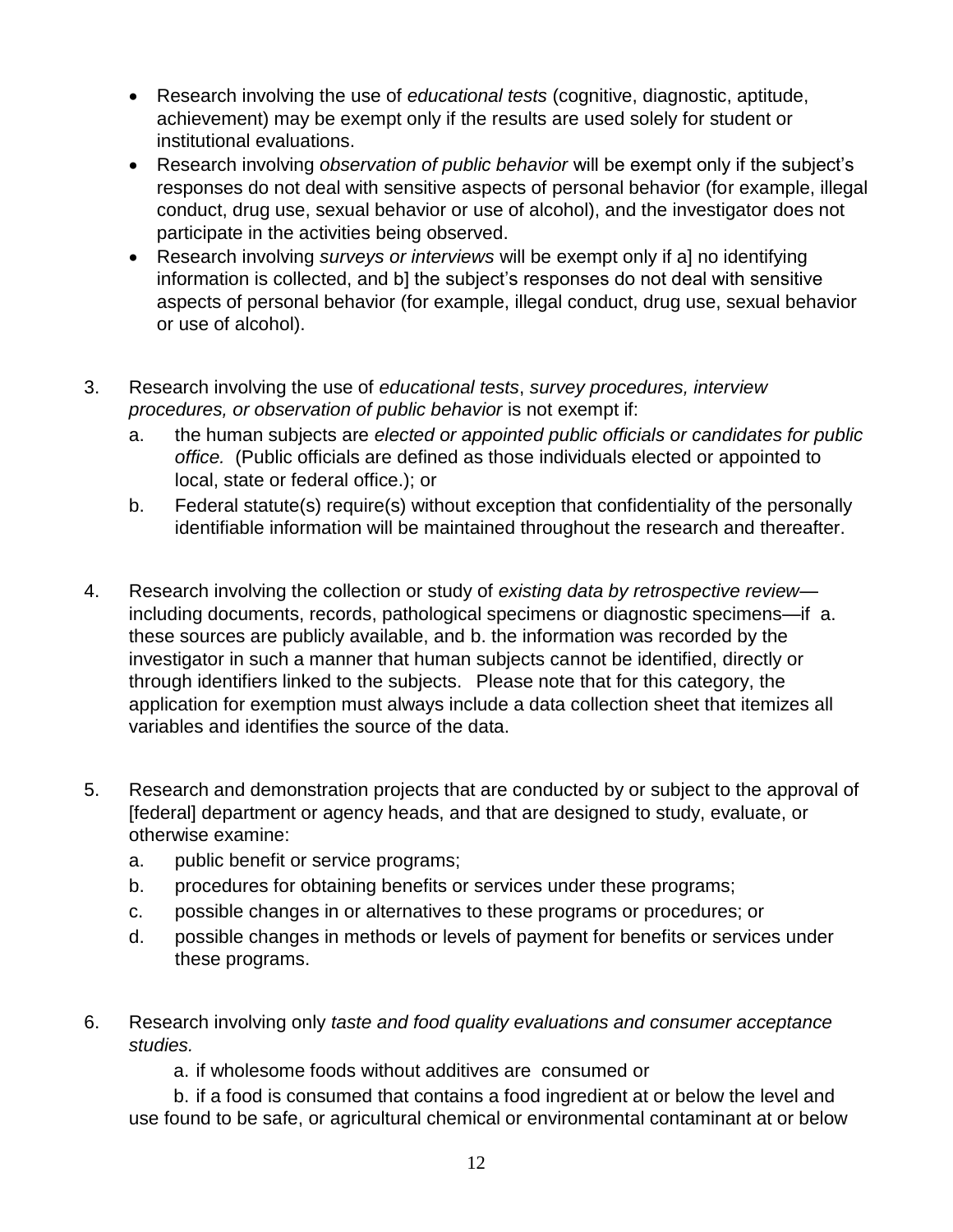- Research involving the use of *educational tests* (cognitive, diagnostic, aptitude, achievement) may be exempt only if the results are used solely for student or institutional evaluations.
- Research involving *observation of public behavior* will be exempt only if the subject's responses do not deal with sensitive aspects of personal behavior (for example, illegal conduct, drug use, sexual behavior or use of alcohol), and the investigator does not participate in the activities being observed.
- Research involving *surveys or interviews* will be exempt only if a] no identifying information is collected, and b] the subject's responses do not deal with sensitive aspects of personal behavior (for example, illegal conduct, drug use, sexual behavior or use of alcohol).

3. Research involving the use of *educational tests*, *survey procedures, interview procedures, or observation of public behavior* is not exempt if:
   a. the human subjects are *elected or appointed public officials or candidates for public office.* (Public officials are defined as those individuals elected or appointed to local, state or federal office.); or
   b. Federal statute(s) require(s) without exception that confidentiality of the personally identifiable information will be maintained throughout the research and thereafter.

4. Research involving the collection or study of *existing data by retrospective review*—including documents, records, pathological specimens or diagnostic specimens—if a. these sources are publicly available, and b. the information was recorded by the investigator in such a manner that human subjects cannot be identified, directly or through identifiers linked to the subjects. Please note that for this category, the application for exemption must always include a data collection sheet that itemizes all variables and identifies the source of the data.

5. Research and demonstration projects that are conducted by or subject to the approval of [federal] department or agency heads, and that are designed to study, evaluate, or otherwise examine:
   a. public benefit or service programs;
   b. procedures for obtaining benefits or services under these programs;
   c. possible changes in or alternatives to these programs or procedures; or
   d. possible changes in methods or levels of payment for benefits or services under these programs.

6. Research involving only *taste and food quality evaluations and consumer acceptance studies.*

   a. if wholesome foods without additives are consumed or

   b. if a food is consumed that contains a food ingredient at or below the level and use found to be safe, or agricultural chemical or environmental contaminant at or below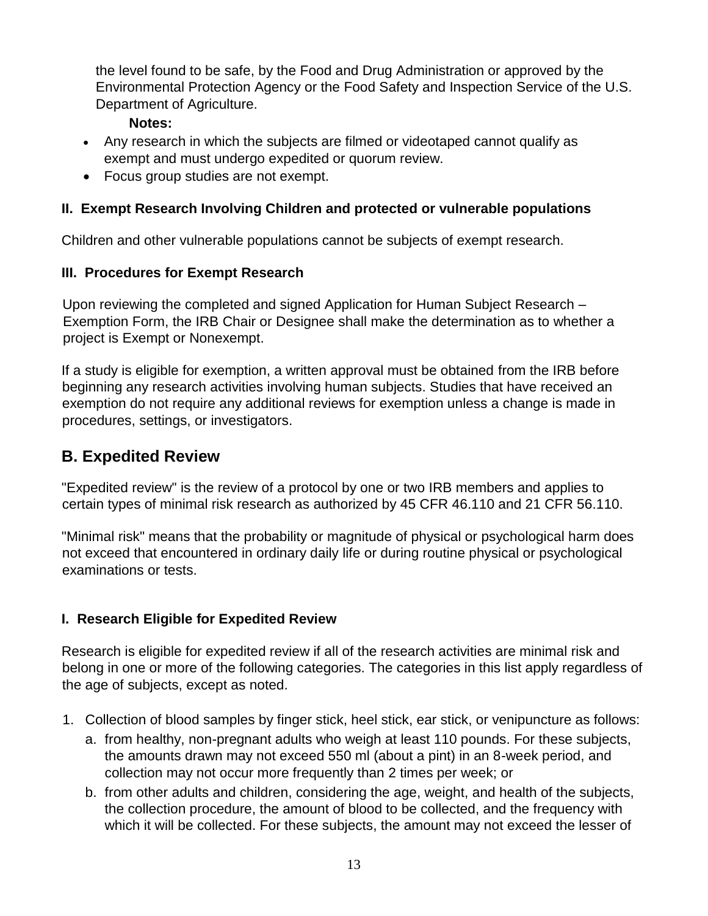the level found to be safe, by the Food and Drug Administration or approved by the Environmental Protection Agency or the Food Safety and Inspection Service of the U.S. Department of Agriculture.

**Notes:**

- Any research in which the subjects are filmed or videotaped cannot qualify as exempt and must undergo expedited or quorum review.
- Focus group studies are not exempt.

### II. Exempt Research Involving Children and protected or vulnerable populations

Children and other vulnerable populations cannot be subjects of exempt research.

### III. Procedures for Exempt Research

Upon reviewing the completed and signed Application for Human Subject Research – Exemption Form, the IRB Chair or Designee shall make the determination as to whether a project is Exempt or Nonexempt.

If a study is eligible for exemption, a written approval must be obtained from the IRB before beginning any research activities involving human subjects. Studies that have received an exemption do not require any additional reviews for exemption unless a change is made in procedures, settings, or investigators.

## B. Expedited Review

"Expedited review" is the review of a protocol by one or two IRB members and applies to certain types of minimal risk research as authorized by 45 CFR 46.110 and 21 CFR 56.110.

"Minimal risk" means that the probability or magnitude of physical or psychological harm does not exceed that encountered in ordinary daily life or during routine physical or psychological examinations or tests.

### I. Research Eligible for Expedited Review

Research is eligible for expedited review if all of the research activities are minimal risk and belong in one or more of the following categories. The categories in this list apply regardless of the age of subjects, except as noted.

1. Collection of blood samples by finger stick, heel stick, ear stick, or venipuncture as follows:
   a. from healthy, non-pregnant adults who weigh at least 110 pounds. For these subjects, the amounts drawn may not exceed 550 ml (about a pint) in an 8-week period, and collection may not occur more frequently than 2 times per week; or
   b. from other adults and children, considering the age, weight, and health of the subjects, the collection procedure, the amount of blood to be collected, and the frequency with which it will be collected. For these subjects, the amount may not exceed the lesser of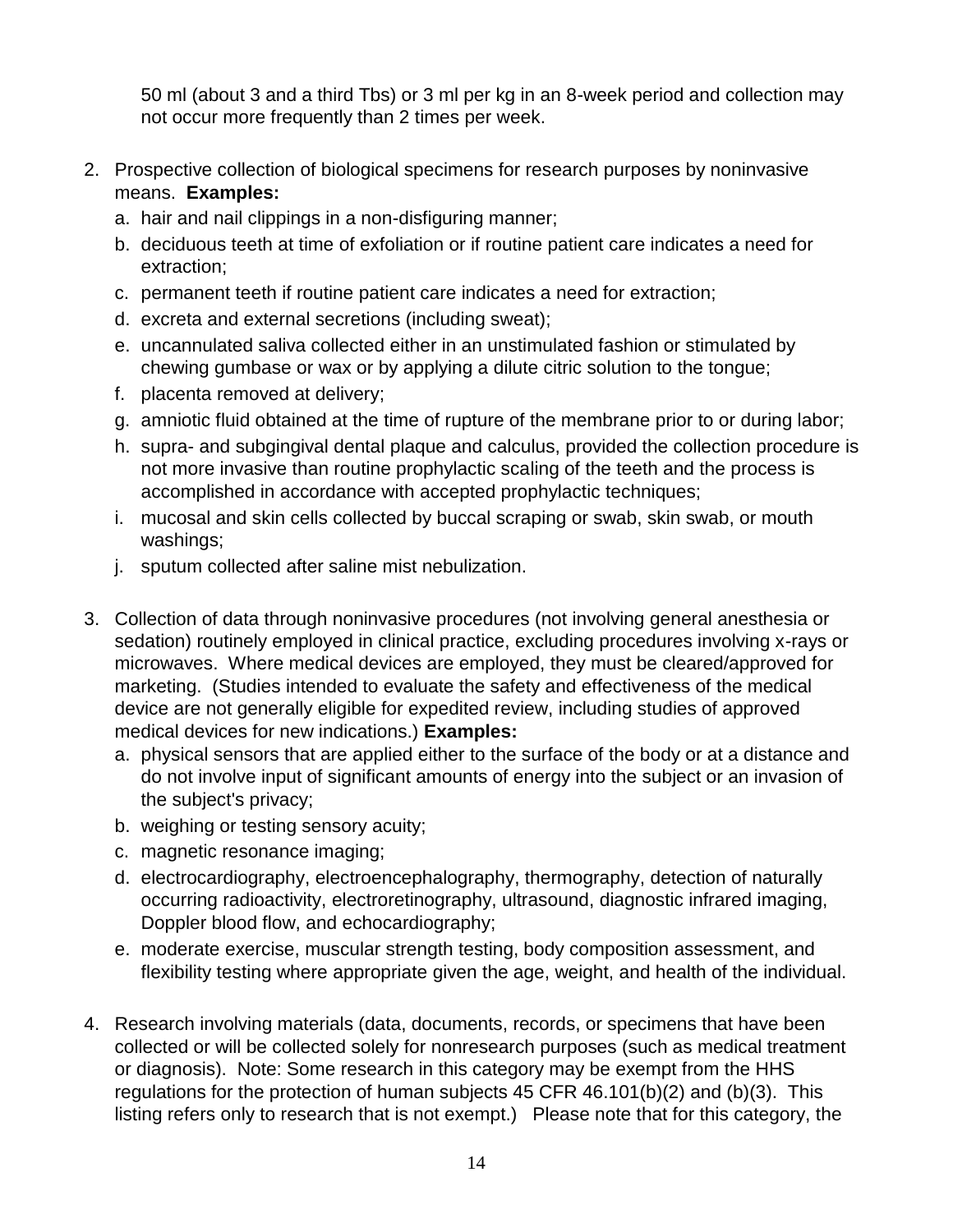50 ml (about 3 and a third Tbs) or 3 ml per kg in an 8-week period and collection may not occur more frequently than 2 times per week.

2. Prospective collection of biological specimens for research purposes by noninvasive means. **Examples:**
   a. hair and nail clippings in a non-disfiguring manner;
   b. deciduous teeth at time of exfoliation or if routine patient care indicates a need for extraction;
   c. permanent teeth if routine patient care indicates a need for extraction;
   d. excreta and external secretions (including sweat);
   e. uncannulated saliva collected either in an unstimulated fashion or stimulated by chewing gumbase or wax or by applying a dilute citric solution to the tongue;
   f. placenta removed at delivery;
   g. amniotic fluid obtained at the time of rupture of the membrane prior to or during labor;
   h. supra- and subgingival dental plaque and calculus, provided the collection procedure is not more invasive than routine prophylactic scaling of the teeth and the process is accomplished in accordance with accepted prophylactic techniques;
   i. mucosal and skin cells collected by buccal scraping or swab, skin swab, or mouth washings;
   j. sputum collected after saline mist nebulization.

3. Collection of data through noninvasive procedures (not involving general anesthesia or sedation) routinely employed in clinical practice, excluding procedures involving x-rays or microwaves. Where medical devices are employed, they must be cleared/approved for marketing. (Studies intended to evaluate the safety and effectiveness of the medical device are not generally eligible for expedited review, including studies of approved medical devices for new indications.) **Examples:**
   a. physical sensors that are applied either to the surface of the body or at a distance and do not involve input of significant amounts of energy into the subject or an invasion of the subject's privacy;
   b. weighing or testing sensory acuity;
   c. magnetic resonance imaging;
   d. electrocardiography, electroencephalography, thermography, detection of naturally occurring radioactivity, electroretinography, ultrasound, diagnostic infrared imaging, Doppler blood flow, and echocardiography;
   e. moderate exercise, muscular strength testing, body composition assessment, and flexibility testing where appropriate given the age, weight, and health of the individual.

4. Research involving materials (data, documents, records, or specimens that have been collected or will be collected solely for nonresearch purposes (such as medical treatment or diagnosis). Note: Some research in this category may be exempt from the HHS regulations for the protection of human subjects 45 CFR 46.101(b)(2) and (b)(3). This listing refers only to research that is not exempt.) Please note that for this category, the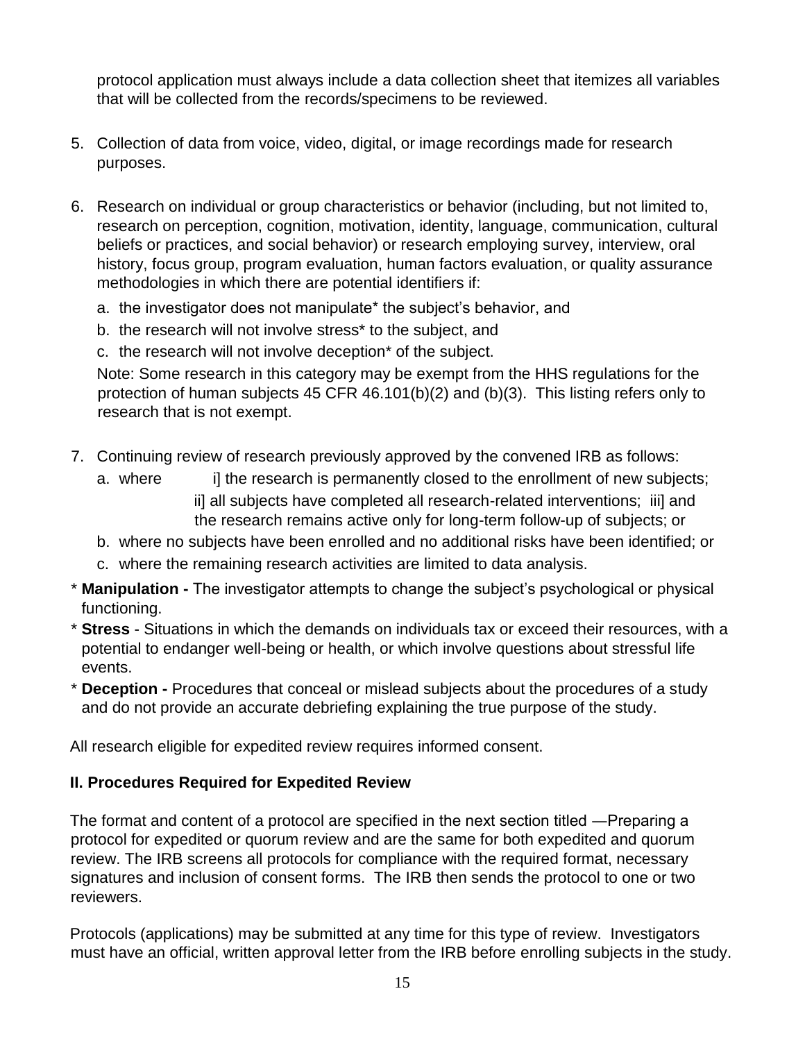protocol application must always include a data collection sheet that itemizes all variables that will be collected from the records/specimens to be reviewed.

5. Collection of data from voice, video, digital, or image recordings made for research purposes.

6. Research on individual or group characteristics or behavior (including, but not limited to, research on perception, cognition, motivation, identity, language, communication, cultural beliefs or practices, and social behavior) or research employing survey, interview, oral history, focus group, program evaluation, human factors evaluation, or quality assurance methodologies in which there are potential identifiers if:
   a. the investigator does not manipulate* the subject's behavior, and
   b. the research will not involve stress* to the subject, and
   c. the research will not involve deception* of the subject.

   Note: Some research in this category may be exempt from the HHS regulations for the protection of human subjects 45 CFR 46.101(b)(2) and (b)(3). This listing refers only to research that is not exempt.

7. Continuing review of research previously approved by the convened IRB as follows:
   a. where i] the research is permanently closed to the enrollment of new subjects; ii] all subjects have completed all research-related interventions; iii] and the research remains active only for long-term follow-up of subjects; or
   b. where no subjects have been enrolled and no additional risks have been identified; or
   c. where the remaining research activities are limited to data analysis.

\* **Manipulation -** The investigator attempts to change the subject's psychological or physical functioning.

\* **Stress** - Situations in which the demands on individuals tax or exceed their resources, with a potential to endanger well-being or health, or which involve questions about stressful life events.

\* **Deception -** Procedures that conceal or mislead subjects about the procedures of a study and do not provide an accurate debriefing explaining the true purpose of the study.

All research eligible for expedited review requires informed consent.

### II. Procedures Required for Expedited Review

The format and content of a protocol are specified in the next section titled ―Preparing a protocol for expedited or quorum review and are the same for both expedited and quorum review. The IRB screens all protocols for compliance with the required format, necessary signatures and inclusion of consent forms. The IRB then sends the protocol to one or two reviewers.

Protocols (applications) may be submitted at any time for this type of review. Investigators must have an official, written approval letter from the IRB before enrolling subjects in the study.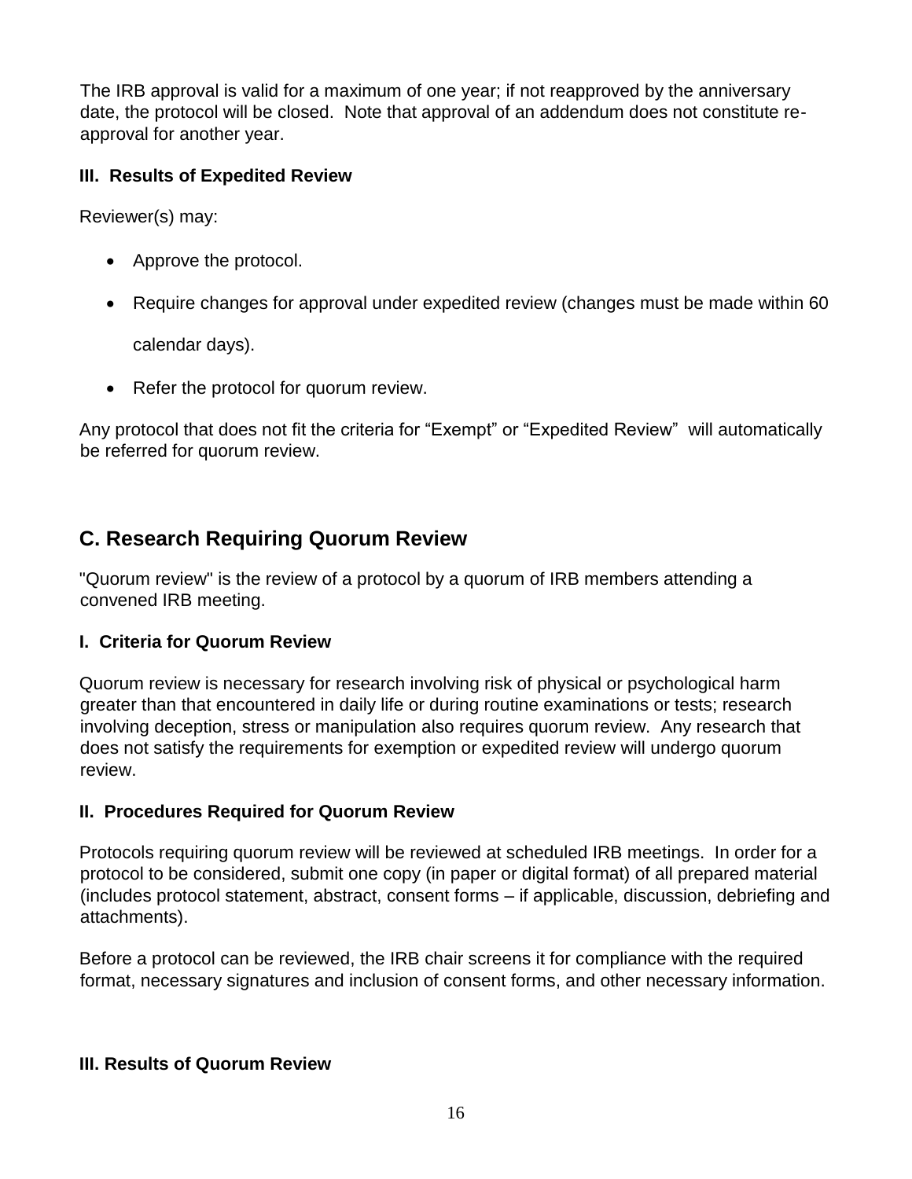The IRB approval is valid for a maximum of one year; if not reapproved by the anniversary date, the protocol will be closed. Note that approval of an addendum does not constitute re-approval for another year.

#### III. Results of Expedited Review

Reviewer(s) may:

- Approve the protocol.
- Require changes for approval under expedited review (changes must be made within 60 calendar days).
- Refer the protocol for quorum review.

Any protocol that does not fit the criteria for "Exempt" or "Expedited Review" will automatically be referred for quorum review.

## C. Research Requiring Quorum Review

"Quorum review" is the review of a protocol by a quorum of IRB members attending a convened IRB meeting.

#### I. Criteria for Quorum Review

Quorum review is necessary for research involving risk of physical or psychological harm greater than that encountered in daily life or during routine examinations or tests; research involving deception, stress or manipulation also requires quorum review. Any research that does not satisfy the requirements for exemption or expedited review will undergo quorum review.

#### II. Procedures Required for Quorum Review

Protocols requiring quorum review will be reviewed at scheduled IRB meetings. In order for a protocol to be considered, submit one copy (in paper or digital format) of all prepared material (includes protocol statement, abstract, consent forms – if applicable, discussion, debriefing and attachments).

Before a protocol can be reviewed, the IRB chair screens it for compliance with the required format, necessary signatures and inclusion of consent forms, and other necessary information.

#### III. Results of Quorum Review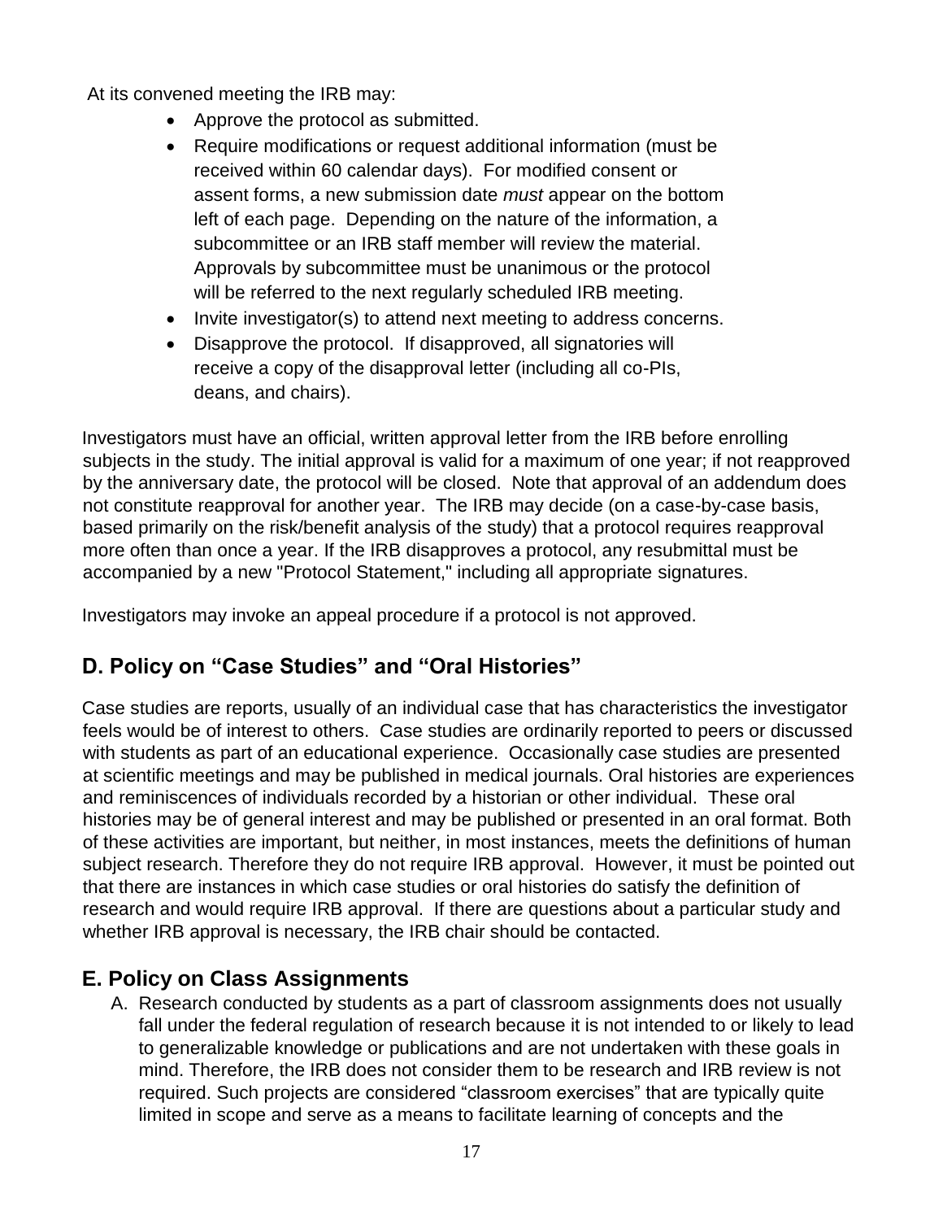At its convened meeting the IRB may:

- Approve the protocol as submitted.
- Require modifications or request additional information (must be received within 60 calendar days). For modified consent or assent forms, a new submission date *must* appear on the bottom left of each page. Depending on the nature of the information, a subcommittee or an IRB staff member will review the material. Approvals by subcommittee must be unanimous or the protocol will be referred to the next regularly scheduled IRB meeting.
- Invite investigator(s) to attend next meeting to address concerns.
- Disapprove the protocol. If disapproved, all signatories will receive a copy of the disapproval letter (including all co-PIs, deans, and chairs).

Investigators must have an official, written approval letter from the IRB before enrolling subjects in the study. The initial approval is valid for a maximum of one year; if not reapproved by the anniversary date, the protocol will be closed. Note that approval of an addendum does not constitute reapproval for another year. The IRB may decide (on a case-by-case basis, based primarily on the risk/benefit analysis of the study) that a protocol requires reapproval more often than once a year. If the IRB disapproves a protocol, any resubmittal must be accompanied by a new "Protocol Statement," including all appropriate signatures.

Investigators may invoke an appeal procedure if a protocol is not approved.

## D. Policy on "Case Studies" and "Oral Histories"

Case studies are reports, usually of an individual case that has characteristics the investigator feels would be of interest to others. Case studies are ordinarily reported to peers or discussed with students as part of an educational experience. Occasionally case studies are presented at scientific meetings and may be published in medical journals. Oral histories are experiences and reminiscences of individuals recorded by a historian or other individual. These oral histories may be of general interest and may be published or presented in an oral format. Both of these activities are important, but neither, in most instances, meets the definitions of human subject research. Therefore they do not require IRB approval. However, it must be pointed out that there are instances in which case studies or oral histories do satisfy the definition of research and would require IRB approval. If there are questions about a particular study and whether IRB approval is necessary, the IRB chair should be contacted.

## E. Policy on Class Assignments

A. Research conducted by students as a part of classroom assignments does not usually fall under the federal regulation of research because it is not intended to or likely to lead to generalizable knowledge or publications and are not undertaken with these goals in mind. Therefore, the IRB does not consider them to be research and IRB review is not required. Such projects are considered "classroom exercises" that are typically quite limited in scope and serve as a means to facilitate learning of concepts and the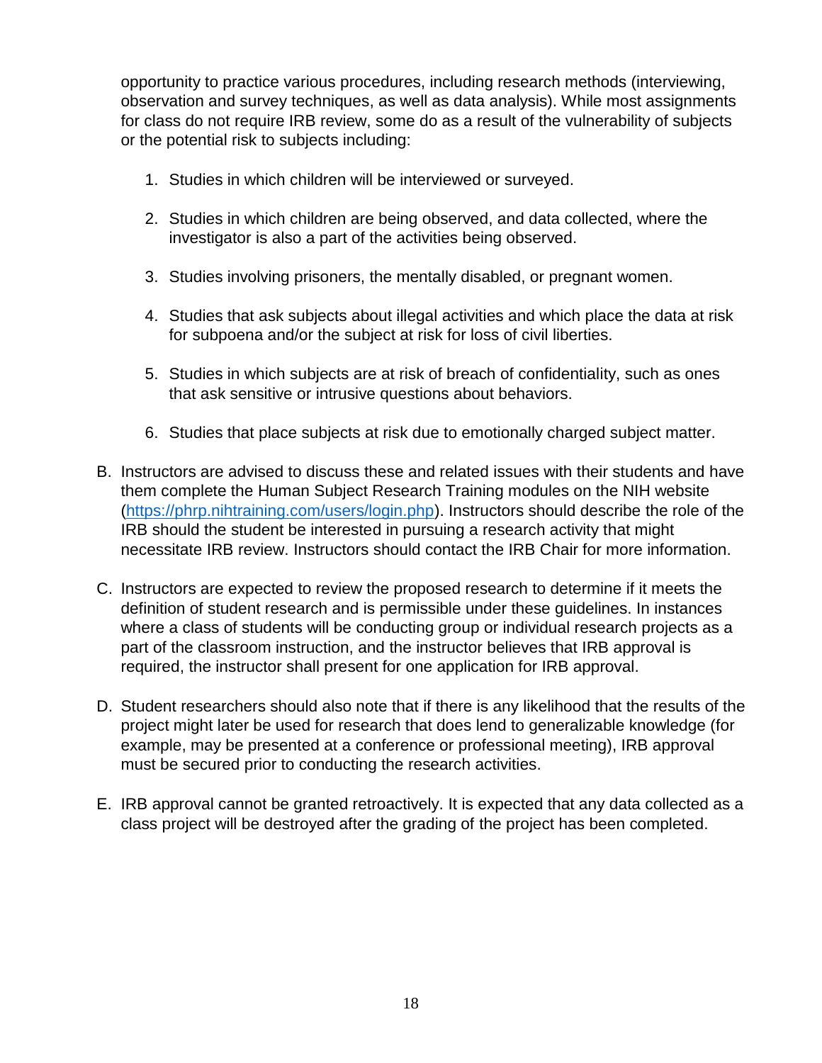opportunity to practice various procedures, including research methods (interviewing, observation and survey techniques, as well as data analysis). While most assignments for class do not require IRB review, some do as a result of the vulnerability of subjects or the potential risk to subjects including:

1. Studies in which children will be interviewed or surveyed.
2. Studies in which children are being observed, and data collected, where the investigator is also a part of the activities being observed.
3. Studies involving prisoners, the mentally disabled, or pregnant women.
4. Studies that ask subjects about illegal activities and which place the data at risk for subpoena and/or the subject at risk for loss of civil liberties.
5. Studies in which subjects are at risk of breach of confidentiality, such as ones that ask sensitive or intrusive questions about behaviors.
6. Studies that place subjects at risk due to emotionally charged subject matter.

B. Instructors are advised to discuss these and related issues with their students and have them complete the Human Subject Research Training modules on the NIH website (https://phrp.nihtraining.com/users/login.php). Instructors should describe the role of the IRB should the student be interested in pursuing a research activity that might necessitate IRB review. Instructors should contact the IRB Chair for more information.

C. Instructors are expected to review the proposed research to determine if it meets the definition of student research and is permissible under these guidelines. In instances where a class of students will be conducting group or individual research projects as a part of the classroom instruction, and the instructor believes that IRB approval is required, the instructor shall present for one application for IRB approval.

D. Student researchers should also note that if there is any likelihood that the results of the project might later be used for research that does lend to generalizable knowledge (for example, may be presented at a conference or professional meeting), IRB approval must be secured prior to conducting the research activities.

E. IRB approval cannot be granted retroactively. It is expected that any data collected as a class project will be destroyed after the grading of the project has been completed.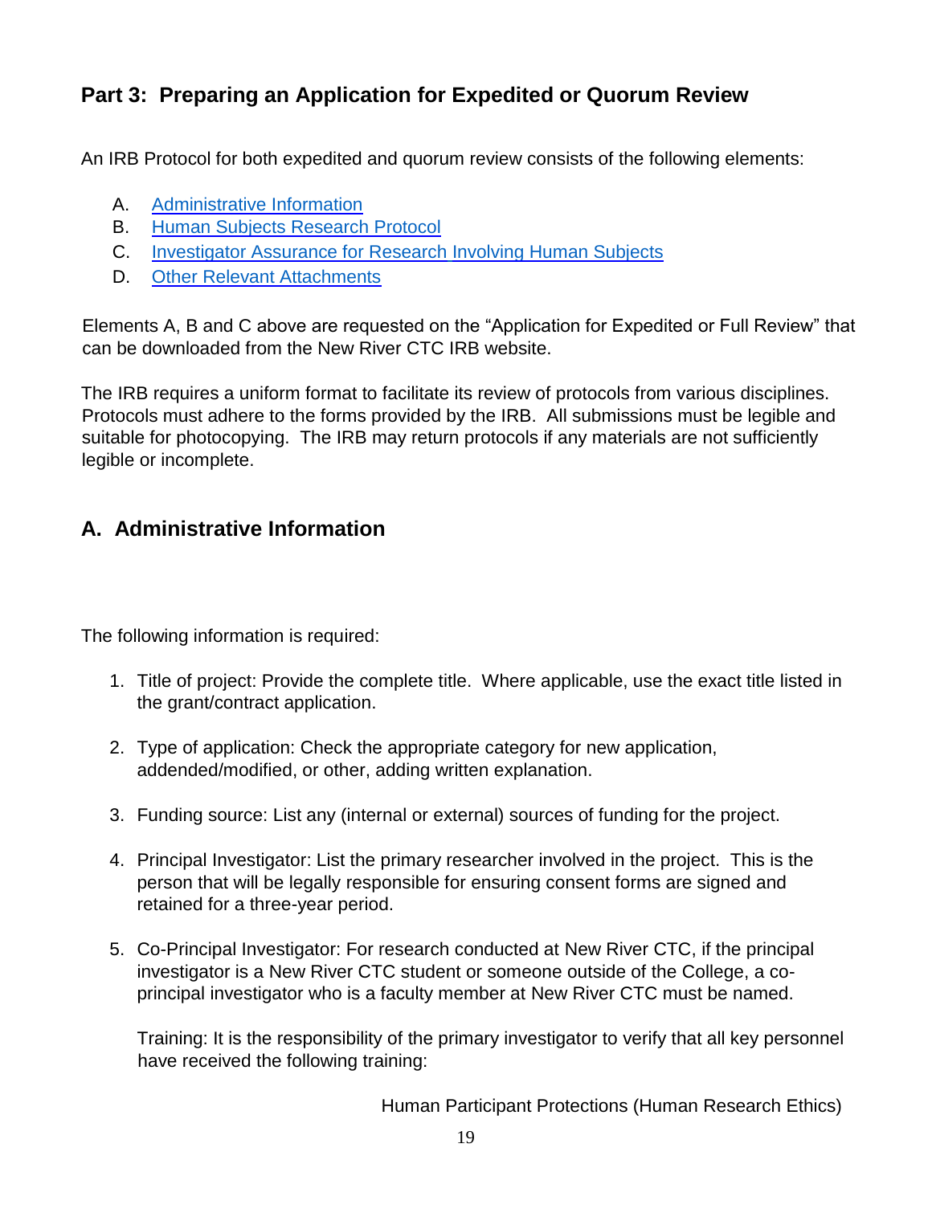## Part 3: Preparing an Application for Expedited or Quorum Review

An IRB Protocol for both expedited and quorum review consists of the following elements:

A. Administrative Information
B. Human Subjects Research Protocol
C. Investigator Assurance for Research Involving Human Subjects
D. Other Relevant Attachments

Elements A, B and C above are requested on the “Application for Expedited or Full Review” that can be downloaded from the New River CTC IRB website.

The IRB requires a uniform format to facilitate its review of protocols from various disciplines. Protocols must adhere to the forms provided by the IRB. All submissions must be legible and suitable for photocopying. The IRB may return protocols if any materials are not sufficiently legible or incomplete.

## A. Administrative Information

The following information is required:

1. Title of project: Provide the complete title. Where applicable, use the exact title listed in the grant/contract application.

2. Type of application: Check the appropriate category for new application, addended/modified, or other, adding written explanation.

3. Funding source: List any (internal or external) sources of funding for the project.

4. Principal Investigator: List the primary researcher involved in the project. This is the person that will be legally responsible for ensuring consent forms are signed and retained for a three-year period.

5. Co-Principal Investigator: For research conducted at New River CTC, if the principal investigator is a New River CTC student or someone outside of the College, a co-principal investigator who is a faculty member at New River CTC must be named.

   Training: It is the responsibility of the primary investigator to verify that all key personnel have received the following training:

   Human Participant Protections (Human Research Ethics)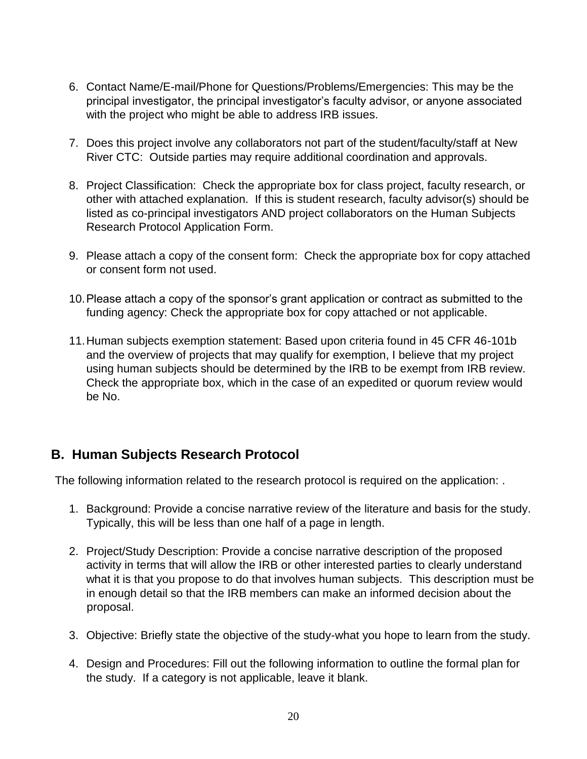6. Contact Name/E-mail/Phone for Questions/Problems/Emergencies: This may be the principal investigator, the principal investigator's faculty advisor, or anyone associated with the project who might be able to address IRB issues.

7. Does this project involve any collaborators not part of the student/faculty/staff at New River CTC: Outside parties may require additional coordination and approvals.

8. Project Classification: Check the appropriate box for class project, faculty research, or other with attached explanation. If this is student research, faculty advisor(s) should be listed as co-principal investigators AND project collaborators on the Human Subjects Research Protocol Application Form.

9. Please attach a copy of the consent form: Check the appropriate box for copy attached or consent form not used.

10. Please attach a copy of the sponsor's grant application or contract as submitted to the funding agency: Check the appropriate box for copy attached or not applicable.

11. Human subjects exemption statement: Based upon criteria found in 45 CFR 46-101b and the overview of projects that may qualify for exemption, I believe that my project using human subjects should be determined by the IRB to be exempt from IRB review. Check the appropriate box, which in the case of an expedited or quorum review would be No.

## B. Human Subjects Research Protocol

The following information related to the research protocol is required on the application: .

1. Background: Provide a concise narrative review of the literature and basis for the study. Typically, this will be less than one half of a page in length.

2. Project/Study Description: Provide a concise narrative description of the proposed activity in terms that will allow the IRB or other interested parties to clearly understand what it is that you propose to do that involves human subjects. This description must be in enough detail so that the IRB members can make an informed decision about the proposal.

3. Objective: Briefly state the objective of the study-what you hope to learn from the study.

4. Design and Procedures: Fill out the following information to outline the formal plan for the study. If a category is not applicable, leave it blank.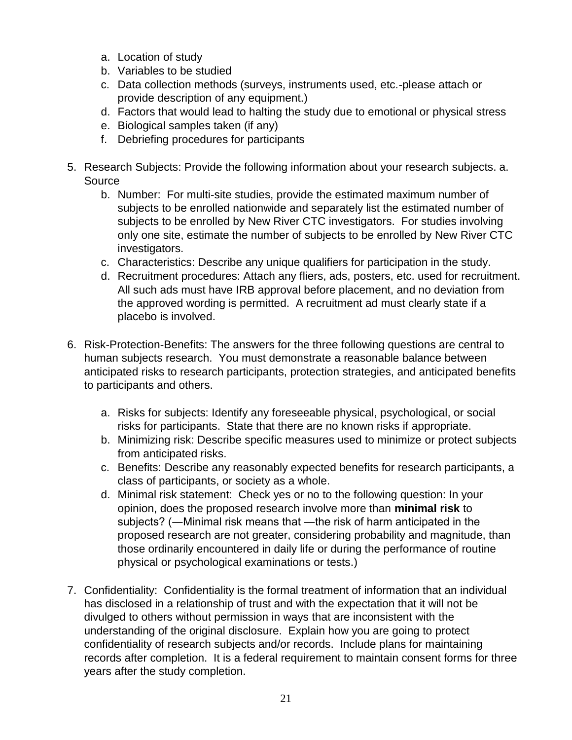a. Location of study
b. Variables to be studied
c. Data collection methods (surveys, instruments used, etc.-please attach or provide description of any equipment.)
d. Factors that would lead to halting the study due to emotional or physical stress
e. Biological samples taken (if any)
f. Debriefing procedures for participants

5. Research Subjects: Provide the following information about your research subjects. a. Source
   b. Number: For multi-site studies, provide the estimated maximum number of subjects to be enrolled nationwide and separately list the estimated number of subjects to be enrolled by New River CTC investigators. For studies involving only one site, estimate the number of subjects to be enrolled by New River CTC investigators.
   c. Characteristics: Describe any unique qualifiers for participation in the study.
   d. Recruitment procedures: Attach any fliers, ads, posters, etc. used for recruitment. All such ads must have IRB approval before placement, and no deviation from the approved wording is permitted. A recruitment ad must clearly state if a placebo is involved.

6. Risk-Protection-Benefits: The answers for the three following questions are central to human subjects research. You must demonstrate a reasonable balance between anticipated risks to research participants, protection strategies, and anticipated benefits to participants and others.

   a. Risks for subjects: Identify any foreseeable physical, psychological, or social risks for participants. State that there are no known risks if appropriate.
   b. Minimizing risk: Describe specific measures used to minimize or protect subjects from anticipated risks.
   c. Benefits: Describe any reasonably expected benefits for research participants, a class of participants, or society as a whole.
   d. Minimal risk statement: Check yes or no to the following question: In your opinion, does the proposed research involve more than **minimal risk** to subjects? (—Minimal risk means that —the risk of harm anticipated in the proposed research are not greater, considering probability and magnitude, than those ordinarily encountered in daily life or during the performance of routine physical or psychological examinations or tests.)

7. Confidentiality: Confidentiality is the formal treatment of information that an individual has disclosed in a relationship of trust and with the expectation that it will not be divulged to others without permission in ways that are inconsistent with the understanding of the original disclosure. Explain how you are going to protect confidentiality of research subjects and/or records. Include plans for maintaining records after completion. It is a federal requirement to maintain consent forms for three years after the study completion.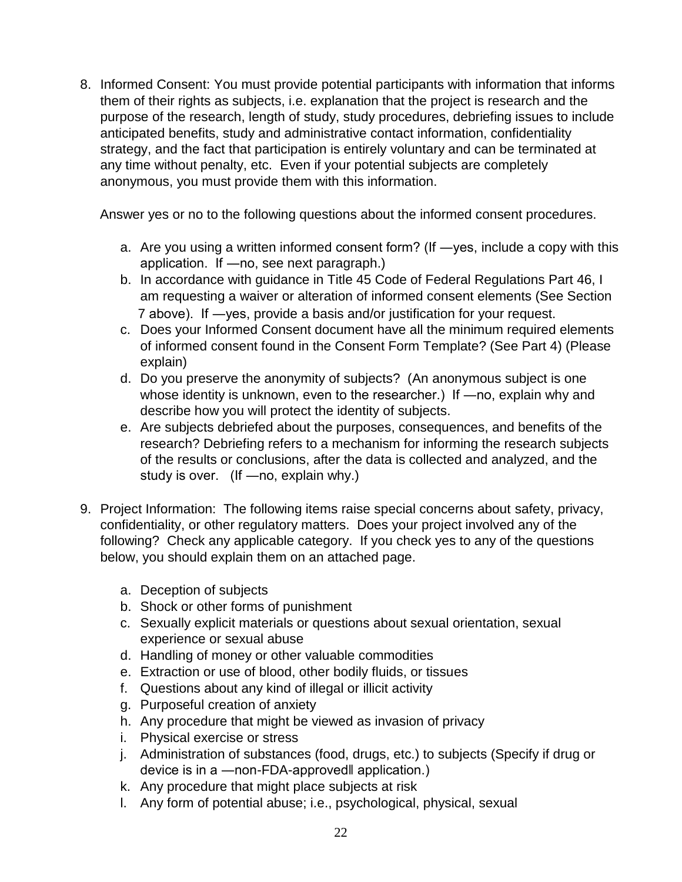8. Informed Consent: You must provide potential participants with information that informs them of their rights as subjects, i.e. explanation that the project is research and the purpose of the research, length of study, study procedures, debriefing issues to include anticipated benefits, study and administrative contact information, confidentiality strategy, and the fact that participation is entirely voluntary and can be terminated at any time without penalty, etc. Even if your potential subjects are completely anonymous, you must provide them with this information.

   Answer yes or no to the following questions about the informed consent procedures.

   a. Are you using a written informed consent form? (If ―yes, include a copy with this application. If ―no, see next paragraph.)
   b. In accordance with guidance in Title 45 Code of Federal Regulations Part 46, I am requesting a waiver or alteration of informed consent elements (See Section 7 above). If ―yes, provide a basis and/or justification for your request.
   c. Does your Informed Consent document have all the minimum required elements of informed consent found in the Consent Form Template? (See Part 4) (Please explain)
   d. Do you preserve the anonymity of subjects? (An anonymous subject is one whose identity is unknown, even to the researcher.) If ―no, explain why and describe how you will protect the identity of subjects.
   e. Are subjects debriefed about the purposes, consequences, and benefits of the research? Debriefing refers to a mechanism for informing the research subjects of the results or conclusions, after the data is collected and analyzed, and the study is over. (If ―no, explain why.)

9. Project Information: The following items raise special concerns about safety, privacy, confidentiality, or other regulatory matters. Does your project involved any of the following? Check any applicable category. If you check yes to any of the questions below, you should explain them on an attached page.

   a. Deception of subjects
   b. Shock or other forms of punishment
   c. Sexually explicit materials or questions about sexual orientation, sexual experience or sexual abuse
   d. Handling of money or other valuable commodities
   e. Extraction or use of blood, other bodily fluids, or tissues
   f. Questions about any kind of illegal or illicit activity
   g. Purposeful creation of anxiety
   h. Any procedure that might be viewed as invasion of privacy
   i. Physical exercise or stress
   j. Administration of substances (food, drugs, etc.) to subjects (Specify if drug or device is in a ―non-FDA-approved‖ application.)
   k. Any procedure that might place subjects at risk
   l. Any form of potential abuse; i.e., psychological, physical, sexual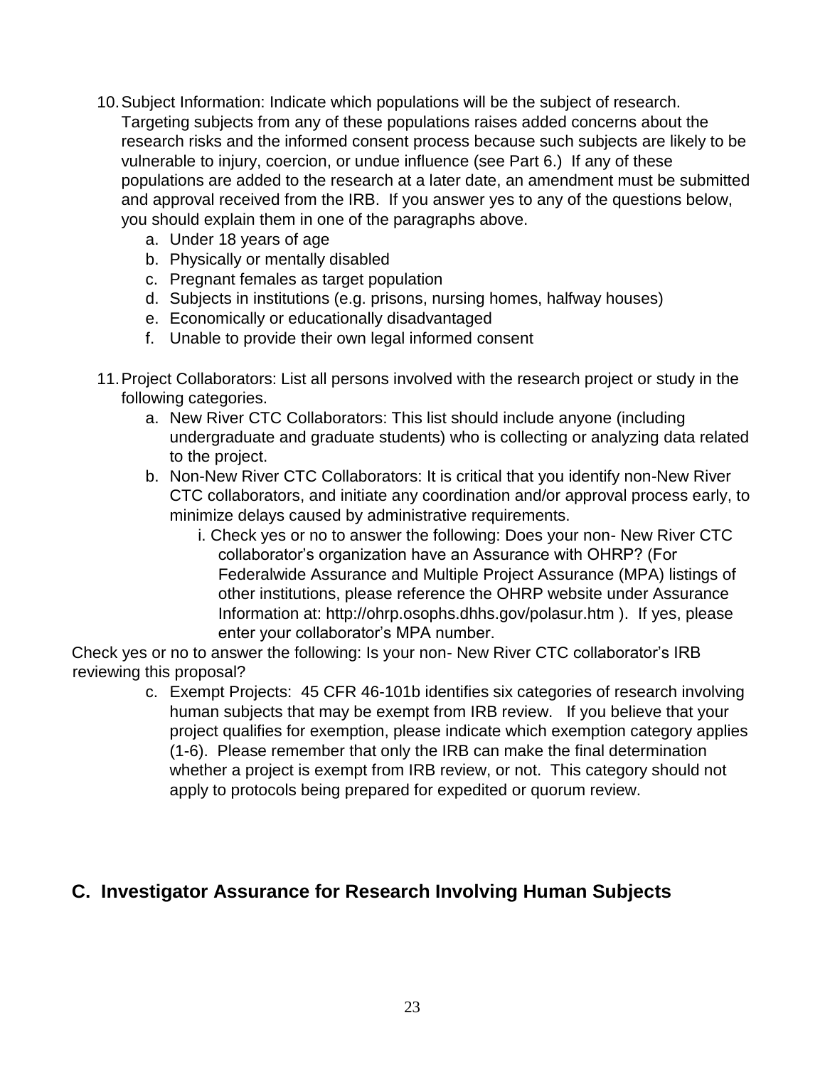10. Subject Information: Indicate which populations will be the subject of research. Targeting subjects from any of these populations raises added concerns about the research risks and the informed consent process because such subjects are likely to be vulnerable to injury, coercion, or undue influence (see Part 6.) If any of these populations are added to the research at a later date, an amendment must be submitted and approval received from the IRB. If you answer yes to any of the questions below, you should explain them in one of the paragraphs above.
    a. Under 18 years of age
    b. Physically or mentally disabled
    c. Pregnant females as target population
    d. Subjects in institutions (e.g. prisons, nursing homes, halfway houses)
    e. Economically or educationally disadvantaged
    f. Unable to provide their own legal informed consent

11. Project Collaborators: List all persons involved with the research project or study in the following categories.
    a. New River CTC Collaborators: This list should include anyone (including undergraduate and graduate students) who is collecting or analyzing data related to the project.
    b. Non-New River CTC Collaborators: It is critical that you identify non-New River CTC collaborators, and initiate any coordination and/or approval process early, to minimize delays caused by administrative requirements.
        i. Check yes or no to answer the following: Does your non- New River CTC collaborator's organization have an Assurance with OHRP? (For Federalwide Assurance and Multiple Project Assurance (MPA) listings of other institutions, please reference the OHRP website under Assurance Information at: http://ohrp.osophs.dhhs.gov/polasur.htm ). If yes, please enter your collaborator's MPA number.

Check yes or no to answer the following: Is your non- New River CTC collaborator's IRB reviewing this proposal?

    c. Exempt Projects: 45 CFR 46-101b identifies six categories of research involving human subjects that may be exempt from IRB review. If you believe that your project qualifies for exemption, please indicate which exemption category applies (1-6). Please remember that only the IRB can make the final determination whether a project is exempt from IRB review, or not. This category should not apply to protocols being prepared for expedited or quorum review.

## C. Investigator Assurance for Research Involving Human Subjects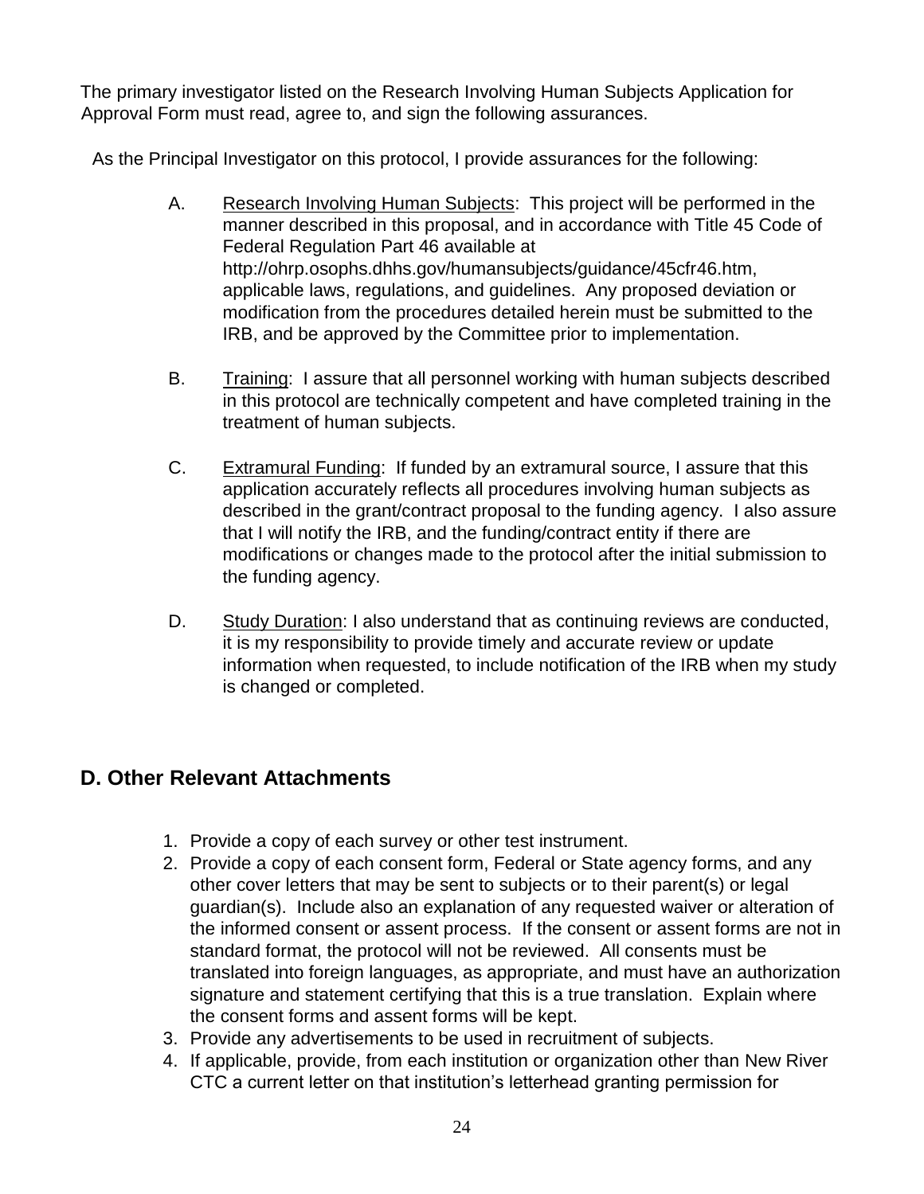The primary investigator listed on the Research Involving Human Subjects Application for Approval Form must read, agree to, and sign the following assurances.

As the Principal Investigator on this protocol, I provide assurances for the following:

A. Research Involving Human Subjects: This project will be performed in the manner described in this proposal, and in accordance with Title 45 Code of Federal Regulation Part 46 available at http://ohrp.osophs.dhhs.gov/humansubjects/guidance/45cfr46.htm, applicable laws, regulations, and guidelines. Any proposed deviation or modification from the procedures detailed herein must be submitted to the IRB, and be approved by the Committee prior to implementation.

B. Training: I assure that all personnel working with human subjects described in this protocol are technically competent and have completed training in the treatment of human subjects.

C. Extramural Funding: If funded by an extramural source, I assure that this application accurately reflects all procedures involving human subjects as described in the grant/contract proposal to the funding agency. I also assure that I will notify the IRB, and the funding/contract entity if there are modifications or changes made to the protocol after the initial submission to the funding agency.

D. Study Duration: I also understand that as continuing reviews are conducted, it is my responsibility to provide timely and accurate review or update information when requested, to include notification of the IRB when my study is changed or completed.

## D. Other Relevant Attachments

1. Provide a copy of each survey or other test instrument.
2. Provide a copy of each consent form, Federal or State agency forms, and any other cover letters that may be sent to subjects or to their parent(s) or legal guardian(s). Include also an explanation of any requested waiver or alteration of the informed consent or assent process. If the consent or assent forms are not in standard format, the protocol will not be reviewed. All consents must be translated into foreign languages, as appropriate, and must have an authorization signature and statement certifying that this is a true translation. Explain where the consent forms and assent forms will be kept.
3. Provide any advertisements to be used in recruitment of subjects.
4. If applicable, provide, from each institution or organization other than New River CTC a current letter on that institution's letterhead granting permission for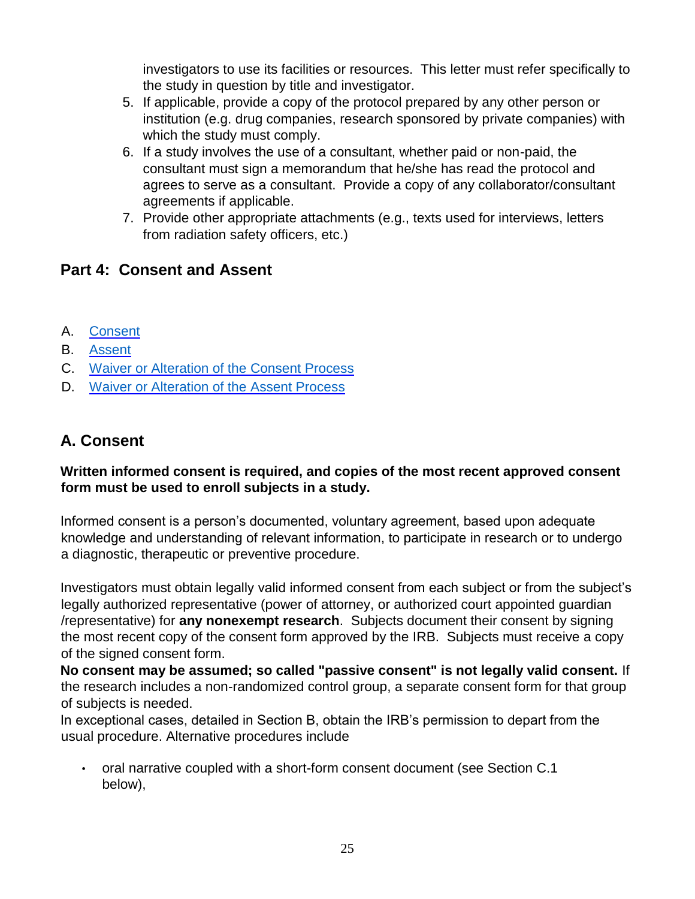investigators to use its facilities or resources.  This letter must refer specifically to the study in question by title and investigator.

5. If applicable, provide a copy of the protocol prepared by any other person or institution (e.g. drug companies, research sponsored by private companies) with which the study must comply.
6. If a study involves the use of a consultant, whether paid or non-paid, the consultant must sign a memorandum that he/she has read the protocol and agrees to serve as a consultant.  Provide a copy of any collaborator/consultant agreements if applicable.
7. Provide other appropriate attachments (e.g., texts used for interviews, letters from radiation safety officers, etc.)

## Part 4:  Consent and Assent

A. Consent
B. Assent
C. Waiver or Alteration of the Consent Process
D. Waiver or Alteration of the Assent Process

## A. Consent

**Written informed consent is required, and copies of the most recent approved consent form must be used to enroll subjects in a study.**

Informed consent is a person's documented, voluntary agreement, based upon adequate knowledge and understanding of relevant information, to participate in research or to undergo a diagnostic, therapeutic or preventive procedure.

Investigators must obtain legally valid informed consent from each subject or from the subject's legally authorized representative (power of attorney, or authorized court appointed guardian /representative) for **any nonexempt research**.  Subjects document their consent by signing the most recent copy of the consent form approved by the IRB.  Subjects must receive a copy of the signed consent form.
**No consent may be assumed; so called "passive consent" is not legally valid consent.** If the research includes a non-randomized control group, a separate consent form for that group of subjects is needed.
In exceptional cases, detailed in Section B, obtain the IRB's permission to depart from the usual procedure. Alternative procedures include

- oral narrative coupled with a short-form consent document (see Section C.1 below),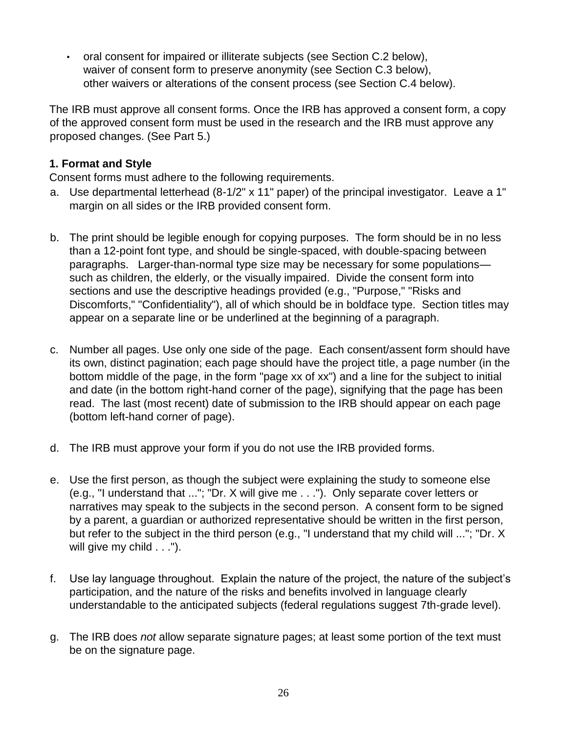- oral consent for impaired or illiterate subjects (see Section C.2 below), waiver of consent form to preserve anonymity (see Section C.3 below), other waivers or alterations of the consent process (see Section C.4 below).

The IRB must approve all consent forms. Once the IRB has approved a consent form, a copy of the approved consent form must be used in the research and the IRB must approve any proposed changes. (See Part 5.)

**1. Format and Style**

Consent forms must adhere to the following requirements.

a. Use departmental letterhead (8-1/2" x 11" paper) of the principal investigator. Leave a 1" margin on all sides or the IRB provided consent form.

b. The print should be legible enough for copying purposes. The form should be in no less than a 12-point font type, and should be single-spaced, with double-spacing between paragraphs. Larger-than-normal type size may be necessary for some populations—such as children, the elderly, or the visually impaired. Divide the consent form into sections and use the descriptive headings provided (e.g., "Purpose," "Risks and Discomforts," "Confidentiality"), all of which should be in boldface type. Section titles may appear on a separate line or be underlined at the beginning of a paragraph.

c. Number all pages. Use only one side of the page. Each consent/assent form should have its own, distinct pagination; each page should have the project title, a page number (in the bottom middle of the page, in the form "page xx of xx") and a line for the subject to initial and date (in the bottom right-hand corner of the page), signifying that the page has been read. The last (most recent) date of submission to the IRB should appear on each page (bottom left-hand corner of page).

d. The IRB must approve your form if you do not use the IRB provided forms.

e. Use the first person, as though the subject were explaining the study to someone else (e.g., "I understand that ..."; "Dr. X will give me . . ."). Only separate cover letters or narratives may speak to the subjects in the second person. A consent form to be signed by a parent, a guardian or authorized representative should be written in the first person, but refer to the subject in the third person (e.g., "I understand that my child will ..."; "Dr. X will give my child . . .").

f. Use lay language throughout. Explain the nature of the project, the nature of the subject's participation, and the nature of the risks and benefits involved in language clearly understandable to the anticipated subjects (federal regulations suggest 7th-grade level).

g. The IRB does *not* allow separate signature pages; at least some portion of the text must be on the signature page.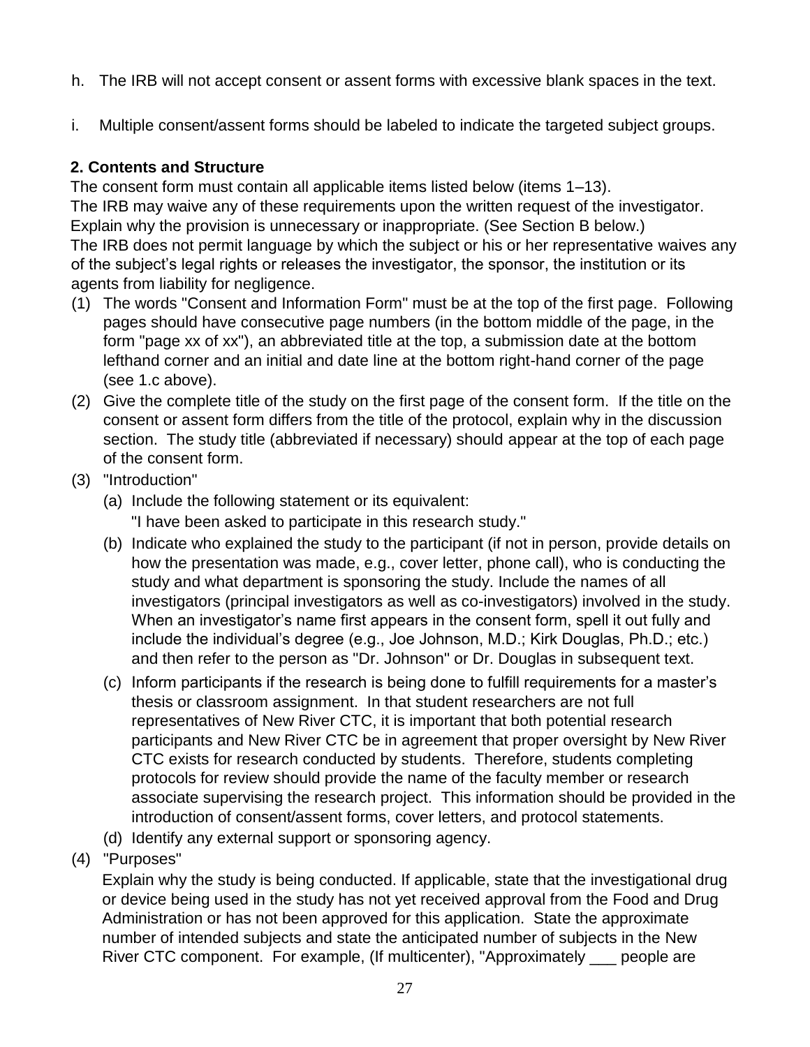h. The IRB will not accept consent or assent forms with excessive blank spaces in the text.

i. Multiple consent/assent forms should be labeled to indicate the targeted subject groups.

**2. Contents and Structure**

The consent form must contain all applicable items listed below (items 1–13).
The IRB may waive any of these requirements upon the written request of the investigator. Explain why the provision is unnecessary or inappropriate. (See Section B below.)
The IRB does not permit language by which the subject or his or her representative waives any of the subject's legal rights or releases the investigator, the sponsor, the institution or its agents from liability for negligence.

(1) The words "Consent and Information Form" must be at the top of the first page. Following pages should have consecutive page numbers (in the bottom middle of the page, in the form "page xx of xx"), an abbreviated title at the top, a submission date at the bottom lefthand corner and an initial and date line at the bottom right-hand corner of the page (see 1.c above).

(2) Give the complete title of the study on the first page of the consent form. If the title on the consent or assent form differs from the title of the protocol, explain why in the discussion section. The study title (abbreviated if necessary) should appear at the top of each page of the consent form.

(3) "Introduction"

  (a) Include the following statement or its equivalent:
  "I have been asked to participate in this research study."

  (b) Indicate who explained the study to the participant (if not in person, provide details on how the presentation was made, e.g., cover letter, phone call), who is conducting the study and what department is sponsoring the study. Include the names of all investigators (principal investigators as well as co-investigators) involved in the study. When an investigator's name first appears in the consent form, spell it out fully and include the individual's degree (e.g., Joe Johnson, M.D.; Kirk Douglas, Ph.D.; etc.) and then refer to the person as "Dr. Johnson" or Dr. Douglas in subsequent text.

  (c) Inform participants if the research is being done to fulfill requirements for a master's thesis or classroom assignment. In that student researchers are not full representatives of New River CTC, it is important that both potential research participants and New River CTC be in agreement that proper oversight by New River CTC exists for research conducted by students. Therefore, students completing protocols for review should provide the name of the faculty member or research associate supervising the research project. This information should be provided in the introduction of consent/assent forms, cover letters, and protocol statements.

  (d) Identify any external support or sponsoring agency.

(4) "Purposes"

Explain why the study is being conducted. If applicable, state that the investigational drug or device being used in the study has not yet received approval from the Food and Drug Administration or has not been approved for this application. State the approximate number of intended subjects and state the anticipated number of subjects in the New River CTC component. For example, (If multicenter), "Approximately ___ people are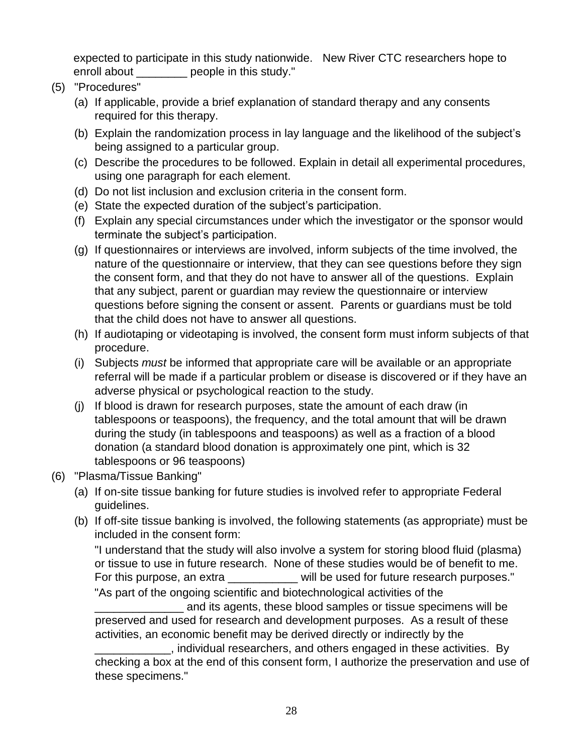expected to participate in this study nationwide. New River CTC researchers hope to enroll about ________ people in this study."

(5) "Procedures"

   (a) If applicable, provide a brief explanation of standard therapy and any consents required for this therapy.

   (b) Explain the randomization process in lay language and the likelihood of the subject's being assigned to a particular group.

   (c) Describe the procedures to be followed. Explain in detail all experimental procedures, using one paragraph for each element.

   (d) Do not list inclusion and exclusion criteria in the consent form.

   (e) State the expected duration of the subject's participation.

   (f) Explain any special circumstances under which the investigator or the sponsor would terminate the subject's participation.

   (g) If questionnaires or interviews are involved, inform subjects of the time involved, the nature of the questionnaire or interview, that they can see questions before they sign the consent form, and that they do not have to answer all of the questions. Explain that any subject, parent or guardian may review the questionnaire or interview questions before signing the consent or assent. Parents or guardians must be told that the child does not have to answer all questions.

   (h) If audiotaping or videotaping is involved, the consent form must inform subjects of that procedure.

   (i) Subjects *must* be informed that appropriate care will be available or an appropriate referral will be made if a particular problem or disease is discovered or if they have an adverse physical or psychological reaction to the study.

   (j) If blood is drawn for research purposes, state the amount of each draw (in tablespoons or teaspoons), the frequency, and the total amount that will be drawn during the study (in tablespoons and teaspoons) as well as a fraction of a blood donation (a standard blood donation is approximately one pint, which is 32 tablespoons or 96 teaspoons)

(6) "Plasma/Tissue Banking"

   (a) If on-site tissue banking for future studies is involved refer to appropriate Federal guidelines.

   (b) If off-site tissue banking is involved, the following statements (as appropriate) must be included in the consent form:

   "I understand that the study will also involve a system for storing blood fluid (plasma) or tissue to use in future research. None of these studies would be of benefit to me. For this purpose, an extra ___________ will be used for future research purposes."

   "As part of the ongoing scientific and biotechnological activities of the ______________ and its agents, these blood samples or tissue specimens will be preserved and used for research and development purposes. As a result of these activities, an economic benefit may be derived directly or indirectly by the ____________, individual researchers, and others engaged in these activities. By checking a box at the end of this consent form, I authorize the preservation and use of these specimens."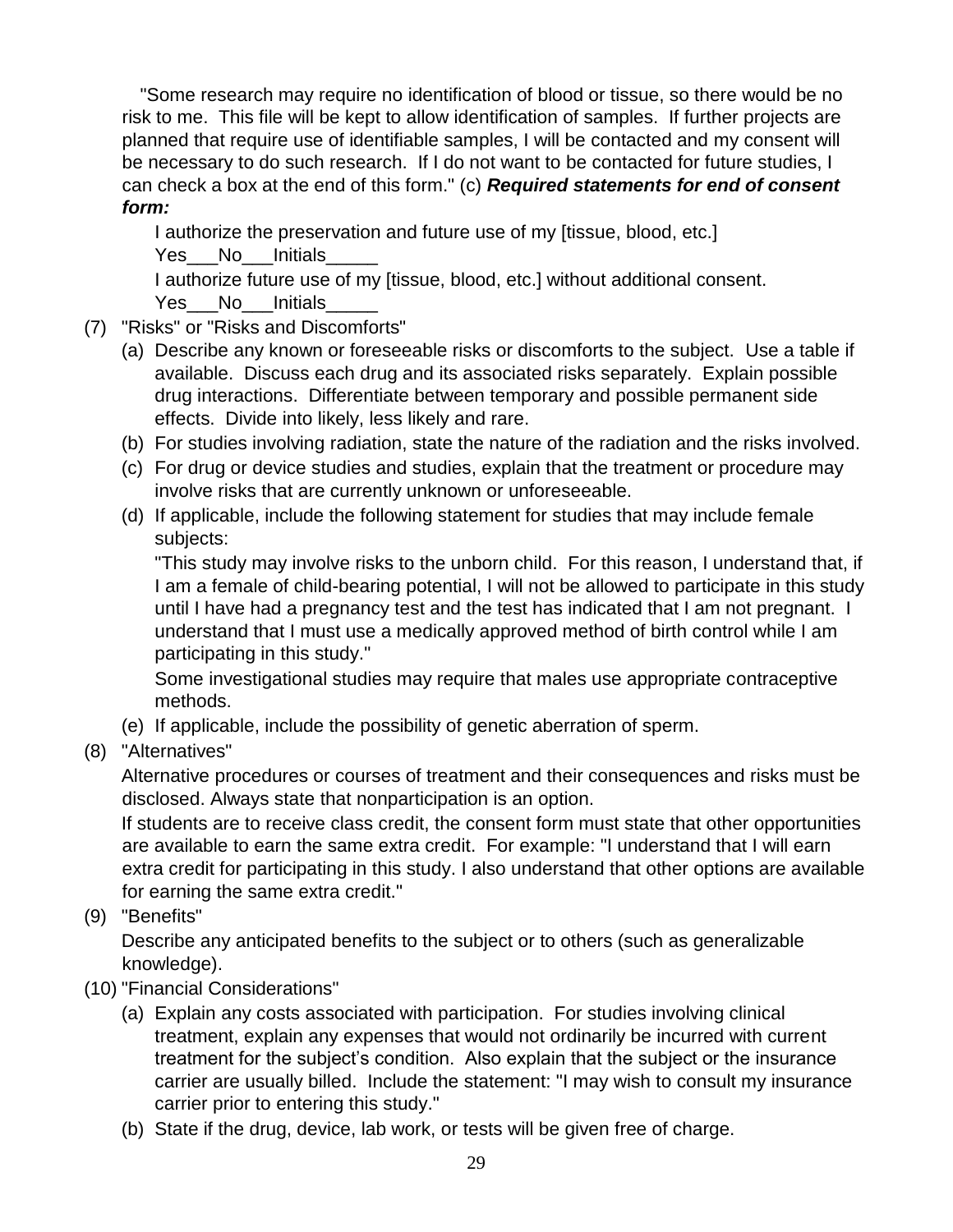"Some research may require no identification of blood or tissue, so there would be no risk to me. This file will be kept to allow identification of samples. If further projects are planned that require use of identifiable samples, I will be contacted and my consent will be necessary to do such research. If I do not want to be contacted for future studies, I can check a box at the end of this form." (c) ***Required statements for end of consent form:***

I authorize the preservation and future use of my [tissue, blood, etc.]
Yes___No___Initials_____

I authorize future use of my [tissue, blood, etc.] without additional consent.
Yes___No___Initials_____

(7) "Risks" or "Risks and Discomforts"

   (a) Describe any known or foreseeable risks or discomforts to the subject. Use a table if available. Discuss each drug and its associated risks separately. Explain possible drug interactions. Differentiate between temporary and possible permanent side effects. Divide into likely, less likely and rare.

   (b) For studies involving radiation, state the nature of the radiation and the risks involved.

   (c) For drug or device studies and studies, explain that the treatment or procedure may involve risks that are currently unknown or unforeseeable.

   (d) If applicable, include the following statement for studies that may include female subjects:

   "This study may involve risks to the unborn child. For this reason, I understand that, if I am a female of child-bearing potential, I will not be allowed to participate in this study until I have had a pregnancy test and the test has indicated that I am not pregnant. I understand that I must use a medically approved method of birth control while I am participating in this study."

   Some investigational studies may require that males use appropriate contraceptive methods.

   (e) If applicable, include the possibility of genetic aberration of sperm.

(8) "Alternatives"

   Alternative procedures or courses of treatment and their consequences and risks must be disclosed. Always state that nonparticipation is an option.

   If students are to receive class credit, the consent form must state that other opportunities are available to earn the same extra credit. For example: "I understand that I will earn extra credit for participating in this study. I also understand that other options are available for earning the same extra credit."

(9) "Benefits"

   Describe any anticipated benefits to the subject or to others (such as generalizable knowledge).

(10) "Financial Considerations"

   (a) Explain any costs associated with participation. For studies involving clinical treatment, explain any expenses that would not ordinarily be incurred with current treatment for the subject's condition. Also explain that the subject or the insurance carrier are usually billed. Include the statement: "I may wish to consult my insurance carrier prior to entering this study."

   (b) State if the drug, device, lab work, or tests will be given free of charge.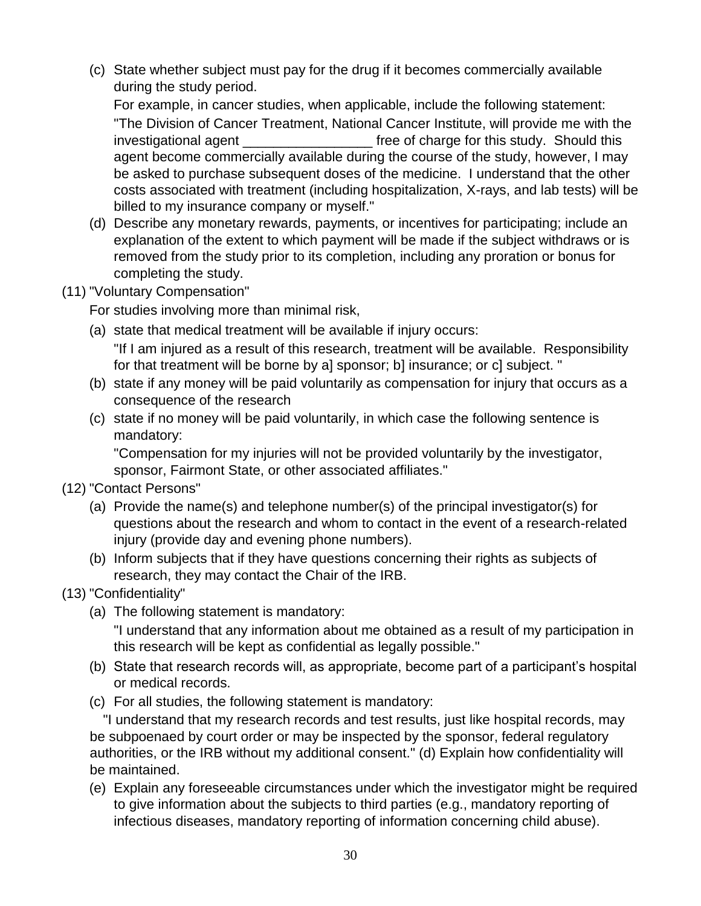(c) State whether subject must pay for the drug if it becomes commercially available during the study period.

    For example, in cancer studies, when applicable, include the following statement:

    "The Division of Cancer Treatment, National Cancer Institute, will provide me with the investigational agent _________________ free of charge for this study. Should this agent become commercially available during the course of the study, however, I may be asked to purchase subsequent doses of the medicine. I understand that the other costs associated with treatment (including hospitalization, X-rays, and lab tests) will be billed to my insurance company or myself."

(d) Describe any monetary rewards, payments, or incentives for participating; include an explanation of the extent to which payment will be made if the subject withdraws or is removed from the study prior to its completion, including any proration or bonus for completing the study.

(11) "Voluntary Compensation"

For studies involving more than minimal risk,

(a) state that medical treatment will be available if injury occurs:

    "If I am injured as a result of this research, treatment will be available. Responsibility for that treatment will be borne by a] sponsor; b] insurance; or c] subject. "

(b) state if any money will be paid voluntarily as compensation for injury that occurs as a consequence of the research

(c) state if no money will be paid voluntarily, in which case the following sentence is mandatory:

    "Compensation for my injuries will not be provided voluntarily by the investigator, sponsor, Fairmont State, or other associated affiliates."

(12) "Contact Persons"

(a) Provide the name(s) and telephone number(s) of the principal investigator(s) for questions about the research and whom to contact in the event of a research-related injury (provide day and evening phone numbers).

(b) Inform subjects that if they have questions concerning their rights as subjects of research, they may contact the Chair of the IRB.

(13) "Confidentiality"

(a) The following statement is mandatory:

    "I understand that any information about me obtained as a result of my participation in this research will be kept as confidential as legally possible."

(b) State that research records will, as appropriate, become part of a participant's hospital or medical records.

(c) For all studies, the following statement is mandatory:

"I understand that my research records and test results, just like hospital records, may be subpoenaed by court order or may be inspected by the sponsor, federal regulatory authorities, or the IRB without my additional consent." (d) Explain how confidentiality will be maintained.

(e) Explain any foreseeable circumstances under which the investigator might be required to give information about the subjects to third parties (e.g., mandatory reporting of infectious diseases, mandatory reporting of information concerning child abuse).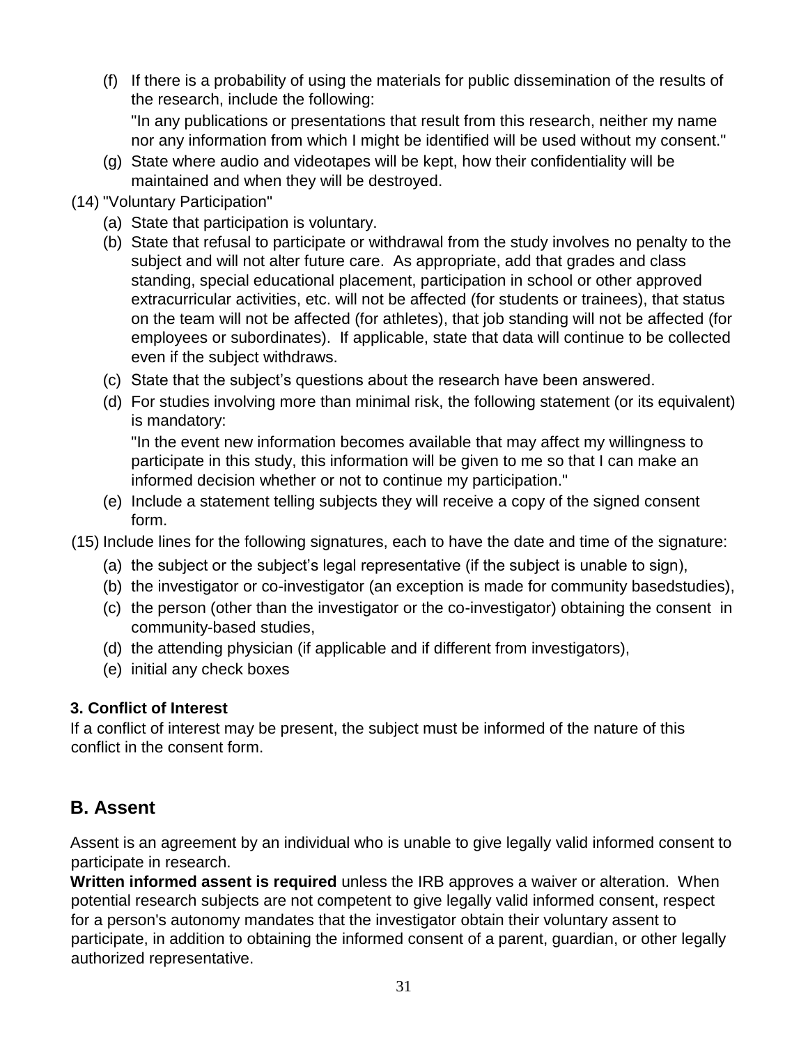(f) If there is a probability of using the materials for public dissemination of the results of the research, include the following:

"In any publications or presentations that result from this research, neither my name nor any information from which I might be identified will be used without my consent."

(g) State where audio and videotapes will be kept, how their confidentiality will be maintained and when they will be destroyed.

(14) "Voluntary Participation"

(a) State that participation is voluntary.

(b) State that refusal to participate or withdrawal from the study involves no penalty to the subject and will not alter future care. As appropriate, add that grades and class standing, special educational placement, participation in school or other approved extracurricular activities, etc. will not be affected (for students or trainees), that status on the team will not be affected (for athletes), that job standing will not be affected (for employees or subordinates). If applicable, state that data will continue to be collected even if the subject withdraws.

(c) State that the subject's questions about the research have been answered.

(d) For studies involving more than minimal risk, the following statement (or its equivalent) is mandatory:

"In the event new information becomes available that may affect my willingness to participate in this study, this information will be given to me so that I can make an informed decision whether or not to continue my participation."

(e) Include a statement telling subjects they will receive a copy of the signed consent form.

(15) Include lines for the following signatures, each to have the date and time of the signature:

(a) the subject or the subject's legal representative (if the subject is unable to sign),

(b) the investigator or co-investigator (an exception is made for community basedstudies),

(c) the person (other than the investigator or the co-investigator) obtaining the consent in community-based studies,

(d) the attending physician (if applicable and if different from investigators),

(e) initial any check boxes

**3. Conflict of Interest**

If a conflict of interest may be present, the subject must be informed of the nature of this conflict in the consent form.

## B. Assent

Assent is an agreement by an individual who is unable to give legally valid informed consent to participate in research.

**Written informed assent is required** unless the IRB approves a waiver or alteration. When potential research subjects are not competent to give legally valid informed consent, respect for a person's autonomy mandates that the investigator obtain their voluntary assent to participate, in addition to obtaining the informed consent of a parent, guardian, or other legally authorized representative.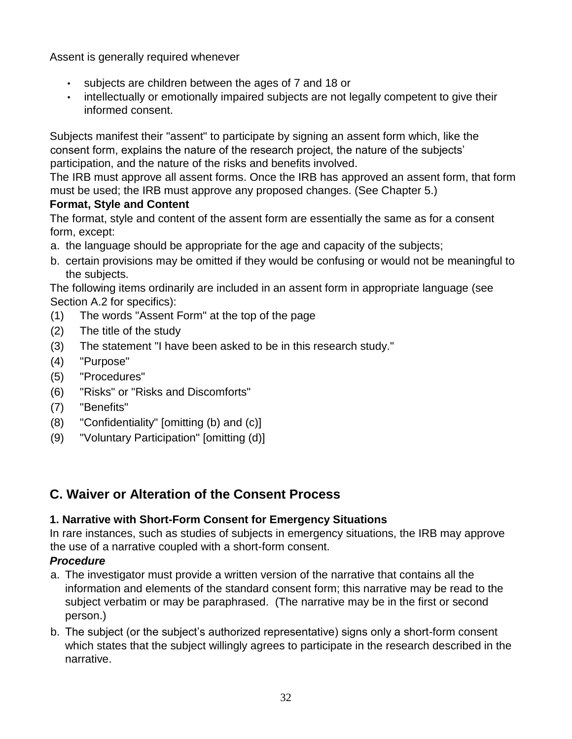Assent is generally required whenever

- subjects are children between the ages of 7 and 18 or
- intellectually or emotionally impaired subjects are not legally competent to give their informed consent.

Subjects manifest their "assent" to participate by signing an assent form which, like the consent form, explains the nature of the research project, the nature of the subjects' participation, and the nature of the risks and benefits involved.

The IRB must approve all assent forms. Once the IRB has approved an assent form, that form must be used; the IRB must approve any proposed changes. (See Chapter 5.)

**Format, Style and Content**

The format, style and content of the assent form are essentially the same as for a consent form, except:

a. the language should be appropriate for the age and capacity of the subjects;
b. certain provisions may be omitted if they would be confusing or would not be meaningful to the subjects.

The following items ordinarily are included in an assent form in appropriate language (see Section A.2 for specifics):

(1) The words "Assent Form" at the top of the page
(2) The title of the study
(3) The statement "I have been asked to be in this research study."
(4) "Purpose"
(5) "Procedures"
(6) "Risks" or "Risks and Discomforts"
(7) "Benefits"
(8) "Confidentiality" [omitting (b) and (c)]
(9) "Voluntary Participation" [omitting (d)]

## C. Waiver or Alteration of the Consent Process

### 1. Narrative with Short-Form Consent for Emergency Situations

In rare instances, such as studies of subjects in emergency situations, the IRB may approve the use of a narrative coupled with a short-form consent.

***Procedure***

a. The investigator must provide a written version of the narrative that contains all the information and elements of the standard consent form; this narrative may be read to the subject verbatim or may be paraphrased. (The narrative may be in the first or second person.)
b. The subject (or the subject's authorized representative) signs only a short-form consent which states that the subject willingly agrees to participate in the research described in the narrative.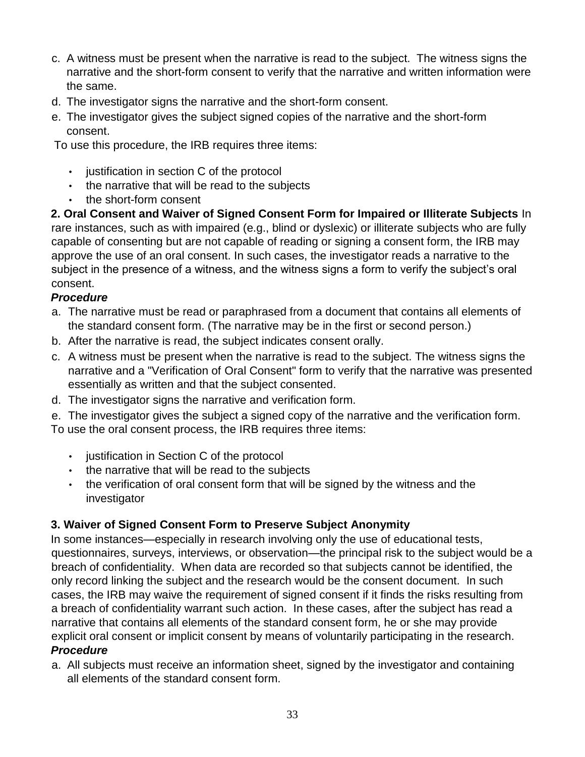c. A witness must be present when the narrative is read to the subject. The witness signs the narrative and the short-form consent to verify that the narrative and written information were the same.
d. The investigator signs the narrative and the short-form consent.
e. The investigator gives the subject signed copies of the narrative and the short-form consent.

To use this procedure, the IRB requires three items:

- justification in section C of the protocol
- the narrative that will be read to the subjects
- the short-form consent

**2. Oral Consent and Waiver of Signed Consent Form for Impaired or Illiterate Subjects** In rare instances, such as with impaired (e.g., blind or dyslexic) or illiterate subjects who are fully capable of consenting but are not capable of reading or signing a consent form, the IRB may approve the use of an oral consent. In such cases, the investigator reads a narrative to the subject in the presence of a witness, and the witness signs a form to verify the subject's oral consent.

***Procedure***

a. The narrative must be read or paraphrased from a document that contains all elements of the standard consent form. (The narrative may be in the first or second person.)
b. After the narrative is read, the subject indicates consent orally.
c. A witness must be present when the narrative is read to the subject. The witness signs the narrative and a "Verification of Oral Consent" form to verify that the narrative was presented essentially as written and that the subject consented.
d. The investigator signs the narrative and verification form.
e. The investigator gives the subject a signed copy of the narrative and the verification form.

To use the oral consent process, the IRB requires three items:

- justification in Section C of the protocol
- the narrative that will be read to the subjects
- the verification of oral consent form that will be signed by the witness and the investigator

**3. Waiver of Signed Consent Form to Preserve Subject Anonymity**

In some instances—especially in research involving only the use of educational tests, questionnaires, surveys, interviews, or observation—the principal risk to the subject would be a breach of confidentiality. When data are recorded so that subjects cannot be identified, the only record linking the subject and the research would be the consent document. In such cases, the IRB may waive the requirement of signed consent if it finds the risks resulting from a breach of confidentiality warrant such action. In these cases, after the subject has read a narrative that contains all elements of the standard consent form, he or she may provide explicit oral consent or implicit consent by means of voluntarily participating in the research.

***Procedure***

a. All subjects must receive an information sheet, signed by the investigator and containing all elements of the standard consent form.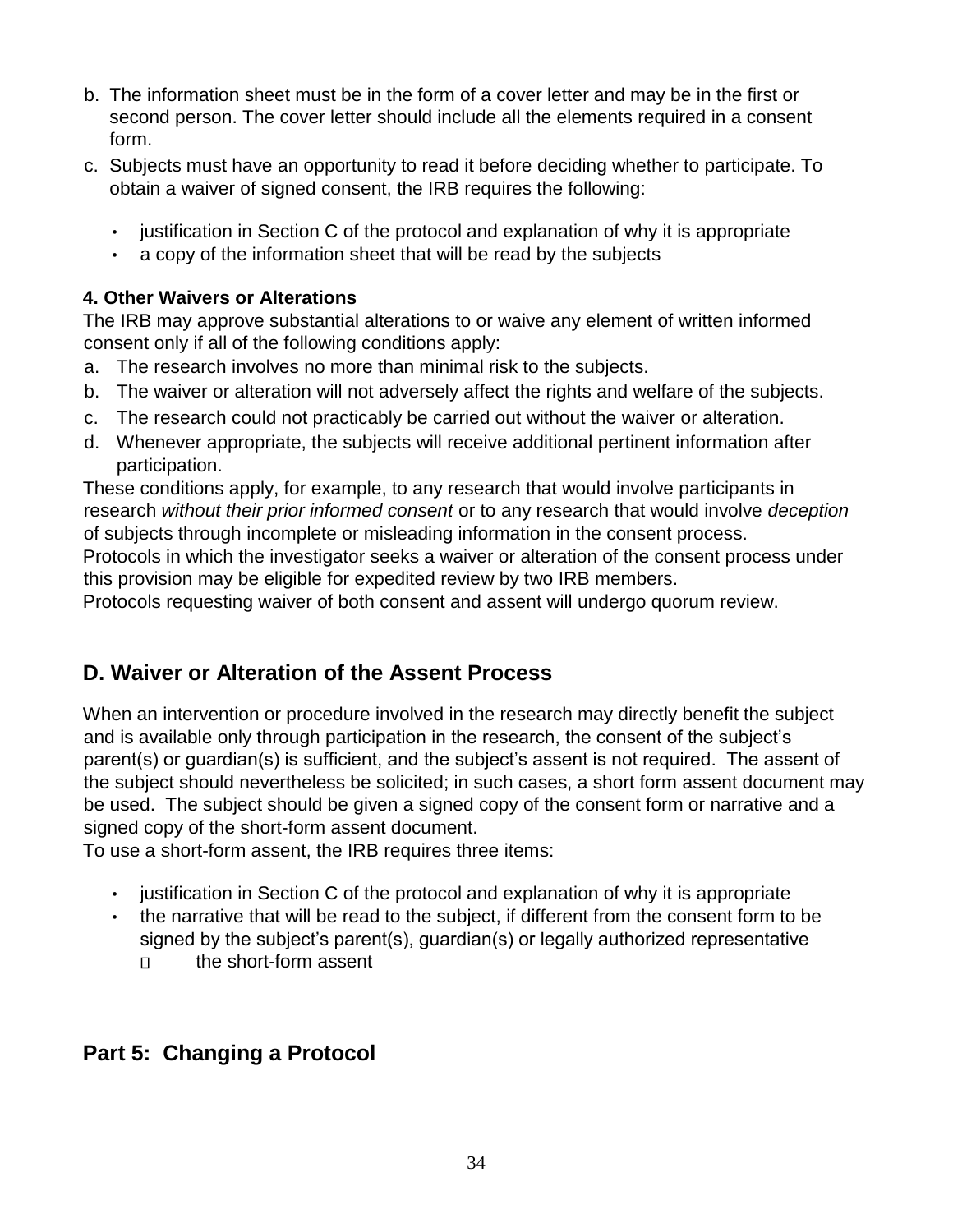b. The information sheet must be in the form of a cover letter and may be in the first or second person. The cover letter should include all the elements required in a consent form.
c. Subjects must have an opportunity to read it before deciding whether to participate. To obtain a waiver of signed consent, the IRB requires the following:
    - justification in Section C of the protocol and explanation of why it is appropriate
    - a copy of the information sheet that will be read by the subjects

**4. Other Waivers or Alterations**

The IRB may approve substantial alterations to or waive any element of written informed consent only if all of the following conditions apply:

a. The research involves no more than minimal risk to the subjects.
b. The waiver or alteration will not adversely affect the rights and welfare of the subjects.
c. The research could not practicably be carried out without the waiver or alteration.
d. Whenever appropriate, the subjects will receive additional pertinent information after participation.

These conditions apply, for example, to any research that would involve participants in research *without their prior informed consent* or to any research that would involve *deception* of subjects through incomplete or misleading information in the consent process.
Protocols in which the investigator seeks a waiver or alteration of the consent process under this provision may be eligible for expedited review by two IRB members.
Protocols requesting waiver of both consent and assent will undergo quorum review.

## D. Waiver or Alteration of the Assent Process

When an intervention or procedure involved in the research may directly benefit the subject and is available only through participation in the research, the consent of the subject's parent(s) or guardian(s) is sufficient, and the subject's assent is not required. The assent of the subject should nevertheless be solicited; in such cases, a short form assent document may be used. The subject should be given a signed copy of the consent form or narrative and a signed copy of the short-form assent document.
To use a short-form assent, the IRB requires three items:

- justification in Section C of the protocol and explanation of why it is appropriate
- the narrative that will be read to the subject, if different from the consent form to be signed by the subject's parent(s), guardian(s) or legally authorized representative
- the short-form assent

## Part 5: Changing a Protocol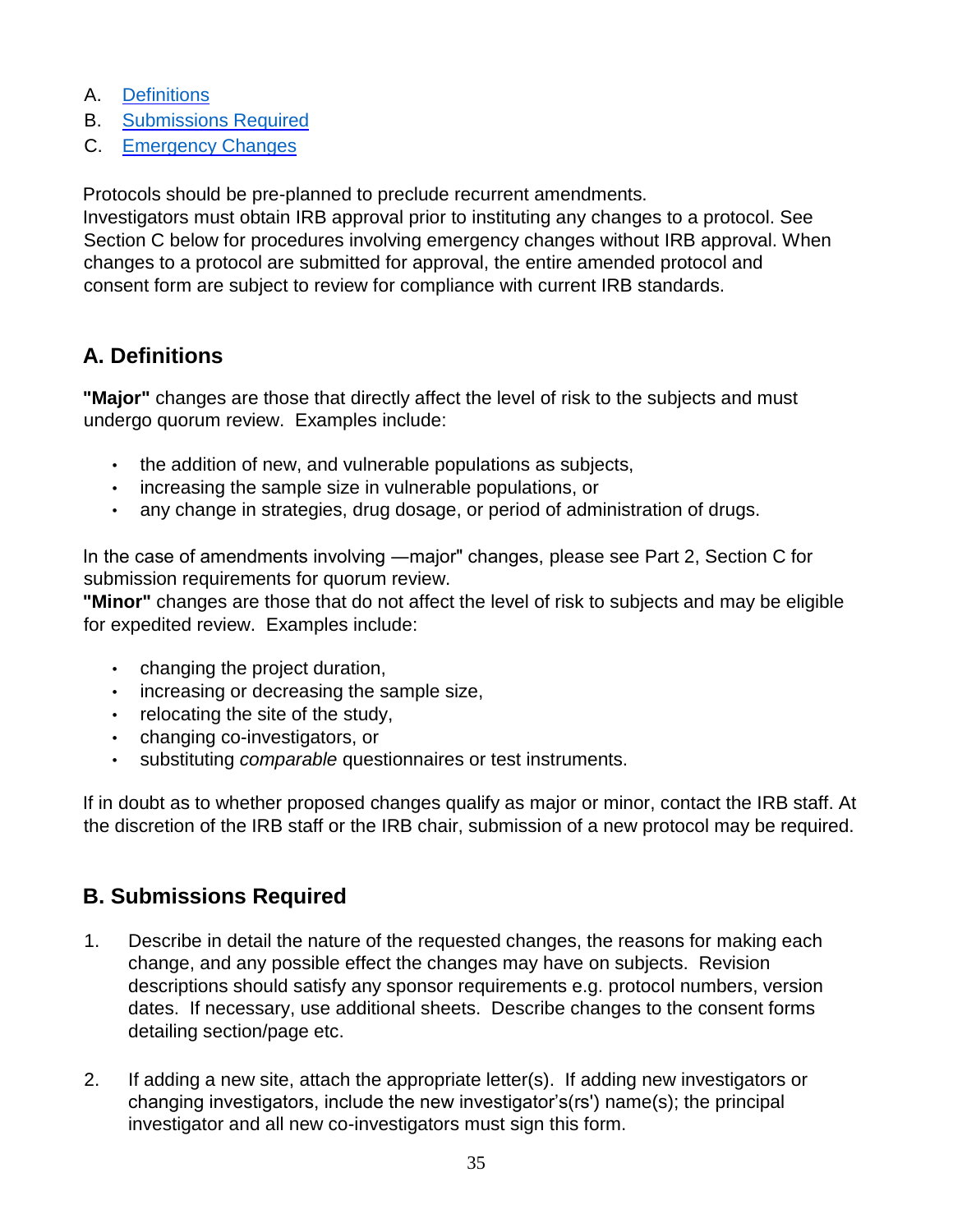A. [Definitions](#a-definitions)
B. [Submissions Required](#b-submissions-required)
C. [Emergency Changes](#c-emergency-changes)

Protocols should be pre-planned to preclude recurrent amendments.
Investigators must obtain IRB approval prior to instituting any changes to a protocol. See Section C below for procedures involving emergency changes without IRB approval. When changes to a protocol are submitted for approval, the entire amended protocol and consent form are subject to review for compliance with current IRB standards.

## A. Definitions

**"Major"** changes are those that directly affect the level of risk to the subjects and must undergo quorum review. Examples include:

- the addition of new, and vulnerable populations as subjects,
- increasing the sample size in vulnerable populations, or
- any change in strategies, drug dosage, or period of administration of drugs.

In the case of amendments involving —major" changes, please see Part 2, Section C for submission requirements for quorum review.
**"Minor"** changes are those that do not affect the level of risk to subjects and may be eligible for expedited review. Examples include:

- changing the project duration,
- increasing or decreasing the sample size,
- relocating the site of the study,
- changing co-investigators, or
- substituting *comparable* questionnaires or test instruments.

If in doubt as to whether proposed changes qualify as major or minor, contact the IRB staff. At the discretion of the IRB staff or the IRB chair, submission of a new protocol may be required.

## B. Submissions Required

1. Describe in detail the nature of the requested changes, the reasons for making each change, and any possible effect the changes may have on subjects. Revision descriptions should satisfy any sponsor requirements e.g. protocol numbers, version dates. If necessary, use additional sheets. Describe changes to the consent forms detailing section/page etc.

2. If adding a new site, attach the appropriate letter(s). If adding new investigators or changing investigators, include the new investigator's(rs') name(s); the principal investigator and all new co-investigators must sign this form.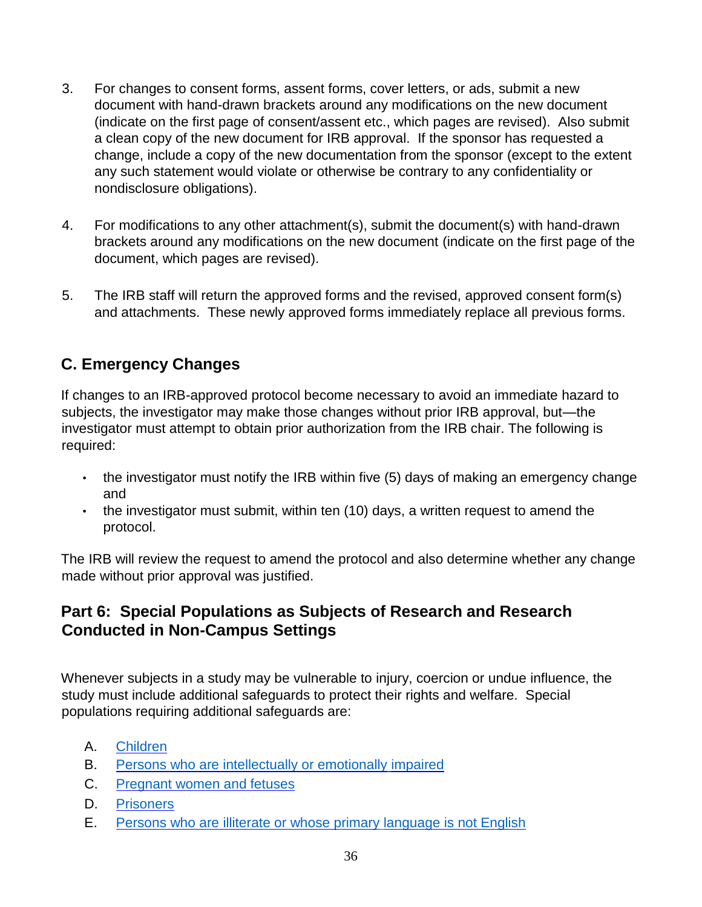3. For changes to consent forms, assent forms, cover letters, or ads, submit a new document with hand-drawn brackets around any modifications on the new document (indicate on the first page of consent/assent etc., which pages are revised). Also submit a clean copy of the new document for IRB approval. If the sponsor has requested a change, include a copy of the new documentation from the sponsor (except to the extent any such statement would violate or otherwise be contrary to any confidentiality or nondisclosure obligations).

4. For modifications to any other attachment(s), submit the document(s) with hand-drawn brackets around any modifications on the new document (indicate on the first page of the document, which pages are revised).

5. The IRB staff will return the approved forms and the revised, approved consent form(s) and attachments. These newly approved forms immediately replace all previous forms.

## C. Emergency Changes

If changes to an IRB-approved protocol become necessary to avoid an immediate hazard to subjects, the investigator may make those changes without prior IRB approval, but—the investigator must attempt to obtain prior authorization from the IRB chair. The following is required:

- the investigator must notify the IRB within five (5) days of making an emergency change and
- the investigator must submit, within ten (10) days, a written request to amend the protocol.

The IRB will review the request to amend the protocol and also determine whether any change made without prior approval was justified.

## Part 6: Special Populations as Subjects of Research and Research Conducted in Non-Campus Settings

Whenever subjects in a study may be vulnerable to injury, coercion or undue influence, the study must include additional safeguards to protect their rights and welfare. Special populations requiring additional safeguards are:

A. Children
B. Persons who are intellectually or emotionally impaired
C. Pregnant women and fetuses
D. Prisoners
E. Persons who are illiterate or whose primary language is not English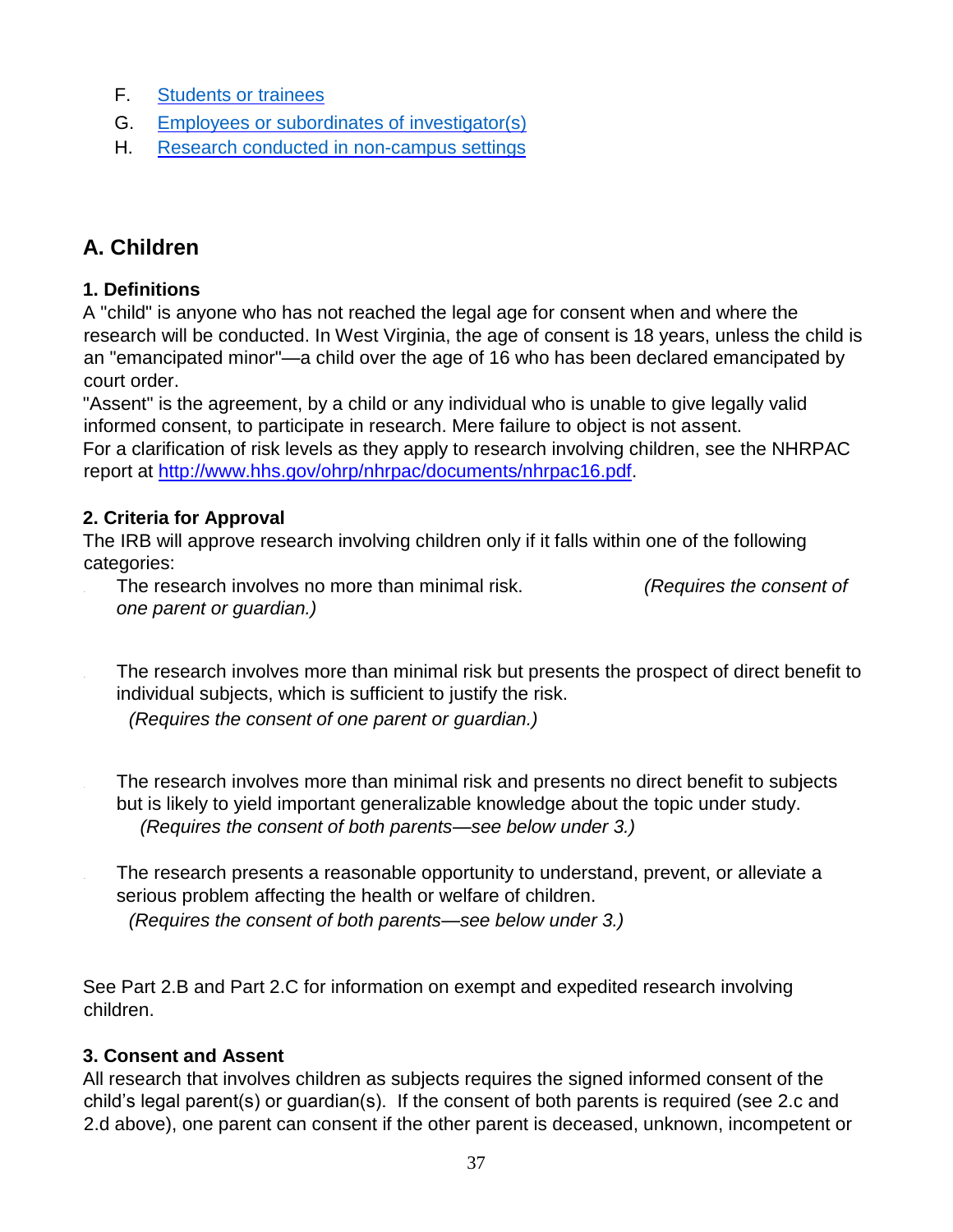F. [Students or trainees]
G. [Employees or subordinates of investigator(s)]
H. [Research conducted in non-campus settings]

## A. Children

### 1. Definitions

A "child" is anyone who has not reached the legal age for consent when and where the research will be conducted. In West Virginia, the age of consent is 18 years, unless the child is an "emancipated minor"—a child over the age of 16 who has been declared emancipated by court order.

"Assent" is the agreement, by a child or any individual who is unable to give legally valid informed consent, to participate in research. Mere failure to object is not assent.

For a clarification of risk levels as they apply to research involving children, see the NHRPAC report at http://www.hhs.gov/ohrp/nhrpac/documents/nhrpac16.pdf.

### 2. Criteria for Approval

The IRB will approve research involving children only if it falls within one of the following categories:

- The research involves no more than minimal risk. *(Requires the consent of one parent or guardian.)*

- The research involves more than minimal risk but presents the prospect of direct benefit to individual subjects, which is sufficient to justify the risk.
  *(Requires the consent of one parent or guardian.)*

- The research involves more than minimal risk and presents no direct benefit to subjects but is likely to yield important generalizable knowledge about the topic under study.
  *(Requires the consent of both parents—see below under 3.)*

- The research presents a reasonable opportunity to understand, prevent, or alleviate a serious problem affecting the health or welfare of children.
  *(Requires the consent of both parents—see below under 3.)*

See Part 2.B and Part 2.C for information on exempt and expedited research involving children.

### 3. Consent and Assent

All research that involves children as subjects requires the signed informed consent of the child's legal parent(s) or guardian(s). If the consent of both parents is required (see 2.c and 2.d above), one parent can consent if the other parent is deceased, unknown, incompetent or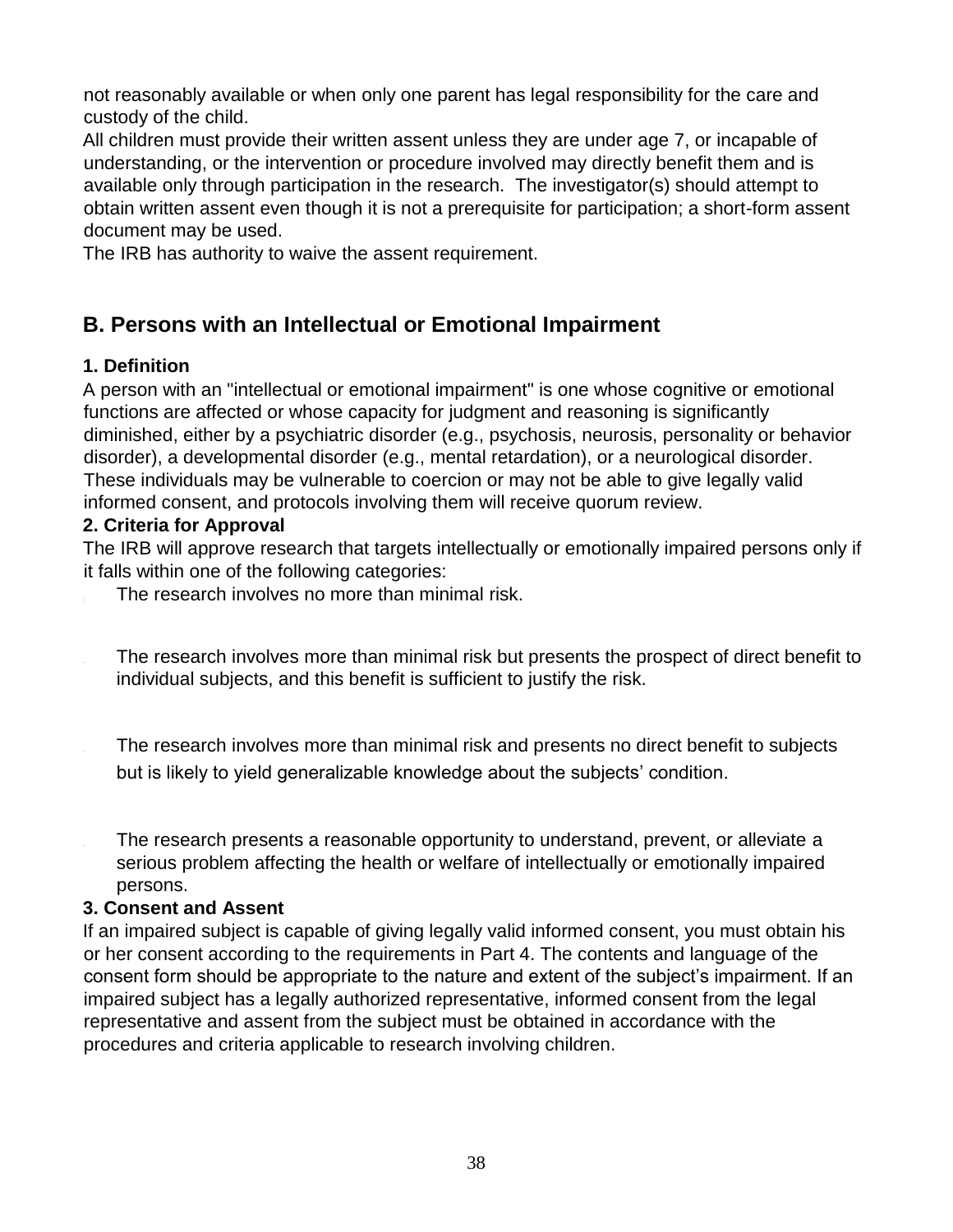not reasonably available or when only one parent has legal responsibility for the care and custody of the child.

All children must provide their written assent unless they are under age 7, or incapable of understanding, or the intervention or procedure involved may directly benefit them and is available only through participation in the research. The investigator(s) should attempt to obtain written assent even though it is not a prerequisite for participation; a short-form assent document may be used.

The IRB has authority to waive the assent requirement.

## B. Persons with an Intellectual or Emotional Impairment

### 1. Definition

A person with an "intellectual or emotional impairment" is one whose cognitive or emotional functions are affected or whose capacity for judgment and reasoning is significantly diminished, either by a psychiatric disorder (e.g., psychosis, neurosis, personality or behavior disorder), a developmental disorder (e.g., mental retardation), or a neurological disorder. These individuals may be vulnerable to coercion or may not be able to give legally valid informed consent, and protocols involving them will receive quorum review.

### 2. Criteria for Approval

The IRB will approve research that targets intellectually or emotionally impaired persons only if it falls within one of the following categories:

- The research involves no more than minimal risk.
- The research involves more than minimal risk but presents the prospect of direct benefit to individual subjects, and this benefit is sufficient to justify the risk.
- The research involves more than minimal risk and presents no direct benefit to subjects but is likely to yield generalizable knowledge about the subjects' condition.
- The research presents a reasonable opportunity to understand, prevent, or alleviate a serious problem affecting the health or welfare of intellectually or emotionally impaired persons.

### 3. Consent and Assent

If an impaired subject is capable of giving legally valid informed consent, you must obtain his or her consent according to the requirements in Part 4. The contents and language of the consent form should be appropriate to the nature and extent of the subject's impairment. If an impaired subject has a legally authorized representative, informed consent from the legal representative and assent from the subject must be obtained in accordance with the procedures and criteria applicable to research involving children.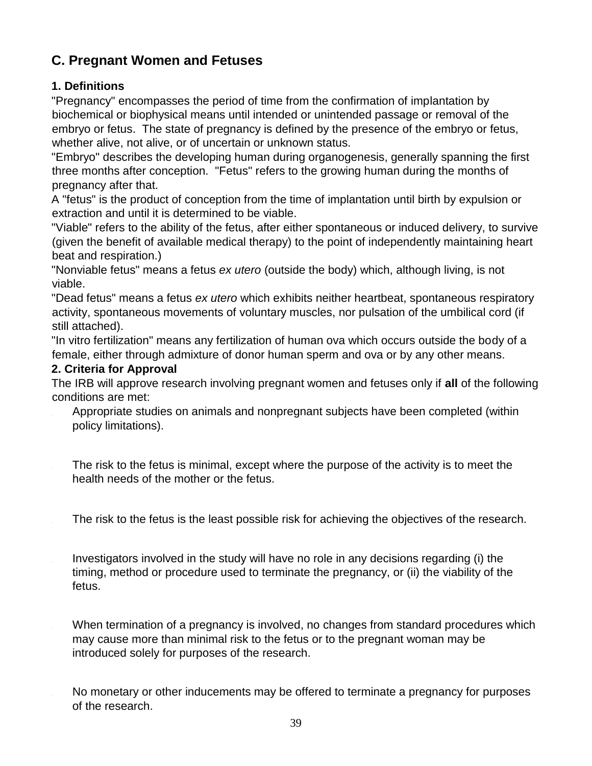## C. Pregnant Women and Fetuses

### 1. Definitions

"Pregnancy" encompasses the period of time from the confirmation of implantation by biochemical or biophysical means until intended or unintended passage or removal of the embryo or fetus. The state of pregnancy is defined by the presence of the embryo or fetus, whether alive, not alive, or of uncertain or unknown status.

"Embryo" describes the developing human during organogenesis, generally spanning the first three months after conception. "Fetus" refers to the growing human during the months of pregnancy after that.

A "fetus" is the product of conception from the time of implantation until birth by expulsion or extraction and until it is determined to be viable.

"Viable" refers to the ability of the fetus, after either spontaneous or induced delivery, to survive (given the benefit of available medical therapy) to the point of independently maintaining heart beat and respiration.)

"Nonviable fetus" means a fetus *ex utero* (outside the body) which, although living, is not viable.

"Dead fetus" means a fetus *ex utero* which exhibits neither heartbeat, spontaneous respiratory activity, spontaneous movements of voluntary muscles, nor pulsation of the umbilical cord (if still attached).

"In vitro fertilization" means any fertilization of human ova which occurs outside the body of a female, either through admixture of donor human sperm and ova or by any other means.

### 2. Criteria for Approval

The IRB will approve research involving pregnant women and fetuses only if **all** of the following conditions are met:

- Appropriate studies on animals and nonpregnant subjects have been completed (within policy limitations).
- The risk to the fetus is minimal, except where the purpose of the activity is to meet the health needs of the mother or the fetus.
- The risk to the fetus is the least possible risk for achieving the objectives of the research.
- Investigators involved in the study will have no role in any decisions regarding (i) the timing, method or procedure used to terminate the pregnancy, or (ii) the viability of the fetus.
- When termination of a pregnancy is involved, no changes from standard procedures which may cause more than minimal risk to the fetus or to the pregnant woman may be introduced solely for purposes of the research.
- No monetary or other inducements may be offered to terminate a pregnancy for purposes of the research.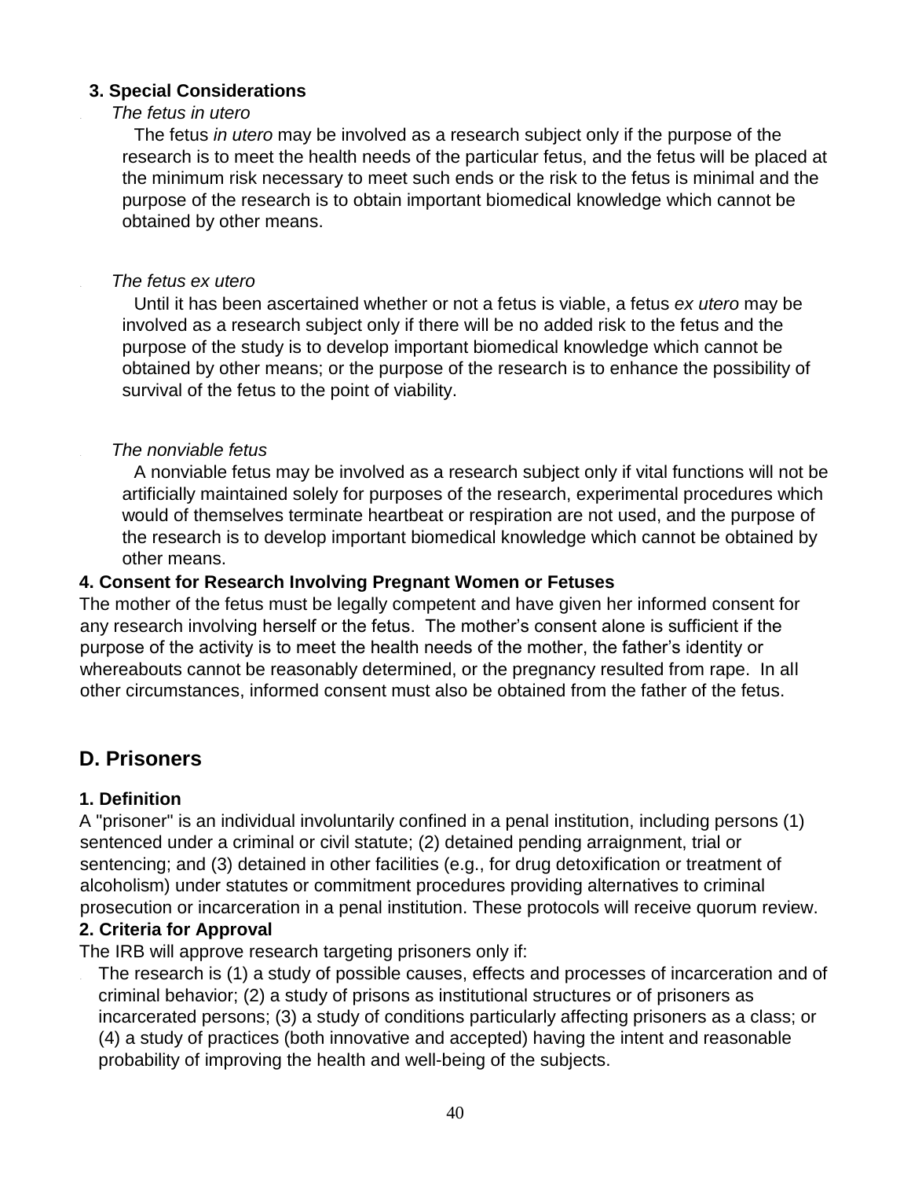### 3. Special Considerations

- *The fetus in utero*

  The fetus *in utero* may be involved as a research subject only if the purpose of the research is to meet the health needs of the particular fetus, and the fetus will be placed at the minimum risk necessary to meet such ends or the risk to the fetus is minimal and the purpose of the research is to obtain important biomedical knowledge which cannot be obtained by other means.

- *The fetus ex utero*

  Until it has been ascertained whether or not a fetus is viable, a fetus *ex utero* may be involved as a research subject only if there will be no added risk to the fetus and the purpose of the study is to develop important biomedical knowledge which cannot be obtained by other means; or the purpose of the research is to enhance the possibility of survival of the fetus to the point of viability.

- *The nonviable fetus*

  A nonviable fetus may be involved as a research subject only if vital functions will not be artificially maintained solely for purposes of the research, experimental procedures which would of themselves terminate heartbeat or respiration are not used, and the purpose of the research is to develop important biomedical knowledge which cannot be obtained by other means.

### 4. Consent for Research Involving Pregnant Women or Fetuses

The mother of the fetus must be legally competent and have given her informed consent for any research involving herself or the fetus. The mother's consent alone is sufficient if the purpose of the activity is to meet the health needs of the mother, the father's identity or whereabouts cannot be reasonably determined, or the pregnancy resulted from rape. In all other circumstances, informed consent must also be obtained from the father of the fetus.

## D. Prisoners

### 1. Definition

A "prisoner" is an individual involuntarily confined in a penal institution, including persons (1) sentenced under a criminal or civil statute; (2) detained pending arraignment, trial or sentencing; and (3) detained in other facilities (e.g., for drug detoxification or treatment of alcoholism) under statutes or commitment procedures providing alternatives to criminal prosecution or incarceration in a penal institution. These protocols will receive quorum review.

### 2. Criteria for Approval

The IRB will approve research targeting prisoners only if:

- The research is (1) a study of possible causes, effects and processes of incarceration and of criminal behavior; (2) a study of prisons as institutional structures or of prisoners as incarcerated persons; (3) a study of conditions particularly affecting prisoners as a class; or (4) a study of practices (both innovative and accepted) having the intent and reasonable probability of improving the health and well-being of the subjects.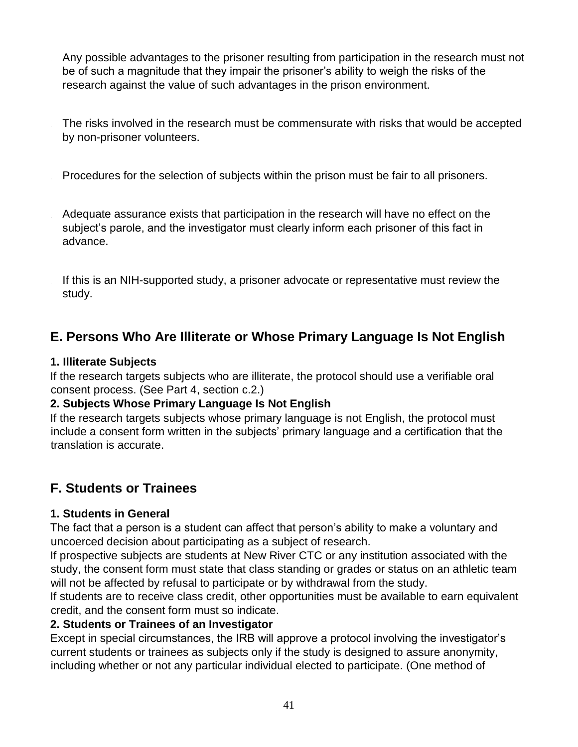- Any possible advantages to the prisoner resulting from participation in the research must not be of such a magnitude that they impair the prisoner's ability to weigh the risks of the research against the value of such advantages in the prison environment.

- The risks involved in the research must be commensurate with risks that would be accepted by non-prisoner volunteers.

- Procedures for the selection of subjects within the prison must be fair to all prisoners.

- Adequate assurance exists that participation in the research will have no effect on the subject's parole, and the investigator must clearly inform each prisoner of this fact in advance.

- If this is an NIH-supported study, a prisoner advocate or representative must review the study.

## E. Persons Who Are Illiterate or Whose Primary Language Is Not English

**1. Illiterate Subjects**

If the research targets subjects who are illiterate, the protocol should use a verifiable oral consent process. (See Part 4, section c.2.)

**2. Subjects Whose Primary Language Is Not English**

If the research targets subjects whose primary language is not English, the protocol must include a consent form written in the subjects' primary language and a certification that the translation is accurate.

## F. Students or Trainees

**1. Students in General**

The fact that a person is a student can affect that person's ability to make a voluntary and uncoerced decision about participating as a subject of research.

If prospective subjects are students at New River CTC or any institution associated with the study, the consent form must state that class standing or grades or status on an athletic team will not be affected by refusal to participate or by withdrawal from the study.

If students are to receive class credit, other opportunities must be available to earn equivalent credit, and the consent form must so indicate.

**2. Students or Trainees of an Investigator**

Except in special circumstances, the IRB will approve a protocol involving the investigator's current students or trainees as subjects only if the study is designed to assure anonymity, including whether or not any particular individual elected to participate. (One method of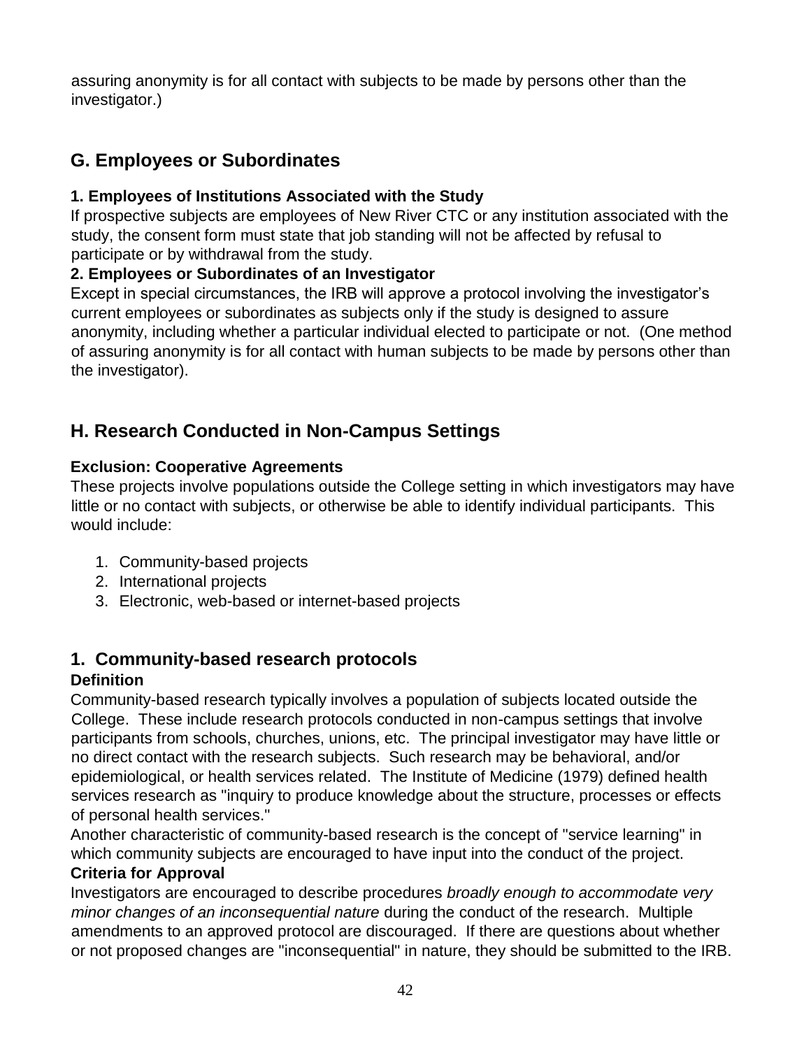assuring anonymity is for all contact with subjects to be made by persons other than the investigator.)

## G. Employees or Subordinates

**1. Employees of Institutions Associated with the Study**

If prospective subjects are employees of New River CTC or any institution associated with the study, the consent form must state that job standing will not be affected by refusal to participate or by withdrawal from the study.

**2. Employees or Subordinates of an Investigator**

Except in special circumstances, the IRB will approve a protocol involving the investigator's current employees or subordinates as subjects only if the study is designed to assure anonymity, including whether a particular individual elected to participate or not. (One method of assuring anonymity is for all contact with human subjects to be made by persons other than the investigator).

## H. Research Conducted in Non-Campus Settings

**Exclusion: Cooperative Agreements**

These projects involve populations outside the College setting in which investigators may have little or no contact with subjects, or otherwise be able to identify individual participants. This would include:

1. Community-based projects
2. International projects
3. Electronic, web-based or internet-based projects

### 1. Community-based research protocols

**Definition**

Community-based research typically involves a population of subjects located outside the College. These include research protocols conducted in non-campus settings that involve participants from schools, churches, unions, etc. The principal investigator may have little or no direct contact with the research subjects. Such research may be behavioral, and/or epidemiological, or health services related. The Institute of Medicine (1979) defined health services research as "inquiry to produce knowledge about the structure, processes or effects of personal health services."

Another characteristic of community-based research is the concept of "service learning" in which community subjects are encouraged to have input into the conduct of the project.

**Criteria for Approval**

Investigators are encouraged to describe procedures *broadly enough to accommodate very minor changes of an inconsequential nature* during the conduct of the research. Multiple amendments to an approved protocol are discouraged. If there are questions about whether or not proposed changes are "inconsequential" in nature, they should be submitted to the IRB.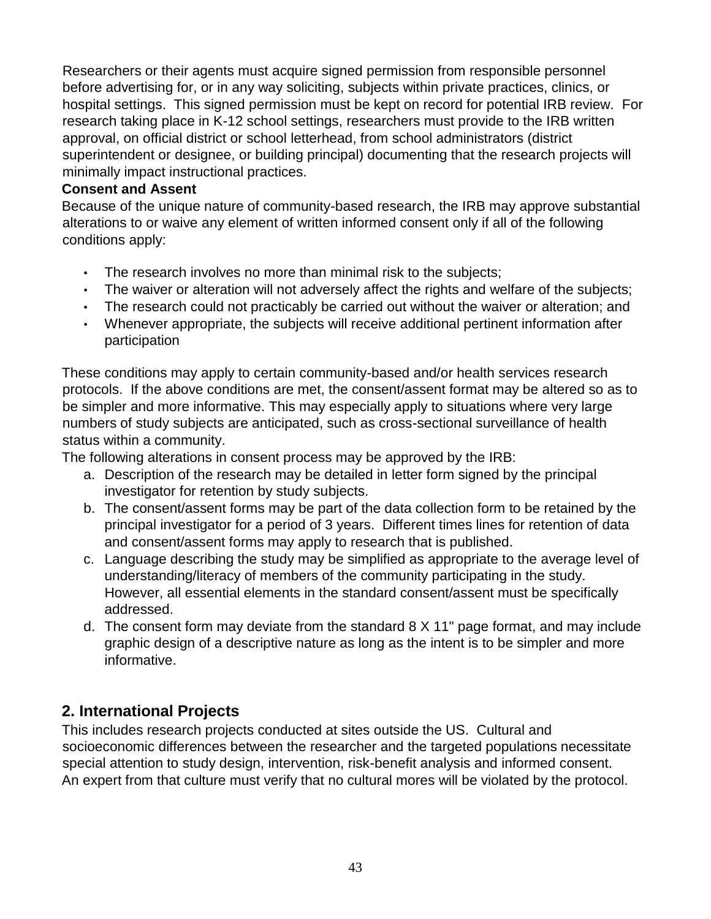Researchers or their agents must acquire signed permission from responsible personnel before advertising for, or in any way soliciting, subjects within private practices, clinics, or hospital settings. This signed permission must be kept on record for potential IRB review. For research taking place in K-12 school settings, researchers must provide to the IRB written approval, on official district or school letterhead, from school administrators (district superintendent or designee, or building principal) documenting that the research projects will minimally impact instructional practices.

**Consent and Assent**

Because of the unique nature of community-based research, the IRB may approve substantial alterations to or waive any element of written informed consent only if all of the following conditions apply:

- The research involves no more than minimal risk to the subjects;
- The waiver or alteration will not adversely affect the rights and welfare of the subjects;
- The research could not practicably be carried out without the waiver or alteration; and
- Whenever appropriate, the subjects will receive additional pertinent information after participation

These conditions may apply to certain community-based and/or health services research protocols. If the above conditions are met, the consent/assent format may be altered so as to be simpler and more informative. This may especially apply to situations where very large numbers of study subjects are anticipated, such as cross-sectional surveillance of health status within a community.

The following alterations in consent process may be approved by the IRB:

a. Description of the research may be detailed in letter form signed by the principal investigator for retention by study subjects.
b. The consent/assent forms may be part of the data collection form to be retained by the principal investigator for a period of 3 years. Different times lines for retention of data and consent/assent forms may apply to research that is published.
c. Language describing the study may be simplified as appropriate to the average level of understanding/literacy of members of the community participating in the study. However, all essential elements in the standard consent/assent must be specifically addressed.
d. The consent form may deviate from the standard 8 X 11" page format, and may include graphic design of a descriptive nature as long as the intent is to be simpler and more informative.

## 2. International Projects

This includes research projects conducted at sites outside the US. Cultural and socioeconomic differences between the researcher and the targeted populations necessitate special attention to study design, intervention, risk-benefit analysis and informed consent. An expert from that culture must verify that no cultural mores will be violated by the protocol.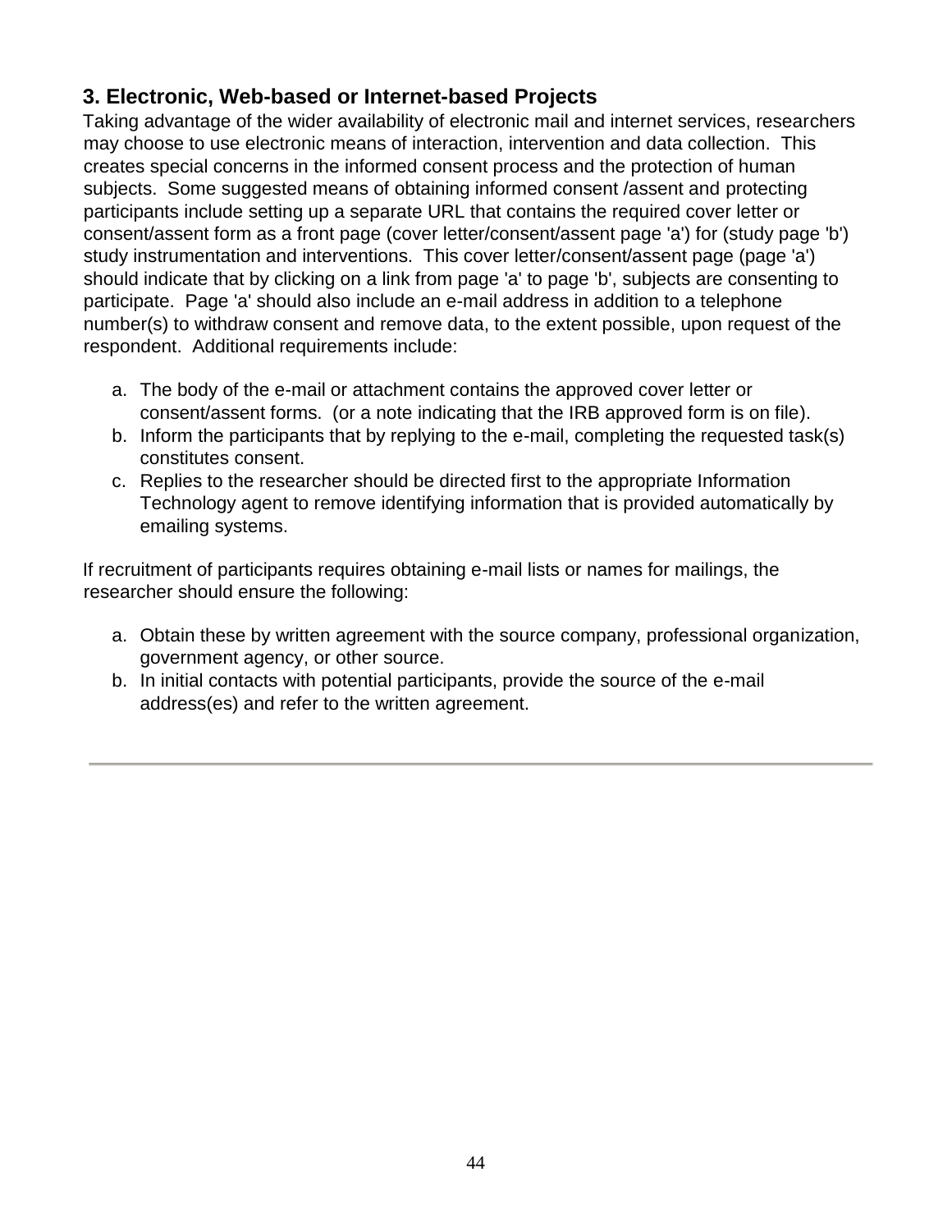### 3. Electronic, Web-based or Internet-based Projects

Taking advantage of the wider availability of electronic mail and internet services, researchers may choose to use electronic means of interaction, intervention and data collection. This creates special concerns in the informed consent process and the protection of human subjects. Some suggested means of obtaining informed consent /assent and protecting participants include setting up a separate URL that contains the required cover letter or consent/assent form as a front page (cover letter/consent/assent page 'a') for (study page 'b') study instrumentation and interventions. This cover letter/consent/assent page (page 'a') should indicate that by clicking on a link from page 'a' to page 'b', subjects are consenting to participate. Page 'a' should also include an e-mail address in addition to a telephone number(s) to withdraw consent and remove data, to the extent possible, upon request of the respondent. Additional requirements include:

a. The body of the e-mail or attachment contains the approved cover letter or consent/assent forms. (or a note indicating that the IRB approved form is on file).
b. Inform the participants that by replying to the e-mail, completing the requested task(s) constitutes consent.
c. Replies to the researcher should be directed first to the appropriate Information Technology agent to remove identifying information that is provided automatically by emailing systems.

If recruitment of participants requires obtaining e-mail lists or names for mailings, the researcher should ensure the following:

a. Obtain these by written agreement with the source company, professional organization, government agency, or other source.
b. In initial contacts with potential participants, provide the source of the e-mail address(es) and refer to the written agreement.

---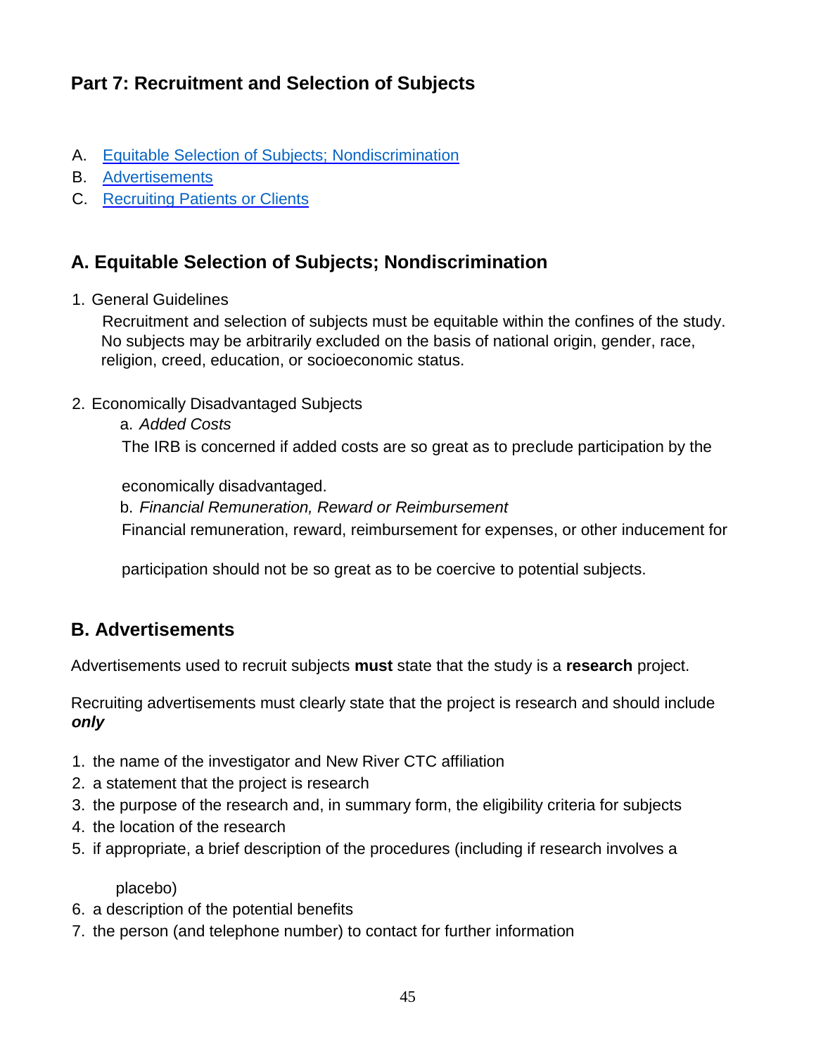## Part 7: Recruitment and Selection of Subjects

A. Equitable Selection of Subjects; Nondiscrimination
B. Advertisements
C. Recruiting Patients or Clients

## A. Equitable Selection of Subjects; Nondiscrimination

1. General Guidelines

   Recruitment and selection of subjects must be equitable within the confines of the study. No subjects may be arbitrarily excluded on the basis of national origin, gender, race, religion, creed, education, or socioeconomic status.

2. Economically Disadvantaged Subjects

   a. *Added Costs*

   The IRB is concerned if added costs are so great as to preclude participation by the economically disadvantaged.

   b. *Financial Remuneration, Reward or Reimbursement*

   Financial remuneration, reward, reimbursement for expenses, or other inducement for participation should not be so great as to be coercive to potential subjects.

## B. Advertisements

Advertisements used to recruit subjects **must** state that the study is a **research** project.

Recruiting advertisements must clearly state that the project is research and should include ***only***

1. the name of the investigator and New River CTC affiliation
2. a statement that the project is research
3. the purpose of the research and, in summary form, the eligibility criteria for subjects
4. the location of the research
5. if appropriate, a brief description of the procedures (including if research involves a placebo)
6. a description of the potential benefits
7. the person (and telephone number) to contact for further information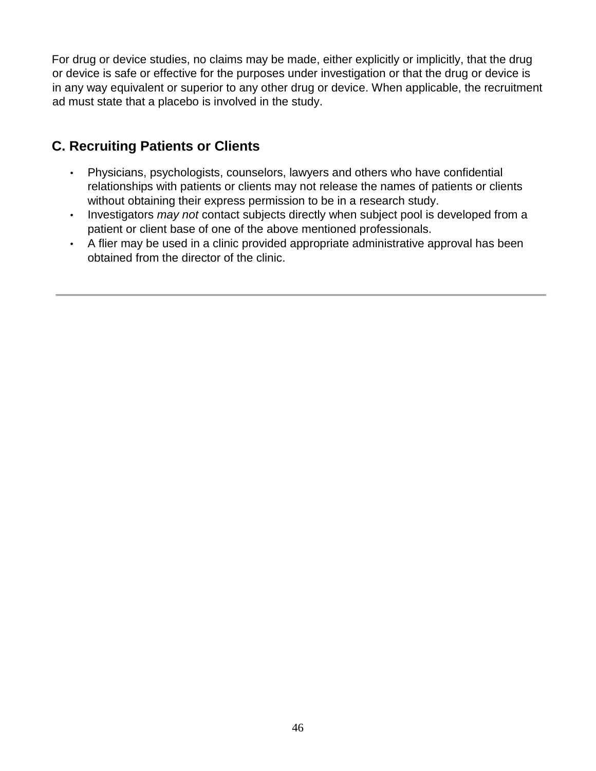For drug or device studies, no claims may be made, either explicitly or implicitly, that the drug or device is safe or effective for the purposes under investigation or that the drug or device is in any way equivalent or superior to any other drug or device. When applicable, the recruitment ad must state that a placebo is involved in the study.

## C. Recruiting Patients or Clients

- Physicians, psychologists, counselors, lawyers and others who have confidential relationships with patients or clients may not release the names of patients or clients without obtaining their express permission to be in a research study.
- Investigators *may not* contact subjects directly when subject pool is developed from a patient or client base of one of the above mentioned professionals.
- A flier may be used in a clinic provided appropriate administrative approval has been obtained from the director of the clinic.

---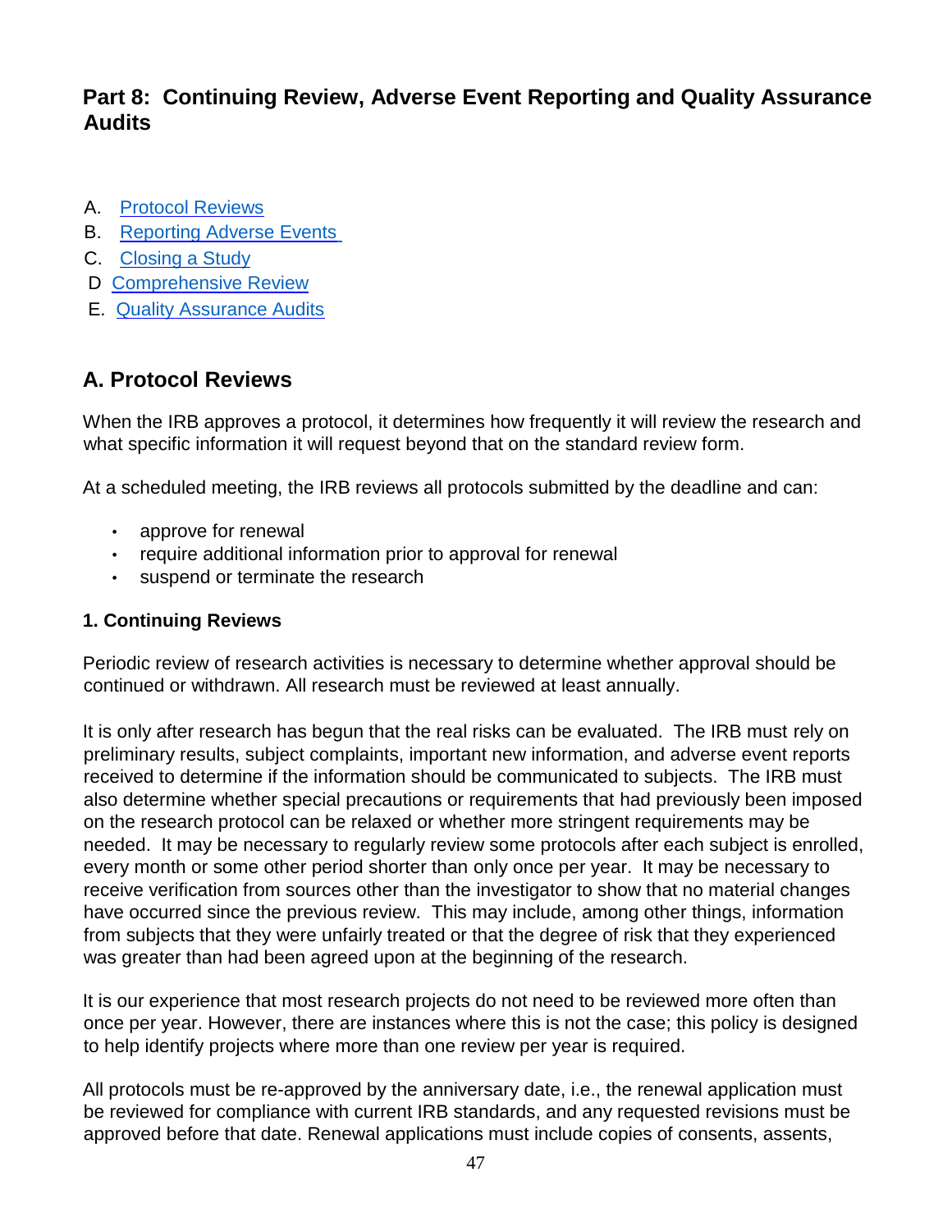## Part 8: Continuing Review, Adverse Event Reporting and Quality Assurance Audits

A. Protocol Reviews
B. Reporting Adverse Events
C. Closing a Study
D Comprehensive Review
E. Quality Assurance Audits

## A. Protocol Reviews

When the IRB approves a protocol, it determines how frequently it will review the research and what specific information it will request beyond that on the standard review form.

At a scheduled meeting, the IRB reviews all protocols submitted by the deadline and can:

- approve for renewal
- require additional information prior to approval for renewal
- suspend or terminate the research

### 1. Continuing Reviews

Periodic review of research activities is necessary to determine whether approval should be continued or withdrawn. All research must be reviewed at least annually.

It is only after research has begun that the real risks can be evaluated. The IRB must rely on preliminary results, subject complaints, important new information, and adverse event reports received to determine if the information should be communicated to subjects. The IRB must also determine whether special precautions or requirements that had previously been imposed on the research protocol can be relaxed or whether more stringent requirements may be needed. It may be necessary to regularly review some protocols after each subject is enrolled, every month or some other period shorter than only once per year. It may be necessary to receive verification from sources other than the investigator to show that no material changes have occurred since the previous review. This may include, among other things, information from subjects that they were unfairly treated or that the degree of risk that they experienced was greater than had been agreed upon at the beginning of the research.

It is our experience that most research projects do not need to be reviewed more often than once per year. However, there are instances where this is not the case; this policy is designed to help identify projects where more than one review per year is required.

All protocols must be re-approved by the anniversary date, i.e., the renewal application must be reviewed for compliance with current IRB standards, and any requested revisions must be approved before that date. Renewal applications must include copies of consents, assents,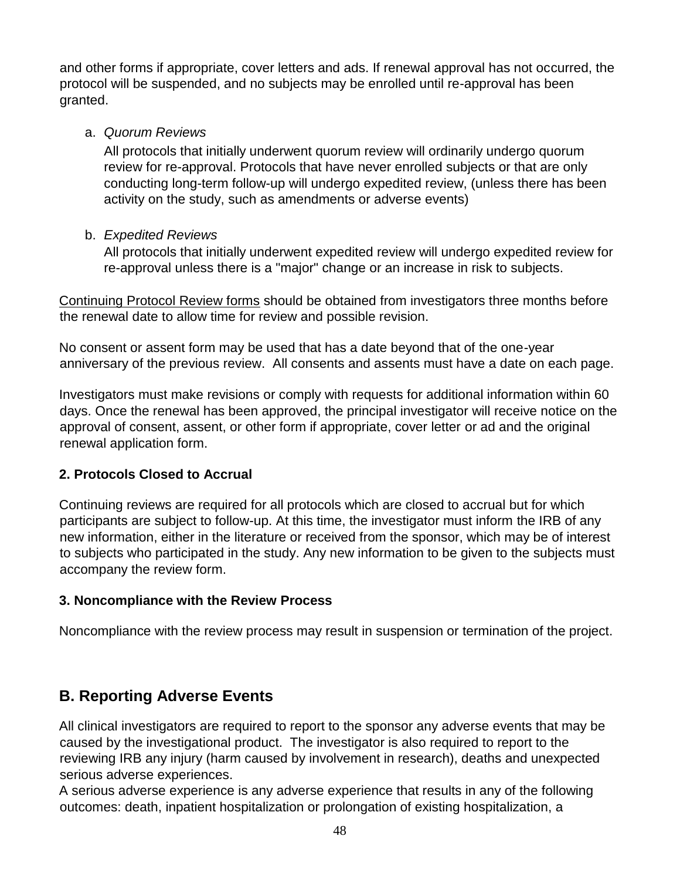and other forms if appropriate, cover letters and ads. If renewal approval has not occurred, the protocol will be suspended, and no subjects may be enrolled until re-approval has been granted.

a. *Quorum Reviews*

   All protocols that initially underwent quorum review will ordinarily undergo quorum review for re-approval. Protocols that have never enrolled subjects or that are only conducting long-term follow-up will undergo expedited review, (unless there has been activity on the study, such as amendments or adverse events)

b. *Expedited Reviews*

   All protocols that initially underwent expedited review will undergo expedited review for re-approval unless there is a "major" change or an increase in risk to subjects.

Continuing Protocol Review forms should be obtained from investigators three months before the renewal date to allow time for review and possible revision.

No consent or assent form may be used that has a date beyond that of the one-year anniversary of the previous review. All consents and assents must have a date on each page.

Investigators must make revisions or comply with requests for additional information within 60 days. Once the renewal has been approved, the principal investigator will receive notice on the approval of consent, assent, or other form if appropriate, cover letter or ad and the original renewal application form.

### 2. Protocols Closed to Accrual

Continuing reviews are required for all protocols which are closed to accrual but for which participants are subject to follow-up. At this time, the investigator must inform the IRB of any new information, either in the literature or received from the sponsor, which may be of interest to subjects who participated in the study. Any new information to be given to the subjects must accompany the review form.

### 3. Noncompliance with the Review Process

Noncompliance with the review process may result in suspension or termination of the project.

## B. Reporting Adverse Events

All clinical investigators are required to report to the sponsor any adverse events that may be caused by the investigational product. The investigator is also required to report to the reviewing IRB any injury (harm caused by involvement in research), deaths and unexpected serious adverse experiences.
A serious adverse experience is any adverse experience that results in any of the following outcomes: death, inpatient hospitalization or prolongation of existing hospitalization, a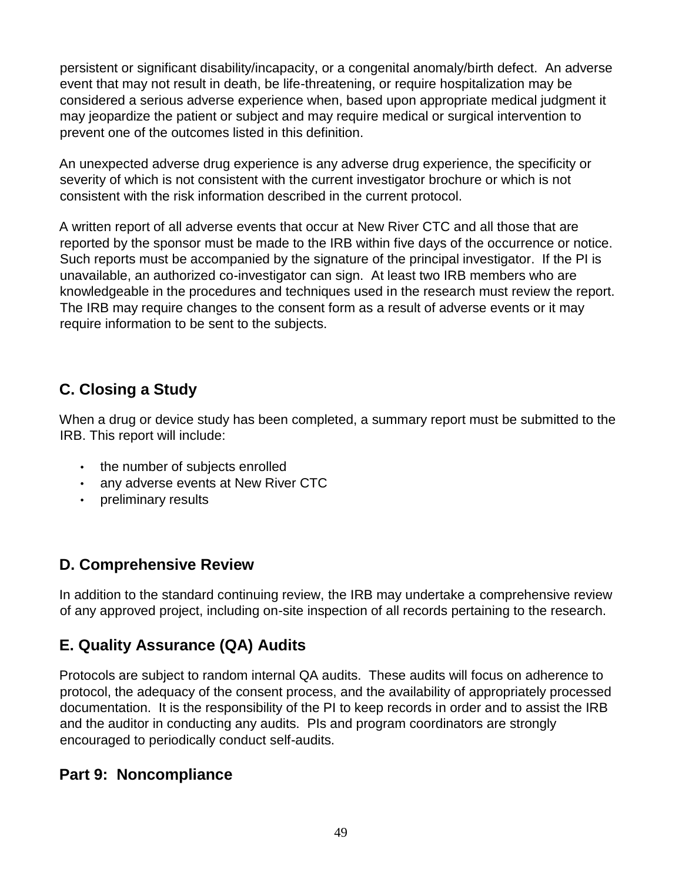persistent or significant disability/incapacity, or a congenital anomaly/birth defect. An adverse event that may not result in death, be life-threatening, or require hospitalization may be considered a serious adverse experience when, based upon appropriate medical judgment it may jeopardize the patient or subject and may require medical or surgical intervention to prevent one of the outcomes listed in this definition.

An unexpected adverse drug experience is any adverse drug experience, the specificity or severity of which is not consistent with the current investigator brochure or which is not consistent with the risk information described in the current protocol.

A written report of all adverse events that occur at New River CTC and all those that are reported by the sponsor must be made to the IRB within five days of the occurrence or notice. Such reports must be accompanied by the signature of the principal investigator. If the PI is unavailable, an authorized co-investigator can sign. At least two IRB members who are knowledgeable in the procedures and techniques used in the research must review the report. The IRB may require changes to the consent form as a result of adverse events or it may require information to be sent to the subjects.

## C. Closing a Study

When a drug or device study has been completed, a summary report must be submitted to the IRB. This report will include:

- the number of subjects enrolled
- any adverse events at New River CTC
- preliminary results

## D. Comprehensive Review

In addition to the standard continuing review, the IRB may undertake a comprehensive review of any approved project, including on-site inspection of all records pertaining to the research.

## E. Quality Assurance (QA) Audits

Protocols are subject to random internal QA audits. These audits will focus on adherence to protocol, the adequacy of the consent process, and the availability of appropriately processed documentation. It is the responsibility of the PI to keep records in order and to assist the IRB and the auditor in conducting any audits. PIs and program coordinators are strongly encouraged to periodically conduct self-audits.

# Part 9: Noncompliance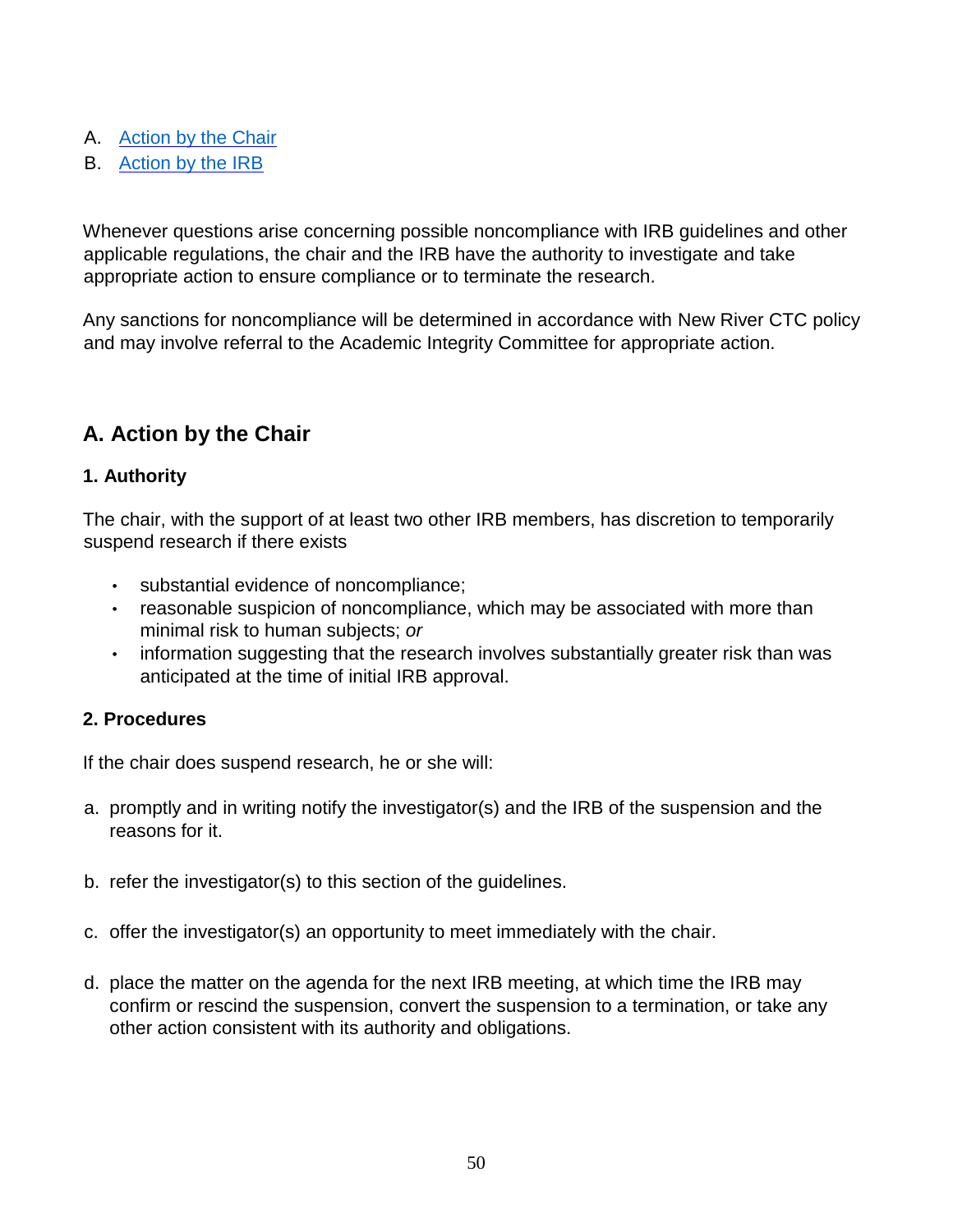A. [Action by the Chair](#a-action-by-the-chair)
B. [Action by the IRB](#b-action-by-the-irb)

Whenever questions arise concerning possible noncompliance with IRB guidelines and other applicable regulations, the chair and the IRB have the authority to investigate and take appropriate action to ensure compliance or to terminate the research.

Any sanctions for noncompliance will be determined in accordance with New River CTC policy and may involve referral to the Academic Integrity Committee for appropriate action.

## A. Action by the Chair

### 1. Authority

The chair, with the support of at least two other IRB members, has discretion to temporarily suspend research if there exists

- substantial evidence of noncompliance;
- reasonable suspicion of noncompliance, which may be associated with more than minimal risk to human subjects; *or*
- information suggesting that the research involves substantially greater risk than was anticipated at the time of initial IRB approval.

### 2. Procedures

If the chair does suspend research, he or she will:

a. promptly and in writing notify the investigator(s) and the IRB of the suspension and the reasons for it.

b. refer the investigator(s) to this section of the guidelines.

c. offer the investigator(s) an opportunity to meet immediately with the chair.

d. place the matter on the agenda for the next IRB meeting, at which time the IRB may confirm or rescind the suspension, convert the suspension to a termination, or take any other action consistent with its authority and obligations.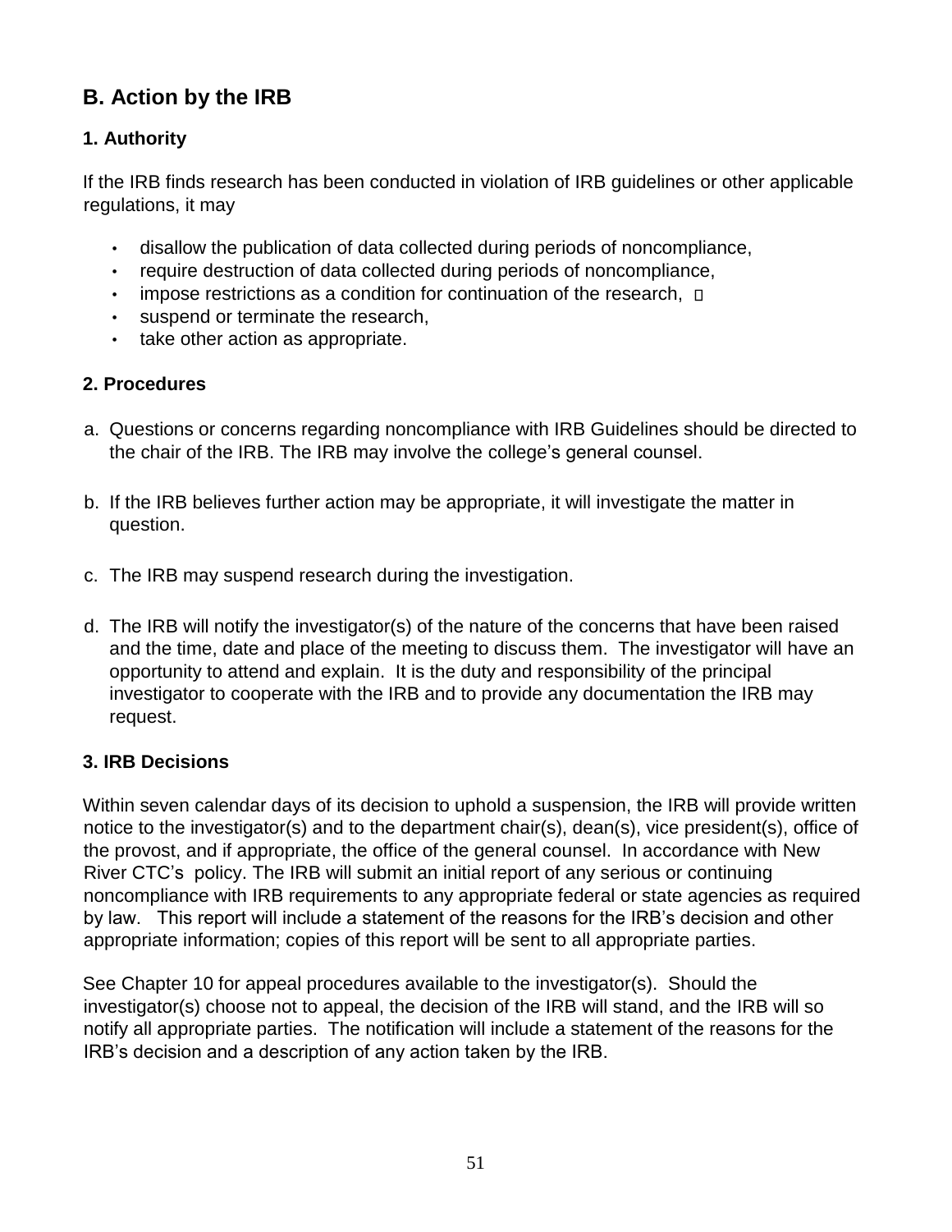## B. Action by the IRB

### 1. Authority

If the IRB finds research has been conducted in violation of IRB guidelines or other applicable regulations, it may

- disallow the publication of data collected during periods of noncompliance,
- require destruction of data collected during periods of noncompliance,
- impose restrictions as a condition for continuation of the research,
- suspend or terminate the research,
- take other action as appropriate.

### 2. Procedures

a. Questions or concerns regarding noncompliance with IRB Guidelines should be directed to the chair of the IRB. The IRB may involve the college's general counsel.

b. If the IRB believes further action may be appropriate, it will investigate the matter in question.

c. The IRB may suspend research during the investigation.

d. The IRB will notify the investigator(s) of the nature of the concerns that have been raised and the time, date and place of the meeting to discuss them. The investigator will have an opportunity to attend and explain. It is the duty and responsibility of the principal investigator to cooperate with the IRB and to provide any documentation the IRB may request.

### 3. IRB Decisions

Within seven calendar days of its decision to uphold a suspension, the IRB will provide written notice to the investigator(s) and to the department chair(s), dean(s), vice president(s), office of the provost, and if appropriate, the office of the general counsel. In accordance with New River CTC's policy. The IRB will submit an initial report of any serious or continuing noncompliance with IRB requirements to any appropriate federal or state agencies as required by law. This report will include a statement of the reasons for the IRB's decision and other appropriate information; copies of this report will be sent to all appropriate parties.

See Chapter 10 for appeal procedures available to the investigator(s). Should the investigator(s) choose not to appeal, the decision of the IRB will stand, and the IRB will so notify all appropriate parties. The notification will include a statement of the reasons for the IRB's decision and a description of any action taken by the IRB.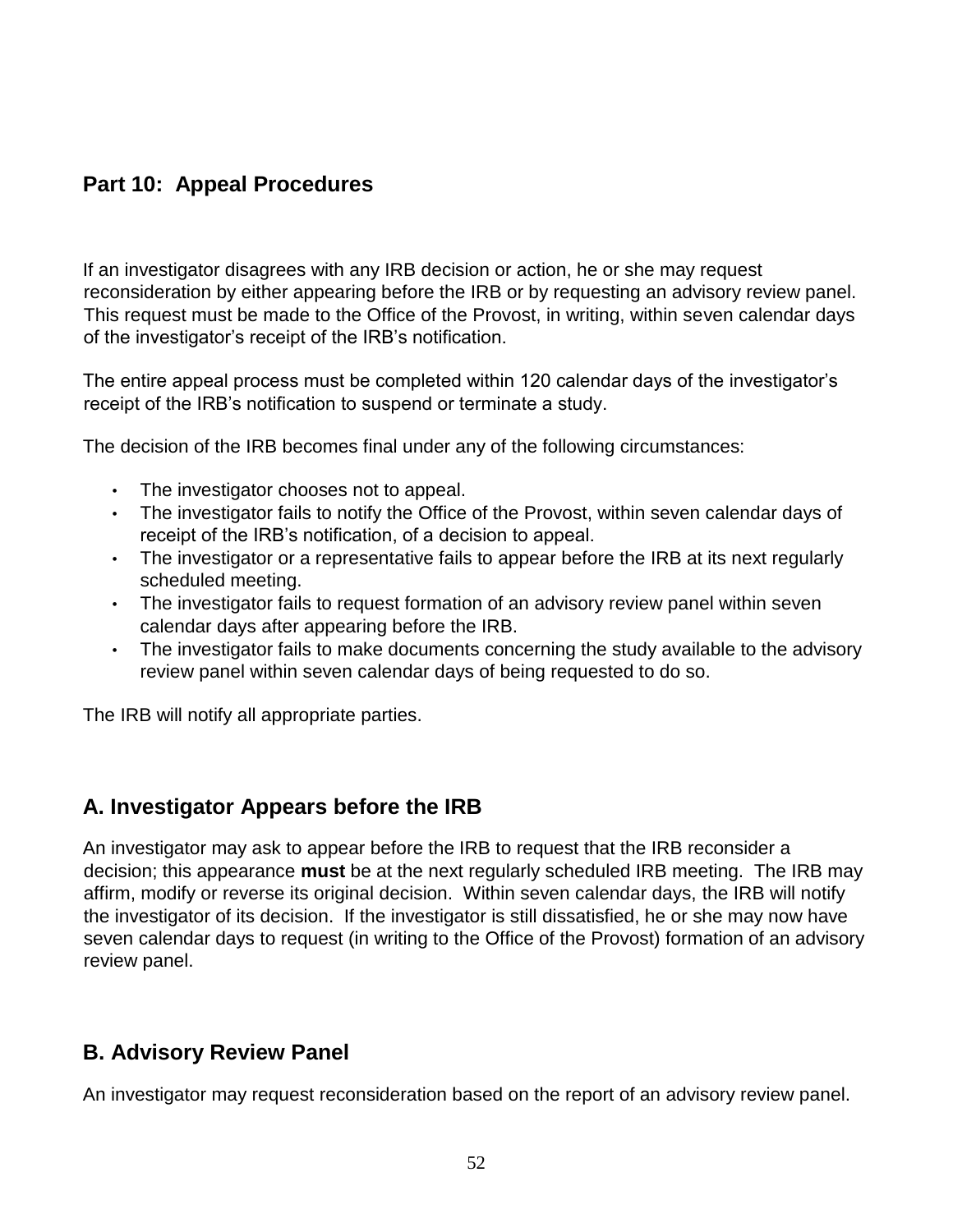## Part 10: Appeal Procedures

If an investigator disagrees with any IRB decision or action, he or she may request reconsideration by either appearing before the IRB or by requesting an advisory review panel. This request must be made to the Office of the Provost, in writing, within seven calendar days of the investigator's receipt of the IRB's notification.

The entire appeal process must be completed within 120 calendar days of the investigator's receipt of the IRB's notification to suspend or terminate a study.

The decision of the IRB becomes final under any of the following circumstances:

- The investigator chooses not to appeal.
- The investigator fails to notify the Office of the Provost, within seven calendar days of receipt of the IRB's notification, of a decision to appeal.
- The investigator or a representative fails to appear before the IRB at its next regularly scheduled meeting.
- The investigator fails to request formation of an advisory review panel within seven calendar days after appearing before the IRB.
- The investigator fails to make documents concerning the study available to the advisory review panel within seven calendar days of being requested to do so.

The IRB will notify all appropriate parties.

### A. Investigator Appears before the IRB

An investigator may ask to appear before the IRB to request that the IRB reconsider a decision; this appearance **must** be at the next regularly scheduled IRB meeting. The IRB may affirm, modify or reverse its original decision. Within seven calendar days, the IRB will notify the investigator of its decision. If the investigator is still dissatisfied, he or she may now have seven calendar days to request (in writing to the Office of the Provost) formation of an advisory review panel.

### B. Advisory Review Panel

An investigator may request reconsideration based on the report of an advisory review panel.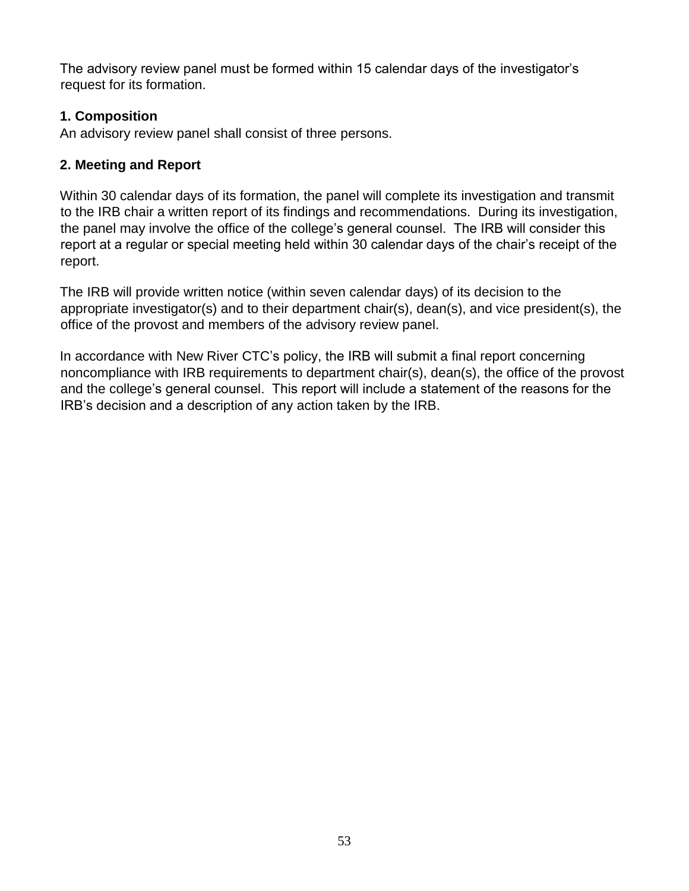The advisory review panel must be formed within 15 calendar days of the investigator's request for its formation.

**1. Composition**

An advisory review panel shall consist of three persons.

**2. Meeting and Report**

Within 30 calendar days of its formation, the panel will complete its investigation and transmit to the IRB chair a written report of its findings and recommendations. During its investigation, the panel may involve the office of the college's general counsel. The IRB will consider this report at a regular or special meeting held within 30 calendar days of the chair's receipt of the report.

The IRB will provide written notice (within seven calendar days) of its decision to the appropriate investigator(s) and to their department chair(s), dean(s), and vice president(s), the office of the provost and members of the advisory review panel.

In accordance with New River CTC's policy, the IRB will submit a final report concerning noncompliance with IRB requirements to department chair(s), dean(s), the office of the provost and the college's general counsel. This report will include a statement of the reasons for the IRB's decision and a description of any action taken by the IRB.